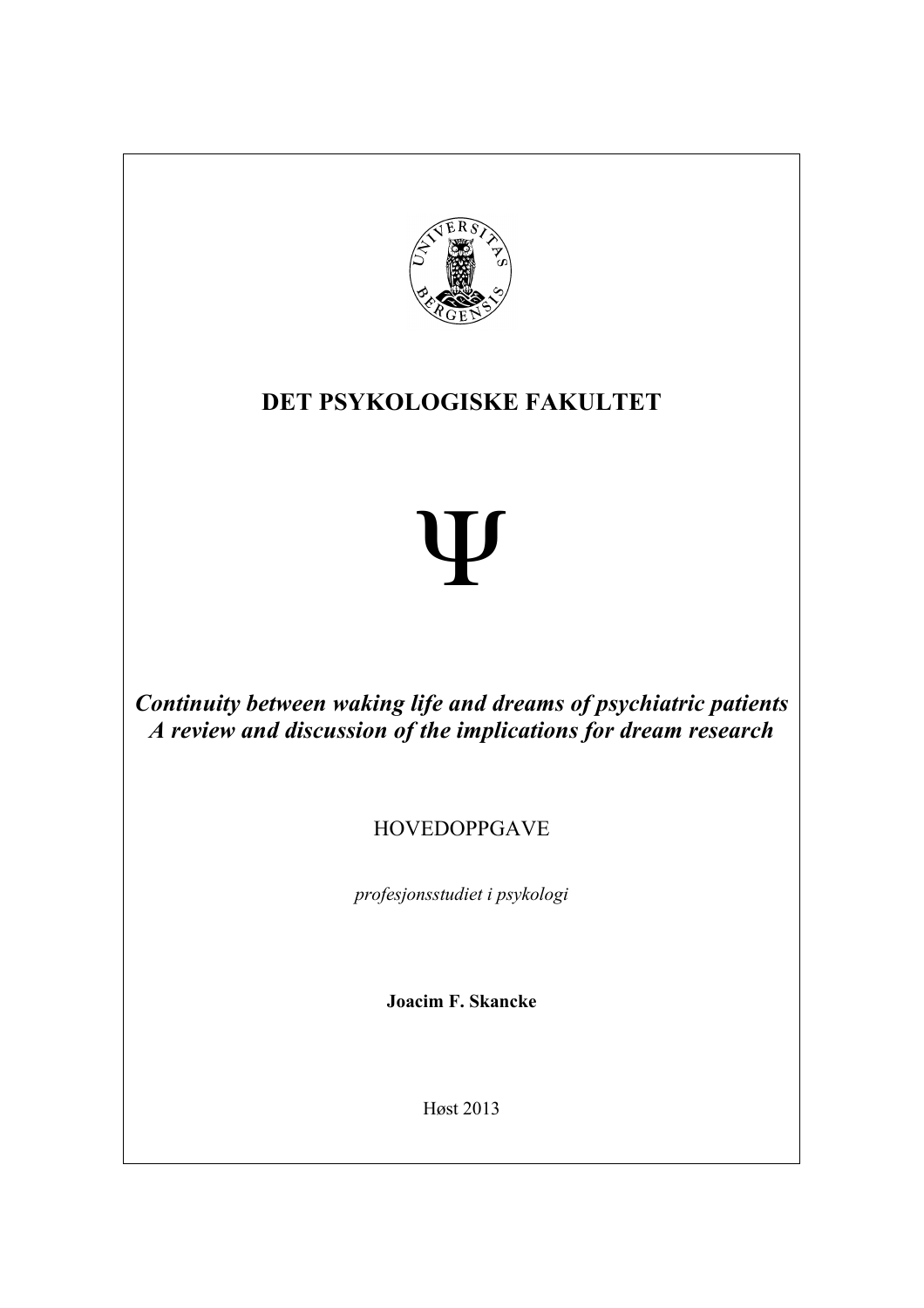# DET PSYKOLOGISKE FAKULTET

Ψ

***Continuity between waking life and dreams of psychiatric patients***
***A review and discussion of the implications for dream research***

HOVEDOPPGAVE

*profesjonsstudiet i psykologi*

**Joacim F. Skancke**

Høst 2013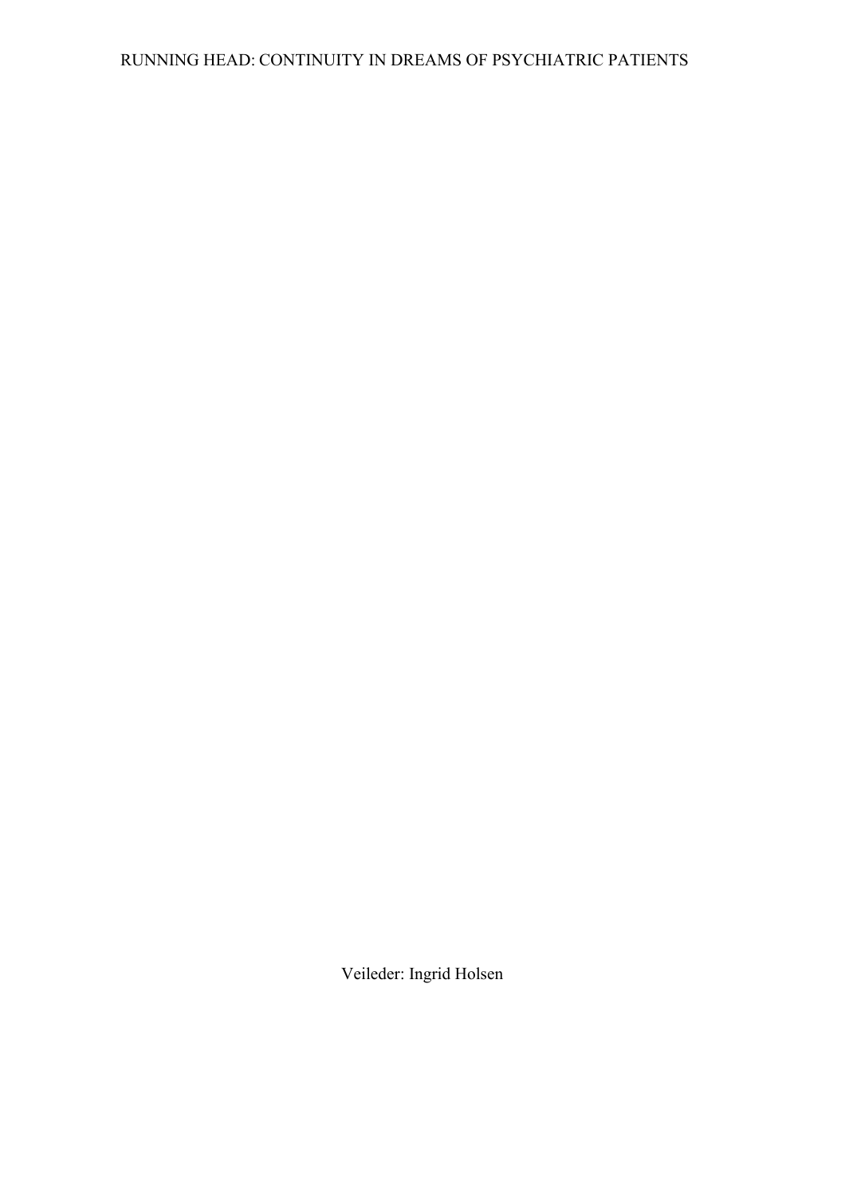Veileder: Ingrid Holsen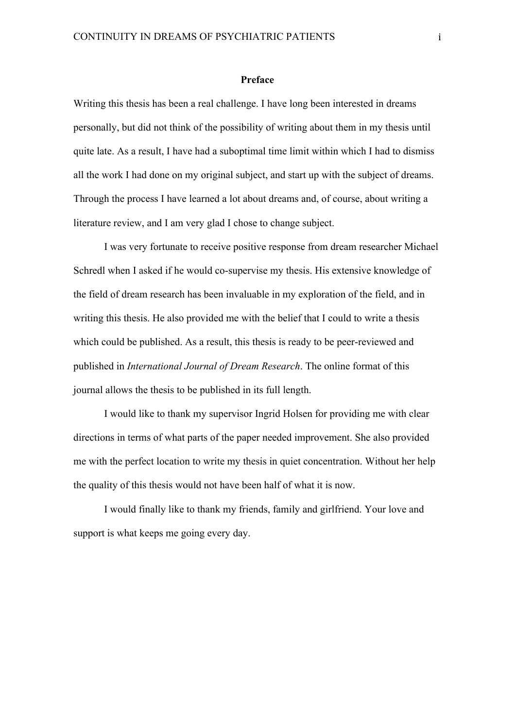**Preface**

Writing this thesis has been a real challenge. I have long been interested in dreams personally, but did not think of the possibility of writing about them in my thesis until quite late. As a result, I have had a suboptimal time limit within which I had to dismiss all the work I had done on my original subject, and start up with the subject of dreams. Through the process I have learned a lot about dreams and, of course, about writing a literature review, and I am very glad I chose to change subject.

I was very fortunate to receive positive response from dream researcher Michael Schredl when I asked if he would co-supervise my thesis. His extensive knowledge of the field of dream research has been invaluable in my exploration of the field, and in writing this thesis. He also provided me with the belief that I could to write a thesis which could be published. As a result, this thesis is ready to be peer-reviewed and published in *International Journal of Dream Research*. The online format of this journal allows the thesis to be published in its full length.

I would like to thank my supervisor Ingrid Holsen for providing me with clear directions in terms of what parts of the paper needed improvement. She also provided me with the perfect location to write my thesis in quiet concentration. Without her help the quality of this thesis would not have been half of what it is now.

I would finally like to thank my friends, family and girlfriend. Your love and support is what keeps me going every day.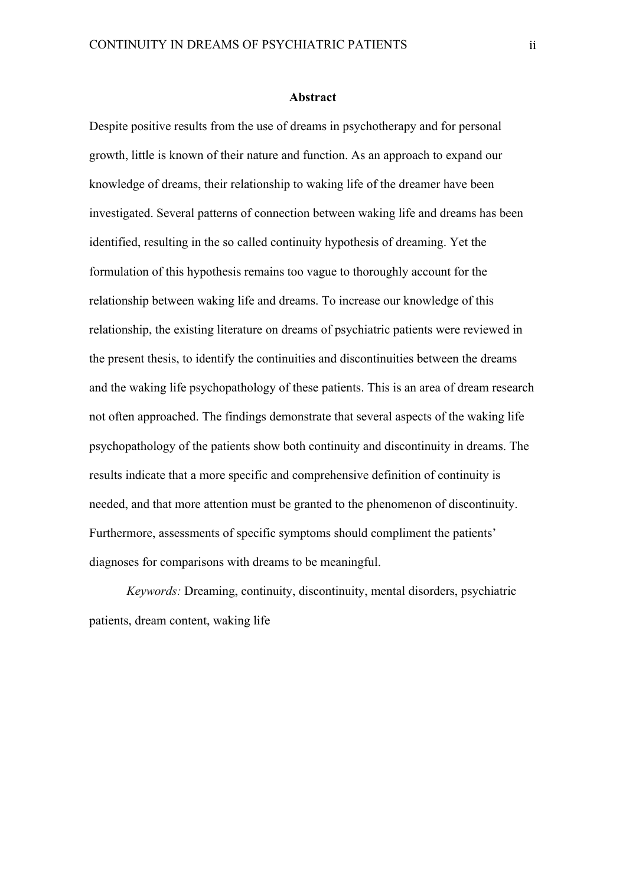## Abstract

Despite positive results from the use of dreams in psychotherapy and for personal growth, little is known of their nature and function. As an approach to expand our knowledge of dreams, their relationship to waking life of the dreamer have been investigated. Several patterns of connection between waking life and dreams has been identified, resulting in the so called continuity hypothesis of dreaming. Yet the formulation of this hypothesis remains too vague to thoroughly account for the relationship between waking life and dreams. To increase our knowledge of this relationship, the existing literature on dreams of psychiatric patients were reviewed in the present thesis, to identify the continuities and discontinuities between the dreams and the waking life psychopathology of these patients. This is an area of dream research not often approached. The findings demonstrate that several aspects of the waking life psychopathology of the patients show both continuity and discontinuity in dreams. The results indicate that a more specific and comprehensive definition of continuity is needed, and that more attention must be granted to the phenomenon of discontinuity. Furthermore, assessments of specific symptoms should compliment the patients' diagnoses for comparisons with dreams to be meaningful.

*Keywords:* Dreaming, continuity, discontinuity, mental disorders, psychiatric patients, dream content, waking life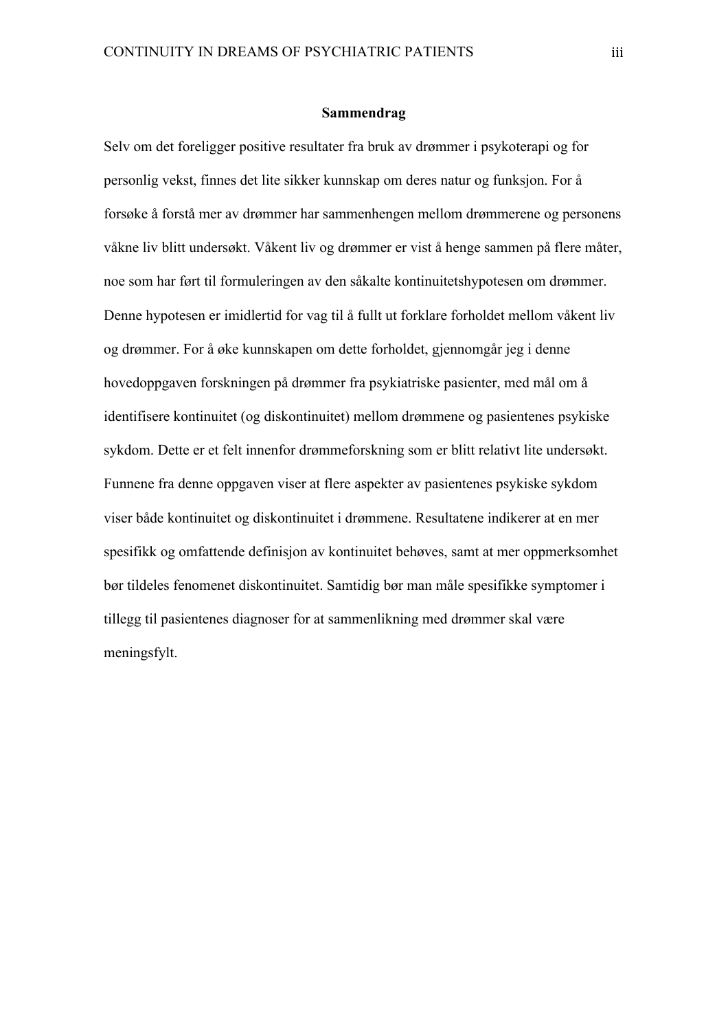## Sammendrag

Selv om det foreligger positive resultater fra bruk av drømmer i psykoterapi og for personlig vekst, finnes det lite sikker kunnskap om deres natur og funksjon. For å forsøke å forstå mer av drømmer har sammenhengen mellom drømmerene og personens våkne liv blitt undersøkt. Våkent liv og drømmer er vist å henge sammen på flere måter, noe som har ført til formuleringen av den såkalte kontinuitetshypotesen om drømmer. Denne hypotesen er imidlertid for vag til å fullt ut forklare forholdet mellom våkent liv og drømmer. For å øke kunnskapen om dette forholdet, gjennomgår jeg i denne hovedoppgaven forskningen på drømmer fra psykiatriske pasienter, med mål om å identifisere kontinuitet (og diskontinuitet) mellom drømmene og pasientenes psykiske sykdom. Dette er et felt innenfor drømmeforskning som er blitt relativt lite undersøkt. Funnene fra denne oppgaven viser at flere aspekter av pasientenes psykiske sykdom viser både kontinuitet og diskontinuitet i drømmene. Resultatene indikerer at en mer spesifikk og omfattende definisjon av kontinuitet behøves, samt at mer oppmerksomhet bør tildeles fenomenet diskontinuitet. Samtidig bør man måle spesifikke symptomer i tillegg til pasientenes diagnoser for at sammenlikning med drømmer skal være meningsfylt.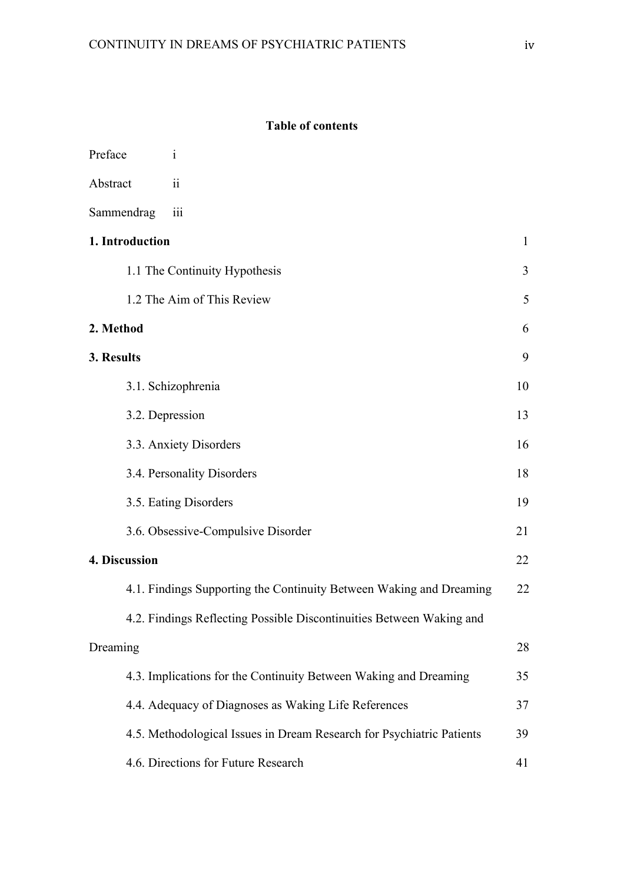**Table of contents**

| | |
|---|---|
| Preface | i |
| Abstract | ii |
| Sammendrag | iii |
| **1. Introduction** | 1 |
| 1.1 The Continuity Hypothesis | 3 |
| 1.2 The Aim of This Review | 5 |
| **2. Method** | 6 |
| **3. Results** | 9 |
| 3.1. Schizophrenia | 10 |
| 3.2. Depression | 13 |
| 3.3. Anxiety Disorders | 16 |
| 3.4. Personality Disorders | 18 |
| 3.5. Eating Disorders | 19 |
| 3.6. Obsessive-Compulsive Disorder | 21 |
| **4. Discussion** | 22 |
| 4.1. Findings Supporting the Continuity Between Waking and Dreaming | 22 |
| 4.2. Findings Reflecting Possible Discontinuities Between Waking and Dreaming | 28 |
| 4.3. Implications for the Continuity Between Waking and Dreaming | 35 |
| 4.4. Adequacy of Diagnoses as Waking Life References | 37 |
| 4.5. Methodological Issues in Dream Research for Psychiatric Patients | 39 |
| 4.6. Directions for Future Research | 41 |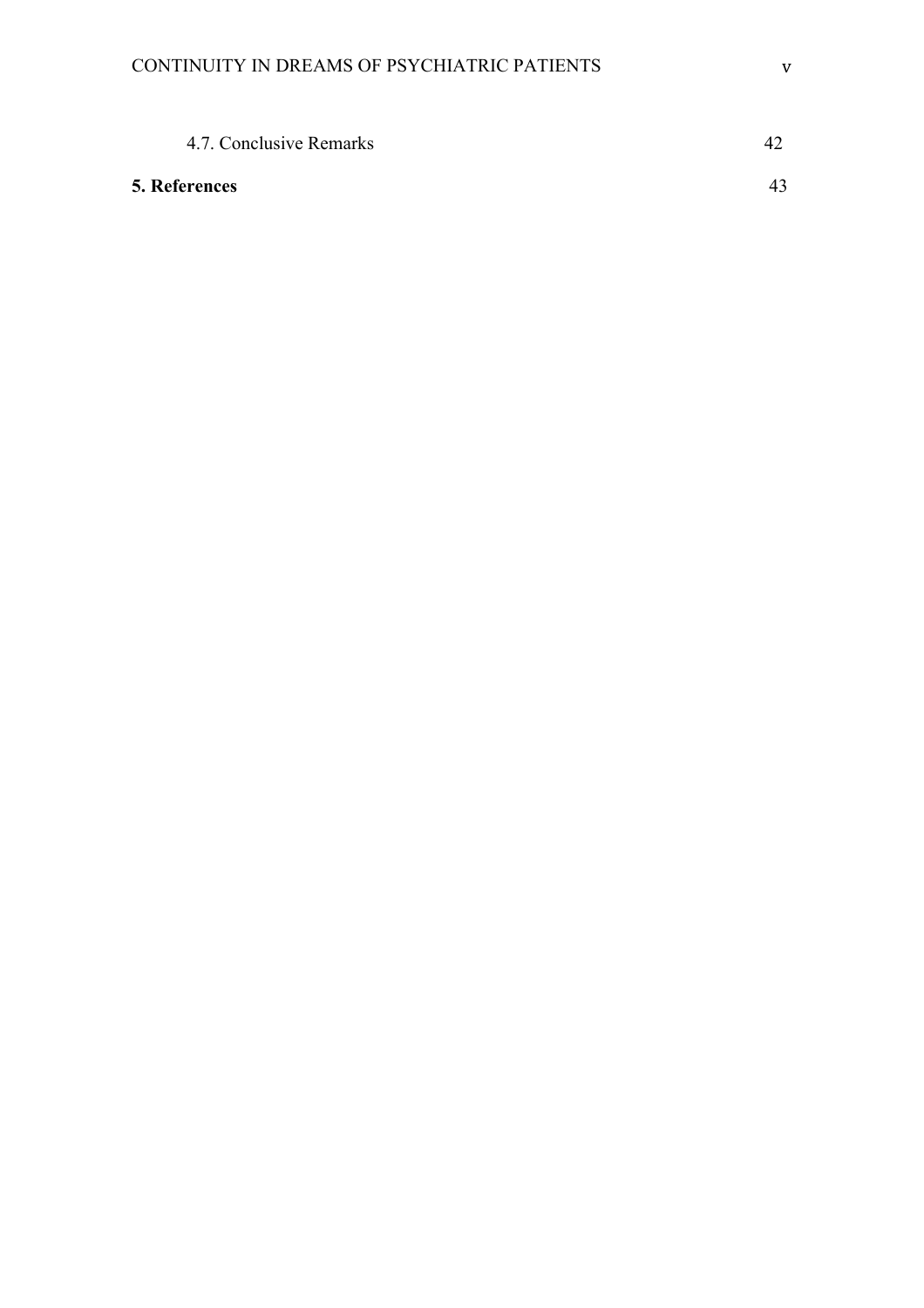4.7. Conclusive Remarks 42

**5. References** 43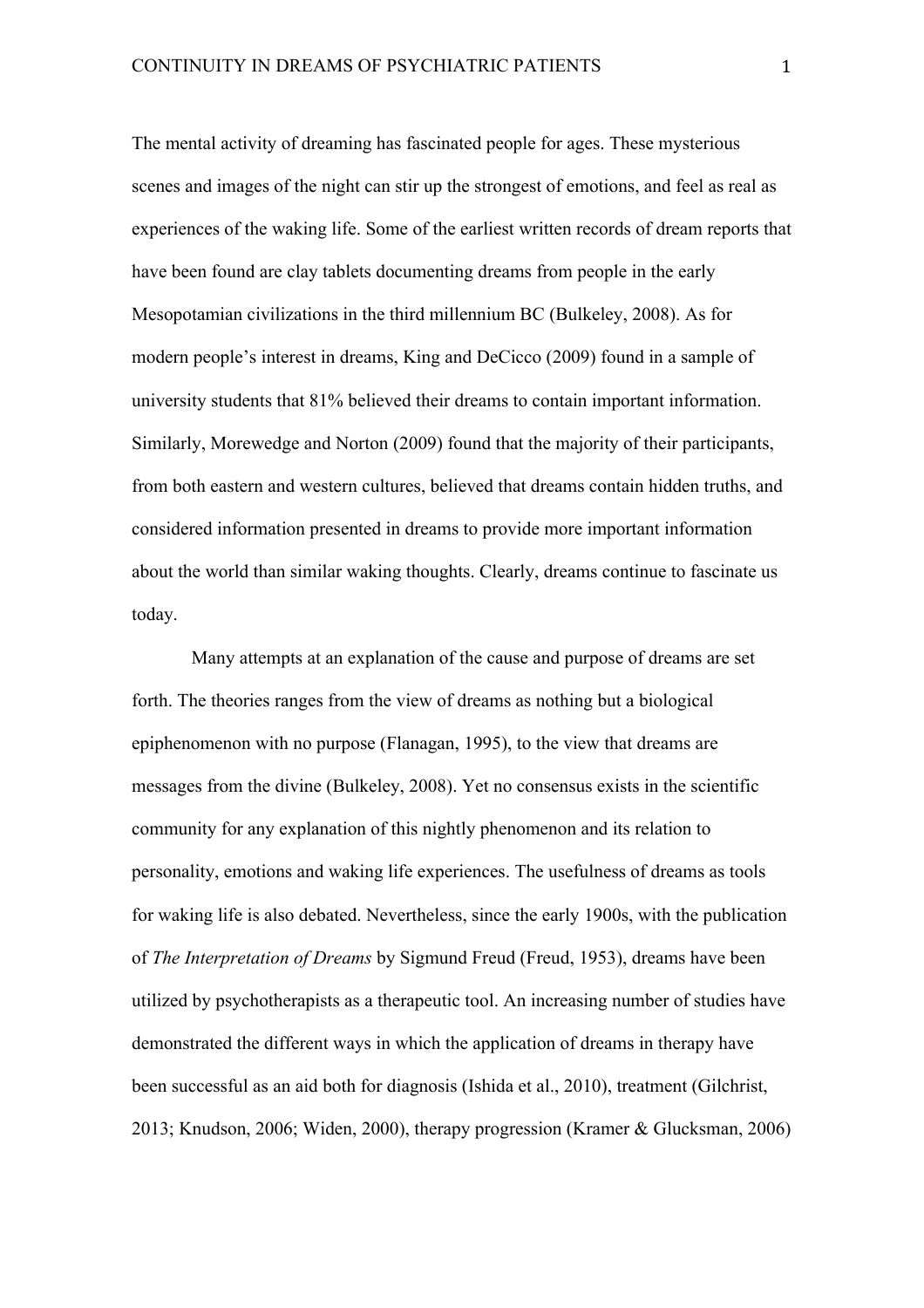The mental activity of dreaming has fascinated people for ages. These mysterious scenes and images of the night can stir up the strongest of emotions, and feel as real as experiences of the waking life. Some of the earliest written records of dream reports that have been found are clay tablets documenting dreams from people in the early Mesopotamian civilizations in the third millennium BC (Bulkeley, 2008). As for modern people's interest in dreams, King and DeCicco (2009) found in a sample of university students that 81% believed their dreams to contain important information. Similarly, Morewedge and Norton (2009) found that the majority of their participants, from both eastern and western cultures, believed that dreams contain hidden truths, and considered information presented in dreams to provide more important information about the world than similar waking thoughts. Clearly, dreams continue to fascinate us today.

Many attempts at an explanation of the cause and purpose of dreams are set forth. The theories ranges from the view of dreams as nothing but a biological epiphenomenon with no purpose (Flanagan, 1995), to the view that dreams are messages from the divine (Bulkeley, 2008). Yet no consensus exists in the scientific community for any explanation of this nightly phenomenon and its relation to personality, emotions and waking life experiences. The usefulness of dreams as tools for waking life is also debated. Nevertheless, since the early 1900s, with the publication of *The Interpretation of Dreams* by Sigmund Freud (Freud, 1953), dreams have been utilized by psychotherapists as a therapeutic tool. An increasing number of studies have demonstrated the different ways in which the application of dreams in therapy have been successful as an aid both for diagnosis (Ishida et al., 2010), treatment (Gilchrist, 2013; Knudson, 2006; Widen, 2000), therapy progression (Kramer & Glucksman, 2006)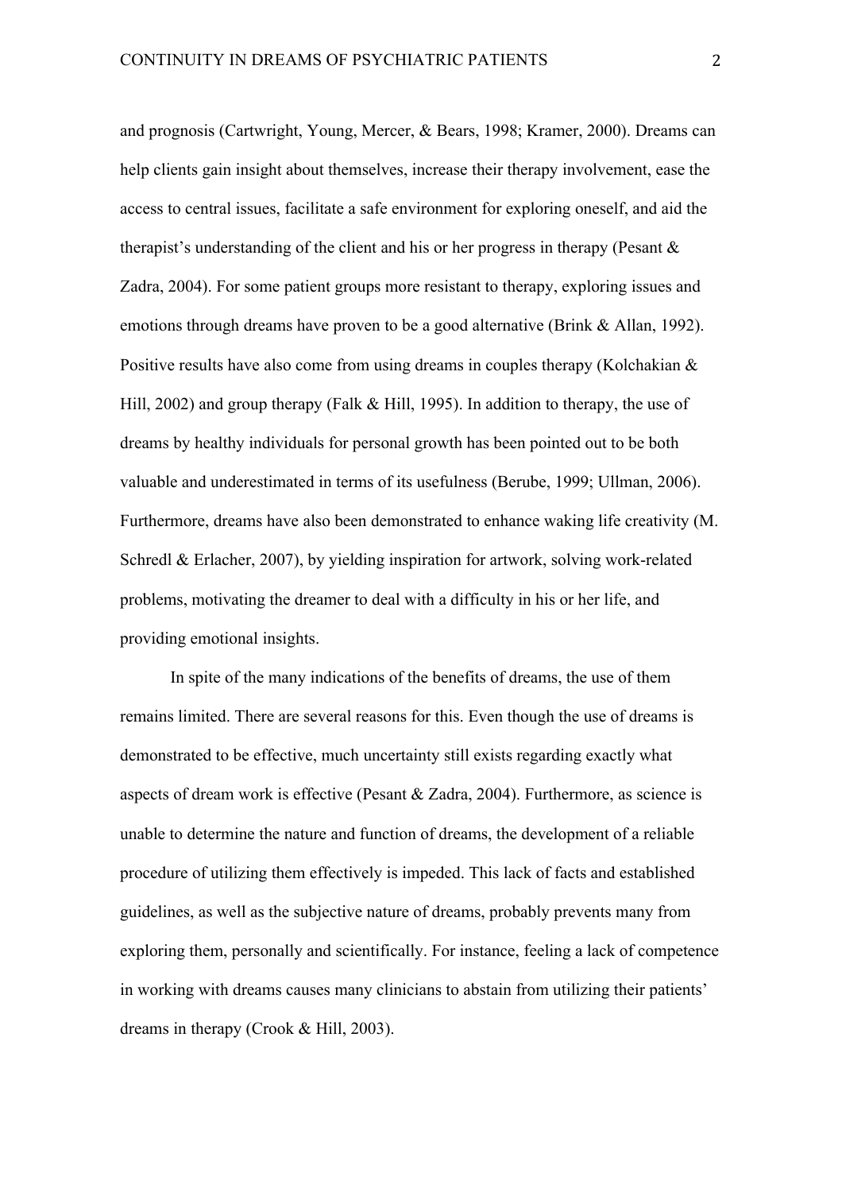and prognosis (Cartwright, Young, Mercer, & Bears, 1998; Kramer, 2000). Dreams can help clients gain insight about themselves, increase their therapy involvement, ease the access to central issues, facilitate a safe environment for exploring oneself, and aid the therapist's understanding of the client and his or her progress in therapy (Pesant & Zadra, 2004). For some patient groups more resistant to therapy, exploring issues and emotions through dreams have proven to be a good alternative (Brink & Allan, 1992). Positive results have also come from using dreams in couples therapy (Kolchakian & Hill, 2002) and group therapy (Falk & Hill, 1995). In addition to therapy, the use of dreams by healthy individuals for personal growth has been pointed out to be both valuable and underestimated in terms of its usefulness (Berube, 1999; Ullman, 2006). Furthermore, dreams have also been demonstrated to enhance waking life creativity (M. Schredl & Erlacher, 2007), by yielding inspiration for artwork, solving work-related problems, motivating the dreamer to deal with a difficulty in his or her life, and providing emotional insights.

In spite of the many indications of the benefits of dreams, the use of them remains limited. There are several reasons for this. Even though the use of dreams is demonstrated to be effective, much uncertainty still exists regarding exactly what aspects of dream work is effective (Pesant & Zadra, 2004). Furthermore, as science is unable to determine the nature and function of dreams, the development of a reliable procedure of utilizing them effectively is impeded. This lack of facts and established guidelines, as well as the subjective nature of dreams, probably prevents many from exploring them, personally and scientifically. For instance, feeling a lack of competence in working with dreams causes many clinicians to abstain from utilizing their patients' dreams in therapy (Crook & Hill, 2003).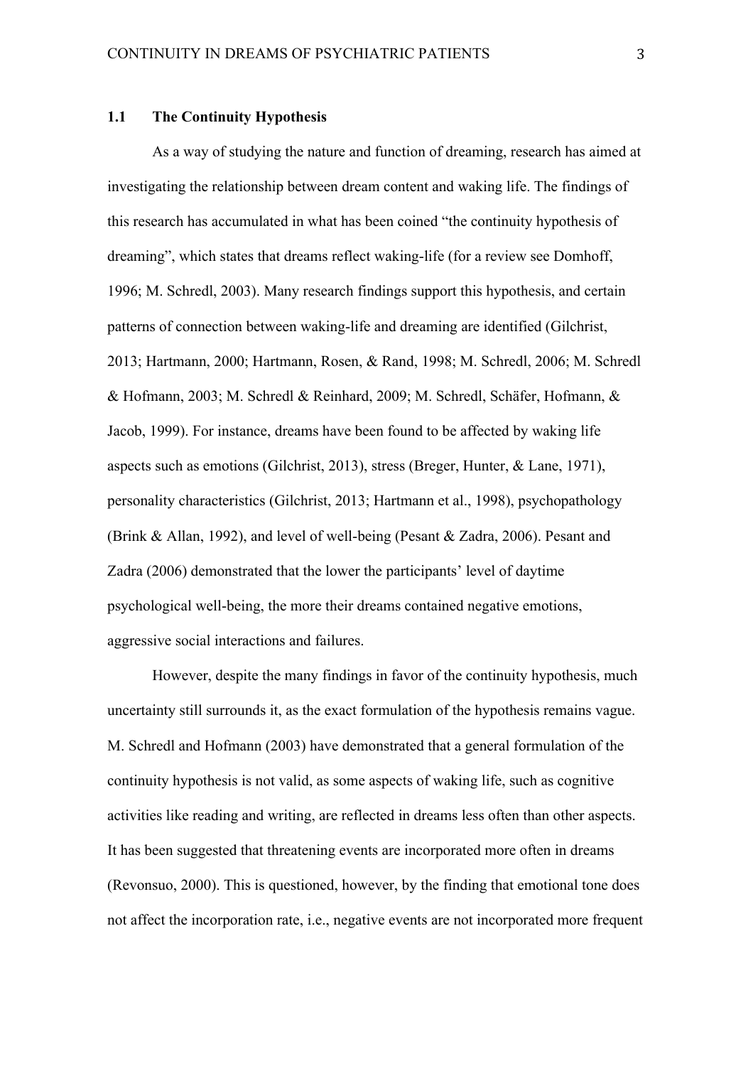## 1.1 The Continuity Hypothesis

As a way of studying the nature and function of dreaming, research has aimed at investigating the relationship between dream content and waking life. The findings of this research has accumulated in what has been coined "the continuity hypothesis of dreaming", which states that dreams reflect waking-life (for a review see Domhoff, 1996; M. Schredl, 2003). Many research findings support this hypothesis, and certain patterns of connection between waking-life and dreaming are identified (Gilchrist, 2013; Hartmann, 2000; Hartmann, Rosen, & Rand, 1998; M. Schredl, 2006; M. Schredl & Hofmann, 2003; M. Schredl & Reinhard, 2009; M. Schredl, Schäfer, Hofmann, & Jacob, 1999). For instance, dreams have been found to be affected by waking life aspects such as emotions (Gilchrist, 2013), stress (Breger, Hunter, & Lane, 1971), personality characteristics (Gilchrist, 2013; Hartmann et al., 1998), psychopathology (Brink & Allan, 1992), and level of well-being (Pesant & Zadra, 2006). Pesant and Zadra (2006) demonstrated that the lower the participants' level of daytime psychological well-being, the more their dreams contained negative emotions, aggressive social interactions and failures.

However, despite the many findings in favor of the continuity hypothesis, much uncertainty still surrounds it, as the exact formulation of the hypothesis remains vague. M. Schredl and Hofmann (2003) have demonstrated that a general formulation of the continuity hypothesis is not valid, as some aspects of waking life, such as cognitive activities like reading and writing, are reflected in dreams less often than other aspects. It has been suggested that threatening events are incorporated more often in dreams (Revonsuo, 2000). This is questioned, however, by the finding that emotional tone does not affect the incorporation rate, i.e., negative events are not incorporated more frequent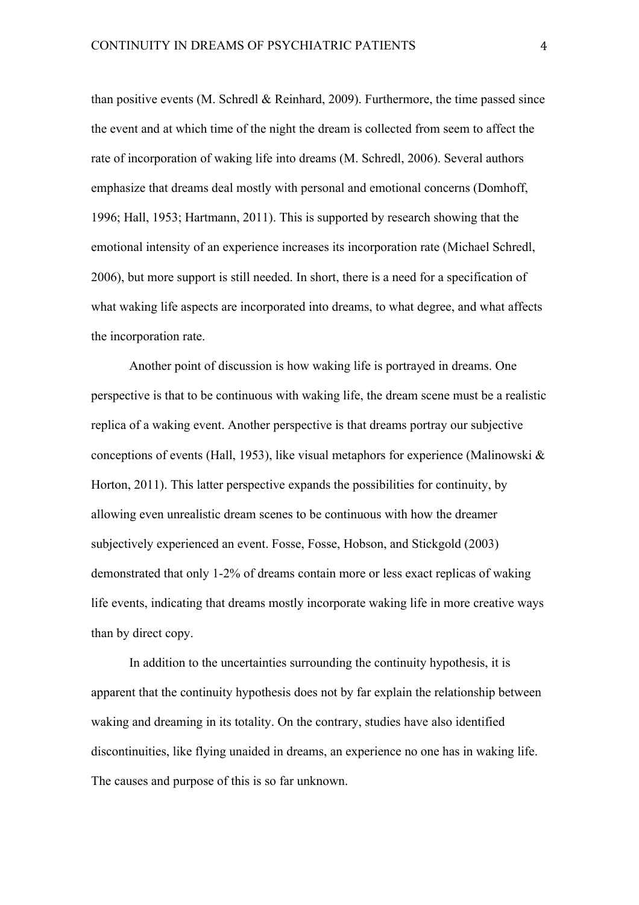than positive events (M. Schredl & Reinhard, 2009). Furthermore, the time passed since the event and at which time of the night the dream is collected from seem to affect the rate of incorporation of waking life into dreams (M. Schredl, 2006). Several authors emphasize that dreams deal mostly with personal and emotional concerns (Domhoff, 1996; Hall, 1953; Hartmann, 2011). This is supported by research showing that the emotional intensity of an experience increases its incorporation rate (Michael Schredl, 2006), but more support is still needed. In short, there is a need for a specification of what waking life aspects are incorporated into dreams, to what degree, and what affects the incorporation rate.

Another point of discussion is how waking life is portrayed in dreams. One perspective is that to be continuous with waking life, the dream scene must be a realistic replica of a waking event. Another perspective is that dreams portray our subjective conceptions of events (Hall, 1953), like visual metaphors for experience (Malinowski & Horton, 2011). This latter perspective expands the possibilities for continuity, by allowing even unrealistic dream scenes to be continuous with how the dreamer subjectively experienced an event. Fosse, Fosse, Hobson, and Stickgold (2003) demonstrated that only 1-2% of dreams contain more or less exact replicas of waking life events, indicating that dreams mostly incorporate waking life in more creative ways than by direct copy.

In addition to the uncertainties surrounding the continuity hypothesis, it is apparent that the continuity hypothesis does not by far explain the relationship between waking and dreaming in its totality. On the contrary, studies have also identified discontinuities, like flying unaided in dreams, an experience no one has in waking life. The causes and purpose of this is so far unknown.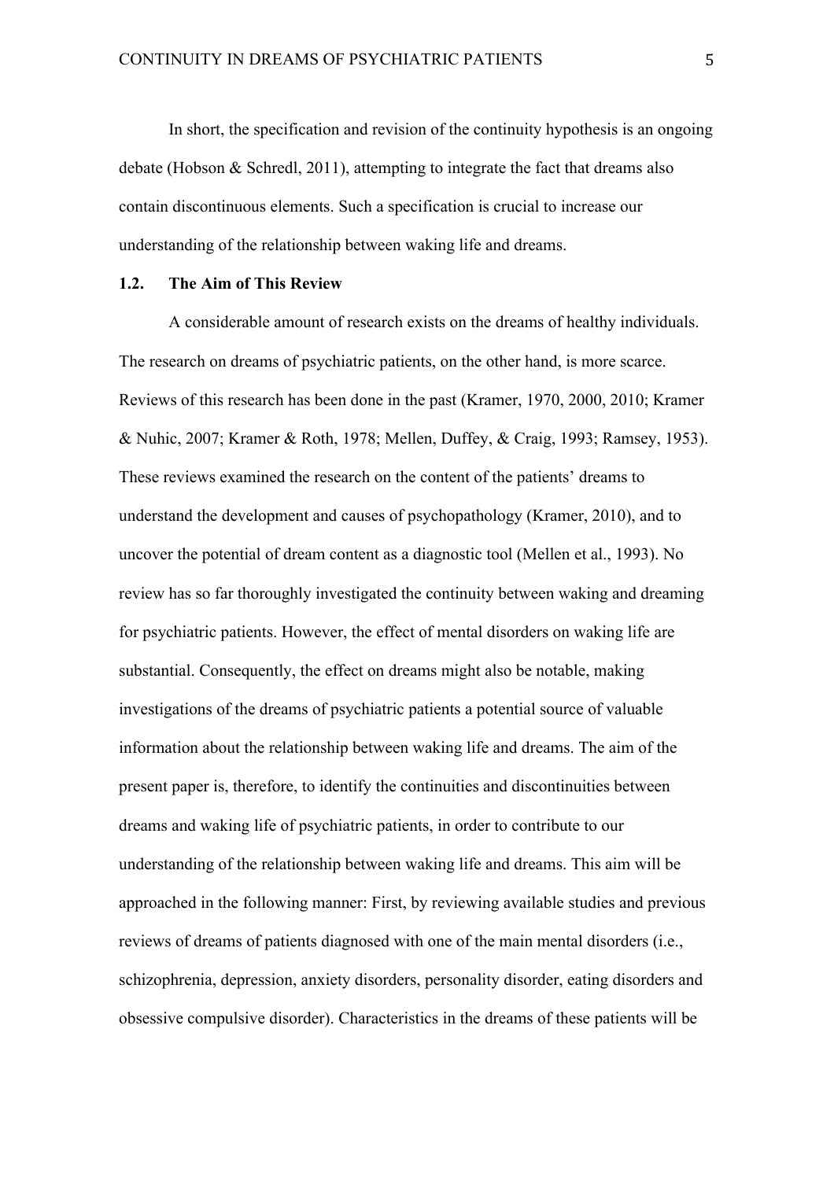In short, the specification and revision of the continuity hypothesis is an ongoing debate (Hobson & Schredl, 2011), attempting to integrate the fact that dreams also contain discontinuous elements. Such a specification is crucial to increase our understanding of the relationship between waking life and dreams.

### 1.2. The Aim of This Review

A considerable amount of research exists on the dreams of healthy individuals. The research on dreams of psychiatric patients, on the other hand, is more scarce. Reviews of this research has been done in the past (Kramer, 1970, 2000, 2010; Kramer & Nuhic, 2007; Kramer & Roth, 1978; Mellen, Duffey, & Craig, 1993; Ramsey, 1953). These reviews examined the research on the content of the patients' dreams to understand the development and causes of psychopathology (Kramer, 2010), and to uncover the potential of dream content as a diagnostic tool (Mellen et al., 1993). No review has so far thoroughly investigated the continuity between waking and dreaming for psychiatric patients. However, the effect of mental disorders on waking life are substantial. Consequently, the effect on dreams might also be notable, making investigations of the dreams of psychiatric patients a potential source of valuable information about the relationship between waking life and dreams. The aim of the present paper is, therefore, to identify the continuities and discontinuities between dreams and waking life of psychiatric patients, in order to contribute to our understanding of the relationship between waking life and dreams. This aim will be approached in the following manner: First, by reviewing available studies and previous reviews of dreams of patients diagnosed with one of the main mental disorders (i.e., schizophrenia, depression, anxiety disorders, personality disorder, eating disorders and obsessive compulsive disorder). Characteristics in the dreams of these patients will be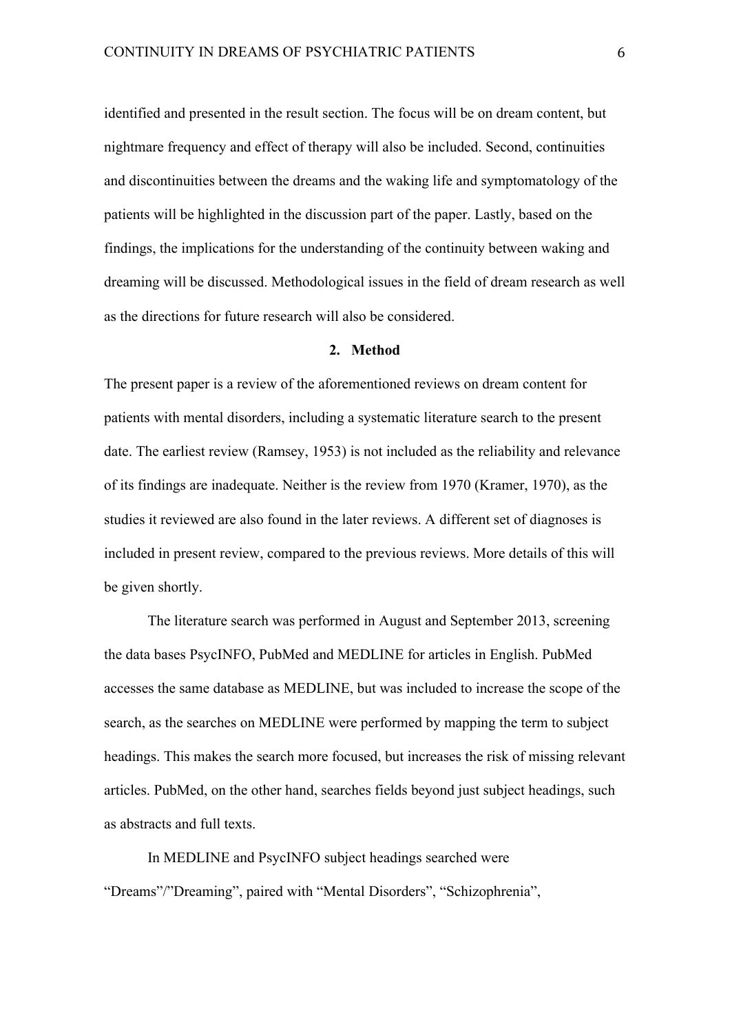identified and presented in the result section. The focus will be on dream content, but nightmare frequency and effect of therapy will also be included. Second, continuities and discontinuities between the dreams and the waking life and symptomatology of the patients will be highlighted in the discussion part of the paper. Lastly, based on the findings, the implications for the understanding of the continuity between waking and dreaming will be discussed. Methodological issues in the field of dream research as well as the directions for future research will also be considered.

## 2. Method

The present paper is a review of the aforementioned reviews on dream content for patients with mental disorders, including a systematic literature search to the present date. The earliest review (Ramsey, 1953) is not included as the reliability and relevance of its findings are inadequate. Neither is the review from 1970 (Kramer, 1970), as the studies it reviewed are also found in the later reviews. A different set of diagnoses is included in present review, compared to the previous reviews. More details of this will be given shortly.

The literature search was performed in August and September 2013, screening the data bases PsycINFO, PubMed and MEDLINE for articles in English. PubMed accesses the same database as MEDLINE, but was included to increase the scope of the search, as the searches on MEDLINE were performed by mapping the term to subject headings. This makes the search more focused, but increases the risk of missing relevant articles. PubMed, on the other hand, searches fields beyond just subject headings, such as abstracts and full texts.

In MEDLINE and PsycINFO subject headings searched were "Dreams"/"Dreaming", paired with "Mental Disorders", "Schizophrenia",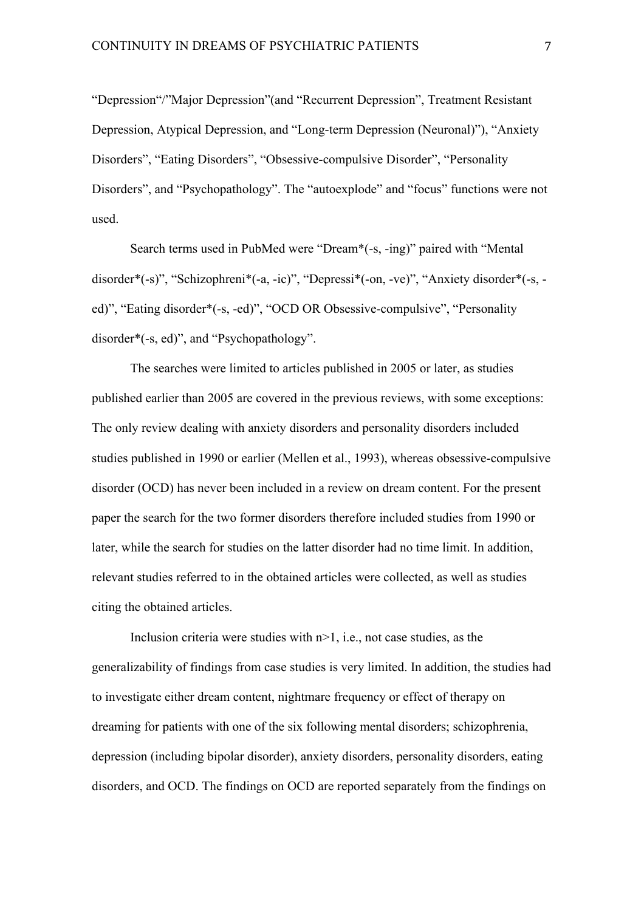“Depression“/”Major Depression”(and “Recurrent Depression”, Treatment Resistant Depression, Atypical Depression, and “Long-term Depression (Neuronal)”), “Anxiety Disorders”, “Eating Disorders”, “Obsessive-compulsive Disorder”, “Personality Disorders”, and “Psychopathology”. The “autoexplode” and “focus” functions were not used.

Search terms used in PubMed were “Dream*(-s, -ing)” paired with “Mental disorder*(-s)”, “Schizophreni*(-a, -ic)”, “Depressi*(-on, -ve)”, “Anxiety disorder*(-s, -ed)”, “Eating disorder*(-s, -ed)”, “OCD OR Obsessive-compulsive”, “Personality disorder*(-s, ed)”, and “Psychopathology”.

The searches were limited to articles published in 2005 or later, as studies published earlier than 2005 are covered in the previous reviews, with some exceptions: The only review dealing with anxiety disorders and personality disorders included studies published in 1990 or earlier (Mellen et al., 1993), whereas obsessive-compulsive disorder (OCD) has never been included in a review on dream content. For the present paper the search for the two former disorders therefore included studies from 1990 or later, while the search for studies on the latter disorder had no time limit. In addition, relevant studies referred to in the obtained articles were collected, as well as studies citing the obtained articles.

Inclusion criteria were studies with n>1, i.e., not case studies, as the generalizability of findings from case studies is very limited. In addition, the studies had to investigate either dream content, nightmare frequency or effect of therapy on dreaming for patients with one of the six following mental disorders; schizophrenia, depression (including bipolar disorder), anxiety disorders, personality disorders, eating disorders, and OCD. The findings on OCD are reported separately from the findings on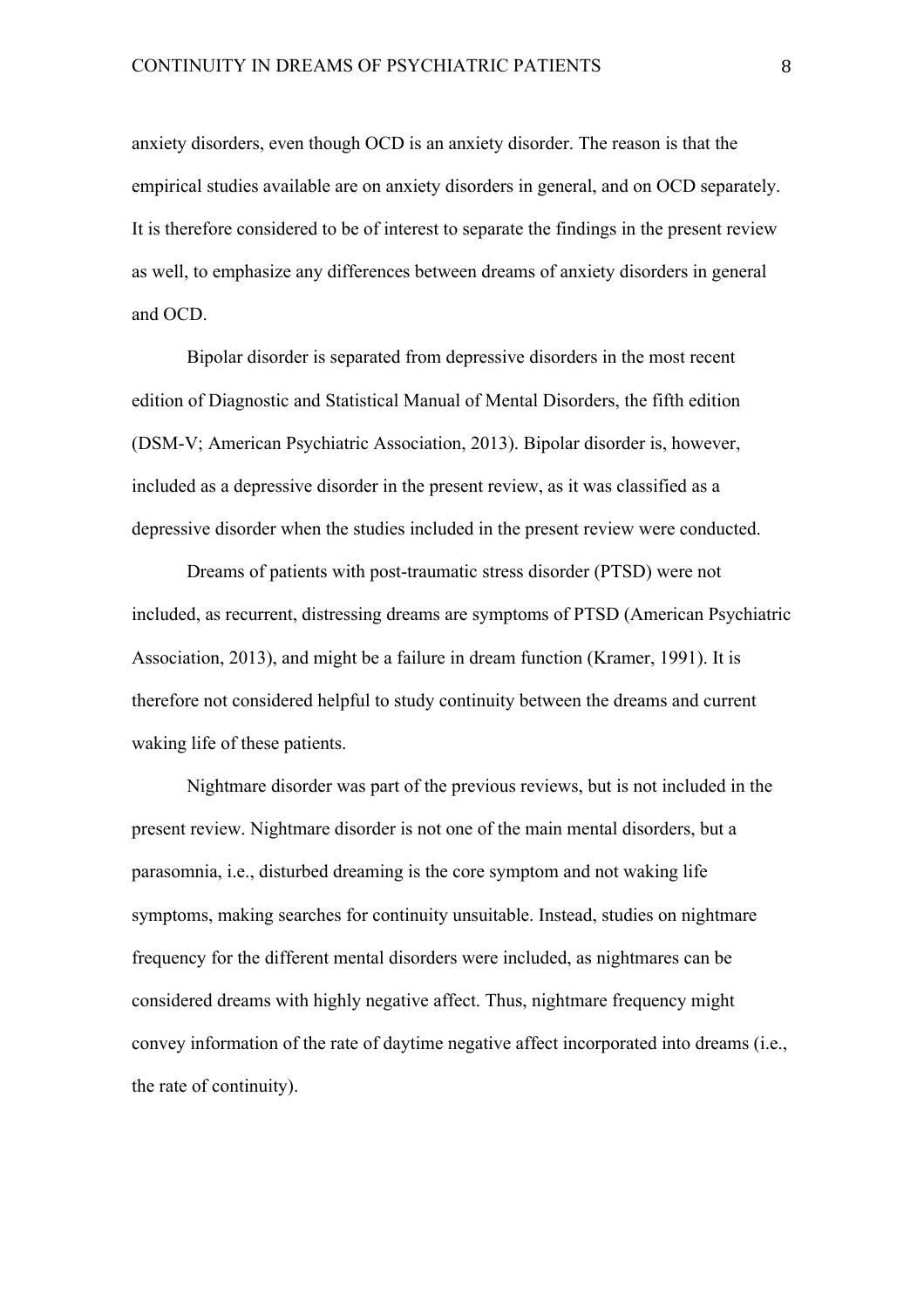anxiety disorders, even though OCD is an anxiety disorder. The reason is that the empirical studies available are on anxiety disorders in general, and on OCD separately. It is therefore considered to be of interest to separate the findings in the present review as well, to emphasize any differences between dreams of anxiety disorders in general and OCD.

Bipolar disorder is separated from depressive disorders in the most recent edition of Diagnostic and Statistical Manual of Mental Disorders, the fifth edition (DSM-V; American Psychiatric Association, 2013). Bipolar disorder is, however, included as a depressive disorder in the present review, as it was classified as a depressive disorder when the studies included in the present review were conducted.

Dreams of patients with post-traumatic stress disorder (PTSD) were not included, as recurrent, distressing dreams are symptoms of PTSD (American Psychiatric Association, 2013), and might be a failure in dream function (Kramer, 1991). It is therefore not considered helpful to study continuity between the dreams and current waking life of these patients.

Nightmare disorder was part of the previous reviews, but is not included in the present review. Nightmare disorder is not one of the main mental disorders, but a parasomnia, i.e., disturbed dreaming is the core symptom and not waking life symptoms, making searches for continuity unsuitable. Instead, studies on nightmare frequency for the different mental disorders were included, as nightmares can be considered dreams with highly negative affect. Thus, nightmare frequency might convey information of the rate of daytime negative affect incorporated into dreams (i.e., the rate of continuity).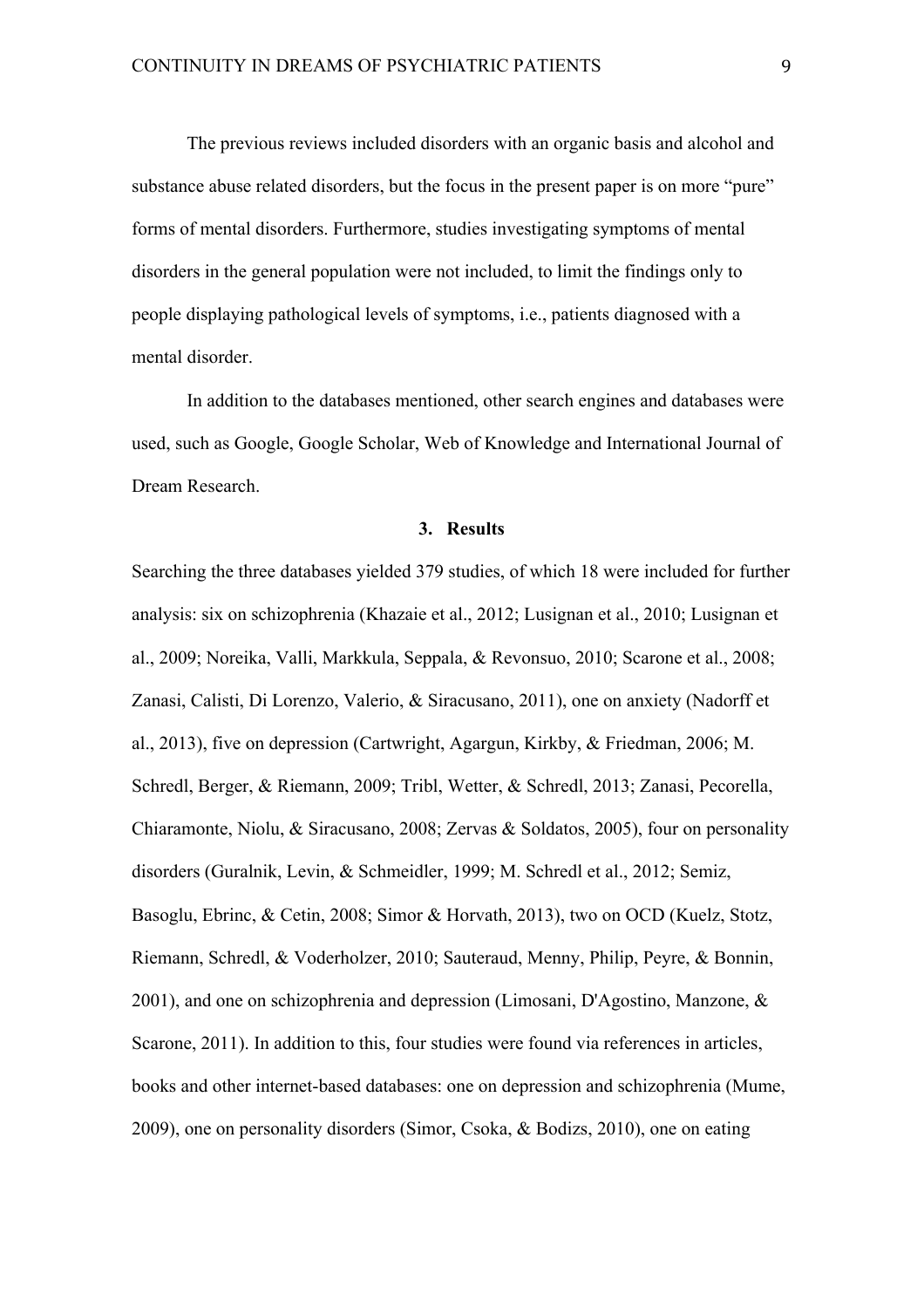The previous reviews included disorders with an organic basis and alcohol and substance abuse related disorders, but the focus in the present paper is on more "pure" forms of mental disorders. Furthermore, studies investigating symptoms of mental disorders in the general population were not included, to limit the findings only to people displaying pathological levels of symptoms, i.e., patients diagnosed with a mental disorder.

In addition to the databases mentioned, other search engines and databases were used, such as Google, Google Scholar, Web of Knowledge and International Journal of Dream Research.

## 3. Results

Searching the three databases yielded 379 studies, of which 18 were included for further analysis: six on schizophrenia (Khazaie et al., 2012; Lusignan et al., 2010; Lusignan et al., 2009; Noreika, Valli, Markkula, Seppala, & Revonsuo, 2010; Scarone et al., 2008; Zanasi, Calisti, Di Lorenzo, Valerio, & Siracusano, 2011), one on anxiety (Nadorff et al., 2013), five on depression (Cartwright, Agargun, Kirkby, & Friedman, 2006; M. Schredl, Berger, & Riemann, 2009; Tribl, Wetter, & Schredl, 2013; Zanasi, Pecorella, Chiaramonte, Niolu, & Siracusano, 2008; Zervas & Soldatos, 2005), four on personality disorders (Guralnik, Levin, & Schmeidler, 1999; M. Schredl et al., 2012; Semiz, Basoglu, Ebrinc, & Cetin, 2008; Simor & Horvath, 2013), two on OCD (Kuelz, Stotz, Riemann, Schredl, & Voderholzer, 2010; Sauteraud, Menny, Philip, Peyre, & Bonnin, 2001), and one on schizophrenia and depression (Limosani, D'Agostino, Manzone, & Scarone, 2011). In addition to this, four studies were found via references in articles, books and other internet-based databases: one on depression and schizophrenia (Mume, 2009), one on personality disorders (Simor, Csoka, & Bodizs, 2010), one on eating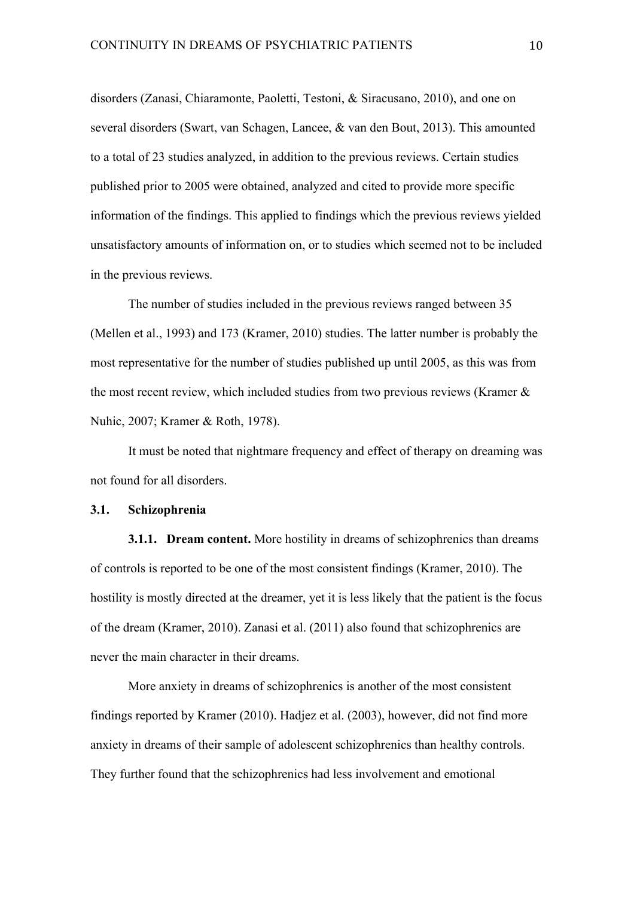disorders (Zanasi, Chiaramonte, Paoletti, Testoni, & Siracusano, 2010), and one on several disorders (Swart, van Schagen, Lancee, & van den Bout, 2013). This amounted to a total of 23 studies analyzed, in addition to the previous reviews. Certain studies published prior to 2005 were obtained, analyzed and cited to provide more specific information of the findings. This applied to findings which the previous reviews yielded unsatisfactory amounts of information on, or to studies which seemed not to be included in the previous reviews.

The number of studies included in the previous reviews ranged between 35 (Mellen et al., 1993) and 173 (Kramer, 2010) studies. The latter number is probably the most representative for the number of studies published up until 2005, as this was from the most recent review, which included studies from two previous reviews (Kramer & Nuhic, 2007; Kramer & Roth, 1978).

It must be noted that nightmare frequency and effect of therapy on dreaming was not found for all disorders.

### 3.1. Schizophrenia

**3.1.1. Dream content.** More hostility in dreams of schizophrenics than dreams of controls is reported to be one of the most consistent findings (Kramer, 2010). The hostility is mostly directed at the dreamer, yet it is less likely that the patient is the focus of the dream (Kramer, 2010). Zanasi et al. (2011) also found that schizophrenics are never the main character in their dreams.

More anxiety in dreams of schizophrenics is another of the most consistent findings reported by Kramer (2010). Hadjez et al. (2003), however, did not find more anxiety in dreams of their sample of adolescent schizophrenics than healthy controls. They further found that the schizophrenics had less involvement and emotional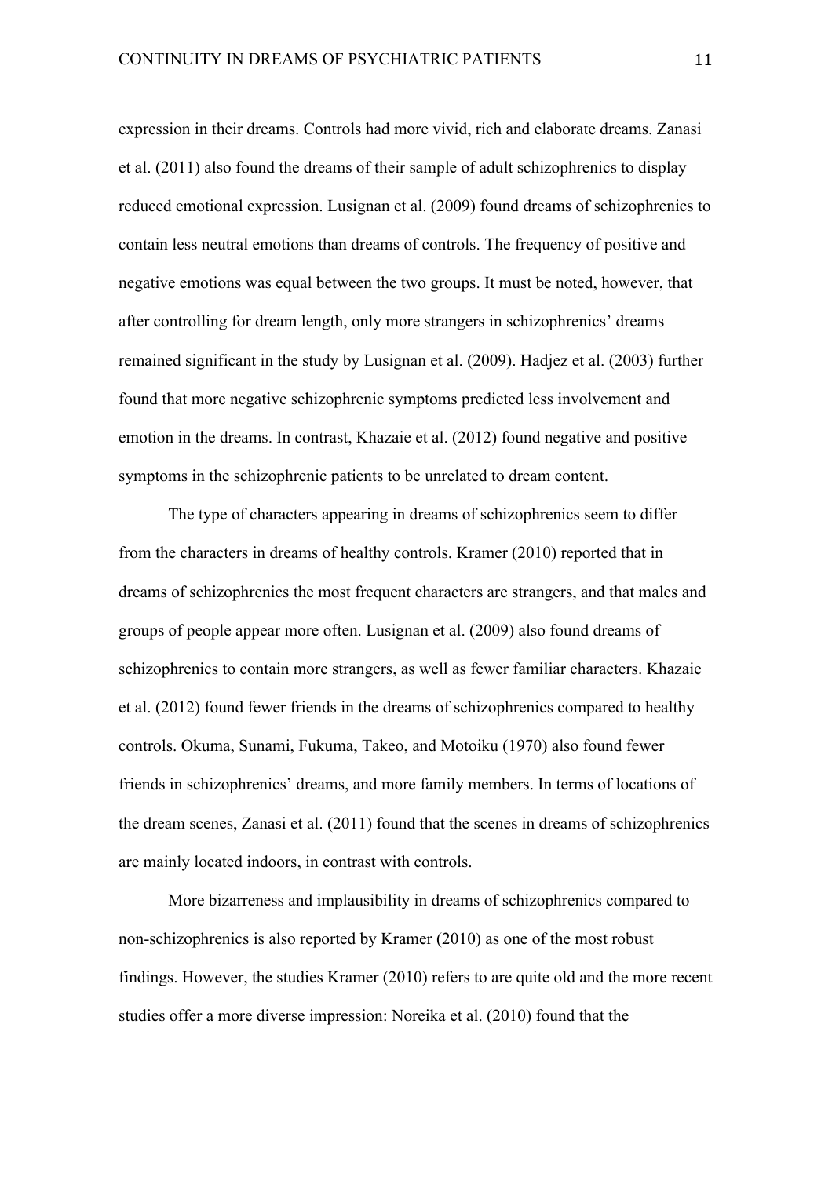expression in their dreams. Controls had more vivid, rich and elaborate dreams. Zanasi et al. (2011) also found the dreams of their sample of adult schizophrenics to display reduced emotional expression. Lusignan et al. (2009) found dreams of schizophrenics to contain less neutral emotions than dreams of controls. The frequency of positive and negative emotions was equal between the two groups. It must be noted, however, that after controlling for dream length, only more strangers in schizophrenics' dreams remained significant in the study by Lusignan et al. (2009). Hadjez et al. (2003) further found that more negative schizophrenic symptoms predicted less involvement and emotion in the dreams. In contrast, Khazaie et al. (2012) found negative and positive symptoms in the schizophrenic patients to be unrelated to dream content.

The type of characters appearing in dreams of schizophrenics seem to differ from the characters in dreams of healthy controls. Kramer (2010) reported that in dreams of schizophrenics the most frequent characters are strangers, and that males and groups of people appear more often. Lusignan et al. (2009) also found dreams of schizophrenics to contain more strangers, as well as fewer familiar characters. Khazaie et al. (2012) found fewer friends in the dreams of schizophrenics compared to healthy controls. Okuma, Sunami, Fukuma, Takeo, and Motoiku (1970) also found fewer friends in schizophrenics' dreams, and more family members. In terms of locations of the dream scenes, Zanasi et al. (2011) found that the scenes in dreams of schizophrenics are mainly located indoors, in contrast with controls.

More bizarreness and implausibility in dreams of schizophrenics compared to non-schizophrenics is also reported by Kramer (2010) as one of the most robust findings. However, the studies Kramer (2010) refers to are quite old and the more recent studies offer a more diverse impression: Noreika et al. (2010) found that the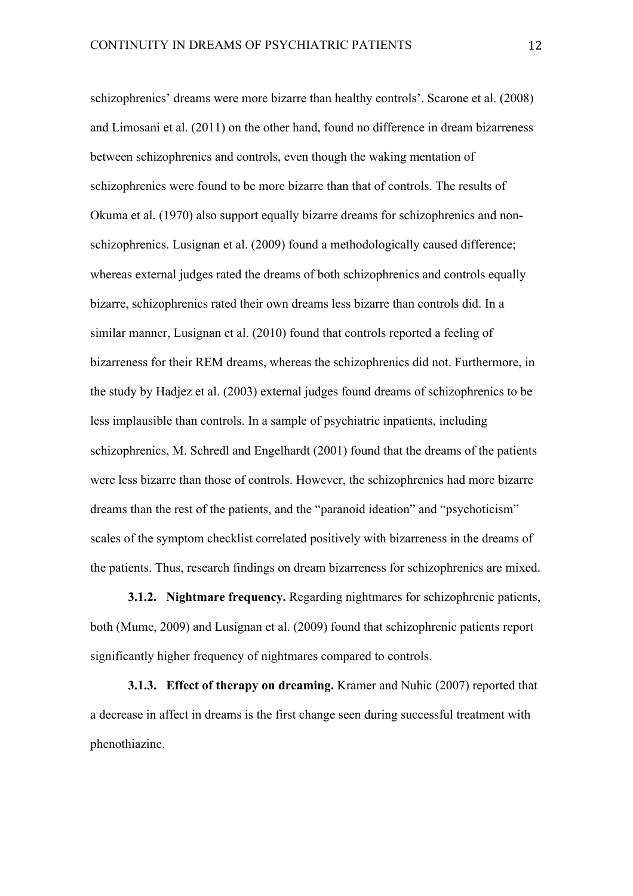schizophrenics' dreams were more bizarre than healthy controls'. Scarone et al. (2008) and Limosani et al. (2011) on the other hand, found no difference in dream bizarreness between schizophrenics and controls, even though the waking mentation of schizophrenics were found to be more bizarre than that of controls. The results of Okuma et al. (1970) also support equally bizarre dreams for schizophrenics and non-schizophrenics. Lusignan et al. (2009) found a methodologically caused difference; whereas external judges rated the dreams of both schizophrenics and controls equally bizarre, schizophrenics rated their own dreams less bizarre than controls did. In a similar manner, Lusignan et al. (2010) found that controls reported a feeling of bizarreness for their REM dreams, whereas the schizophrenics did not. Furthermore, in the study by Hadjez et al. (2003) external judges found dreams of schizophrenics to be less implausible than controls. In a sample of psychiatric inpatients, including schizophrenics, M. Schredl and Engelhardt (2001) found that the dreams of the patients were less bizarre than those of controls. However, the schizophrenics had more bizarre dreams than the rest of the patients, and the "paranoid ideation" and "psychoticism" scales of the symptom checklist correlated positively with bizarreness in the dreams of the patients. Thus, research findings on dream bizarreness for schizophrenics are mixed.

**3.1.2. Nightmare frequency.** Regarding nightmares for schizophrenic patients, both (Mume, 2009) and Lusignan et al. (2009) found that schizophrenic patients report significantly higher frequency of nightmares compared to controls.

**3.1.3. Effect of therapy on dreaming.** Kramer and Nuhic (2007) reported that a decrease in affect in dreams is the first change seen during successful treatment with phenothiazine.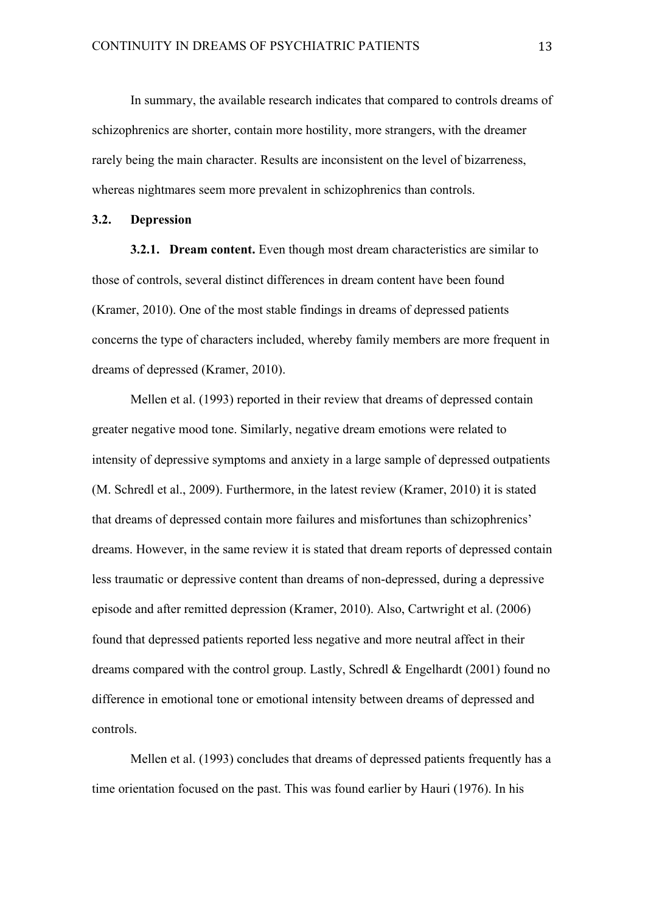In summary, the available research indicates that compared to controls dreams of schizophrenics are shorter, contain more hostility, more strangers, with the dreamer rarely being the main character. Results are inconsistent on the level of bizarreness, whereas nightmares seem more prevalent in schizophrenics than controls.

## 3.2. Depression

**3.2.1. Dream content.** Even though most dream characteristics are similar to those of controls, several distinct differences in dream content have been found (Kramer, 2010). One of the most stable findings in dreams of depressed patients concerns the type of characters included, whereby family members are more frequent in dreams of depressed (Kramer, 2010).

Mellen et al. (1993) reported in their review that dreams of depressed contain greater negative mood tone. Similarly, negative dream emotions were related to intensity of depressive symptoms and anxiety in a large sample of depressed outpatients (M. Schredl et al., 2009). Furthermore, in the latest review (Kramer, 2010) it is stated that dreams of depressed contain more failures and misfortunes than schizophrenics' dreams. However, in the same review it is stated that dream reports of depressed contain less traumatic or depressive content than dreams of non-depressed, during a depressive episode and after remitted depression (Kramer, 2010). Also, Cartwright et al. (2006) found that depressed patients reported less negative and more neutral affect in their dreams compared with the control group. Lastly, Schredl & Engelhardt (2001) found no difference in emotional tone or emotional intensity between dreams of depressed and controls.

Mellen et al. (1993) concludes that dreams of depressed patients frequently has a time orientation focused on the past. This was found earlier by Hauri (1976). In his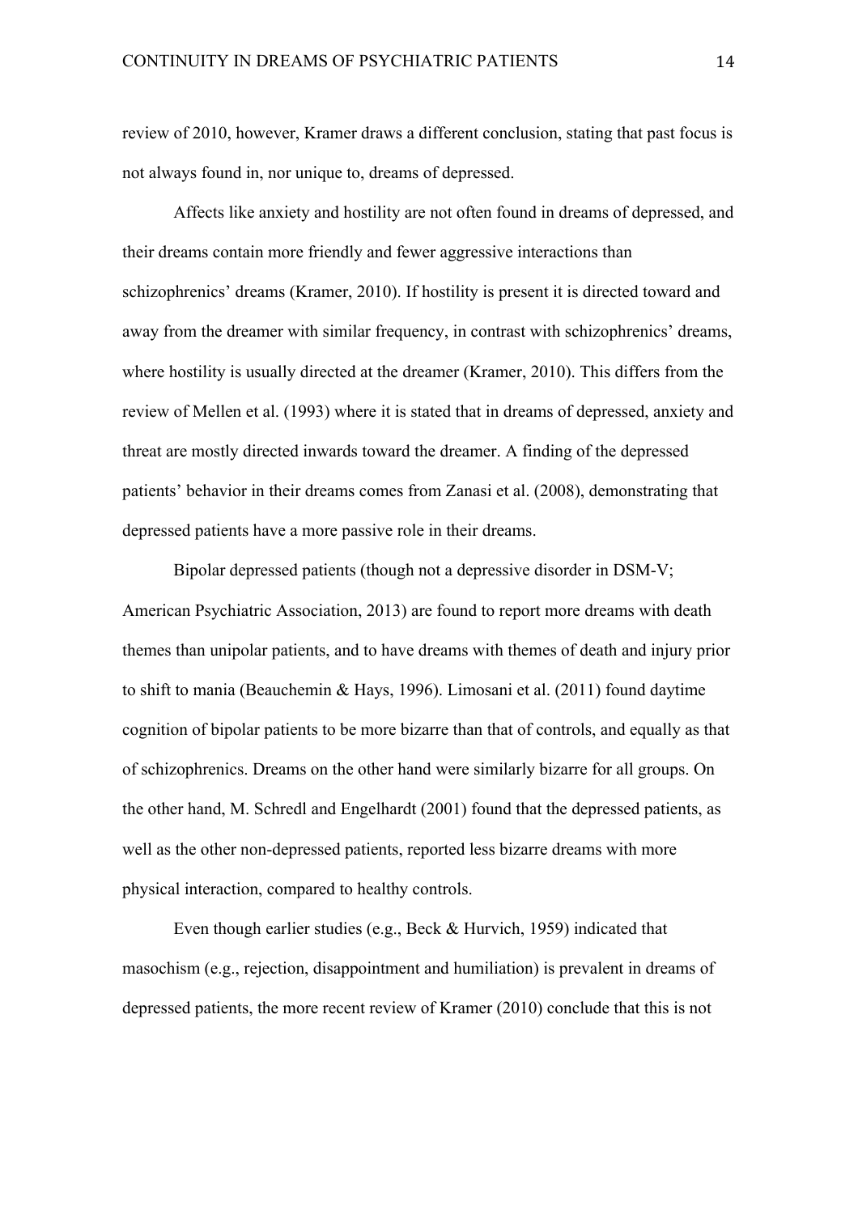review of 2010, however, Kramer draws a different conclusion, stating that past focus is not always found in, nor unique to, dreams of depressed.

Affects like anxiety and hostility are not often found in dreams of depressed, and their dreams contain more friendly and fewer aggressive interactions than schizophrenics' dreams (Kramer, 2010). If hostility is present it is directed toward and away from the dreamer with similar frequency, in contrast with schizophrenics' dreams, where hostility is usually directed at the dreamer (Kramer, 2010). This differs from the review of Mellen et al. (1993) where it is stated that in dreams of depressed, anxiety and threat are mostly directed inwards toward the dreamer. A finding of the depressed patients' behavior in their dreams comes from Zanasi et al. (2008), demonstrating that depressed patients have a more passive role in their dreams.

Bipolar depressed patients (though not a depressive disorder in DSM-V; American Psychiatric Association, 2013) are found to report more dreams with death themes than unipolar patients, and to have dreams with themes of death and injury prior to shift to mania (Beauchemin & Hays, 1996). Limosani et al. (2011) found daytime cognition of bipolar patients to be more bizarre than that of controls, and equally as that of schizophrenics. Dreams on the other hand were similarly bizarre for all groups. On the other hand, M. Schredl and Engelhardt (2001) found that the depressed patients, as well as the other non-depressed patients, reported less bizarre dreams with more physical interaction, compared to healthy controls.

Even though earlier studies (e.g., Beck & Hurvich, 1959) indicated that masochism (e.g., rejection, disappointment and humiliation) is prevalent in dreams of depressed patients, the more recent review of Kramer (2010) conclude that this is not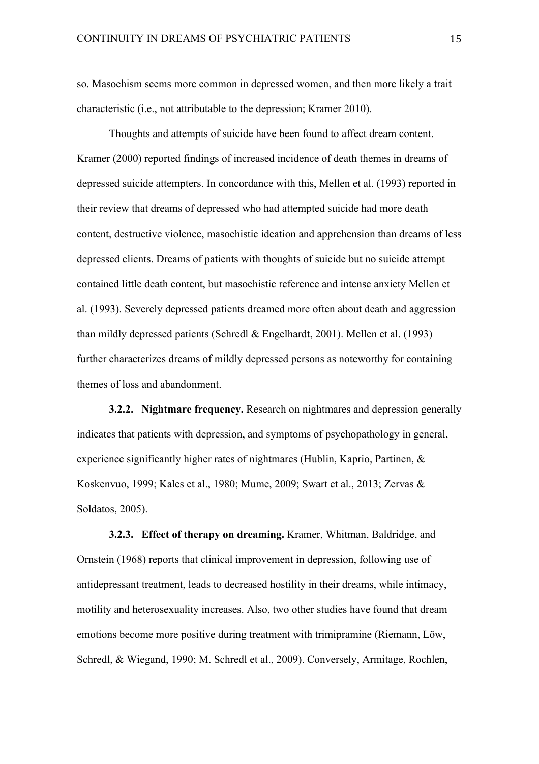so. Masochism seems more common in depressed women, and then more likely a trait characteristic (i.e., not attributable to the depression; Kramer 2010).

Thoughts and attempts of suicide have been found to affect dream content. Kramer (2000) reported findings of increased incidence of death themes in dreams of depressed suicide attempters. In concordance with this, Mellen et al. (1993) reported in their review that dreams of depressed who had attempted suicide had more death content, destructive violence, masochistic ideation and apprehension than dreams of less depressed clients. Dreams of patients with thoughts of suicide but no suicide attempt contained little death content, but masochistic reference and intense anxiety Mellen et al. (1993). Severely depressed patients dreamed more often about death and aggression than mildly depressed patients (Schredl & Engelhardt, 2001). Mellen et al. (1993) further characterizes dreams of mildly depressed persons as noteworthy for containing themes of loss and abandonment.

**3.2.2. Nightmare frequency.** Research on nightmares and depression generally indicates that patients with depression, and symptoms of psychopathology in general, experience significantly higher rates of nightmares (Hublin, Kaprio, Partinen, & Koskenvuo, 1999; Kales et al., 1980; Mume, 2009; Swart et al., 2013; Zervas & Soldatos, 2005).

**3.2.3. Effect of therapy on dreaming.** Kramer, Whitman, Baldridge, and Ornstein (1968) reports that clinical improvement in depression, following use of antidepressant treatment, leads to decreased hostility in their dreams, while intimacy, motility and heterosexuality increases. Also, two other studies have found that dream emotions become more positive during treatment with trimipramine (Riemann, Löw, Schredl, & Wiegand, 1990; M. Schredl et al., 2009). Conversely, Armitage, Rochlen,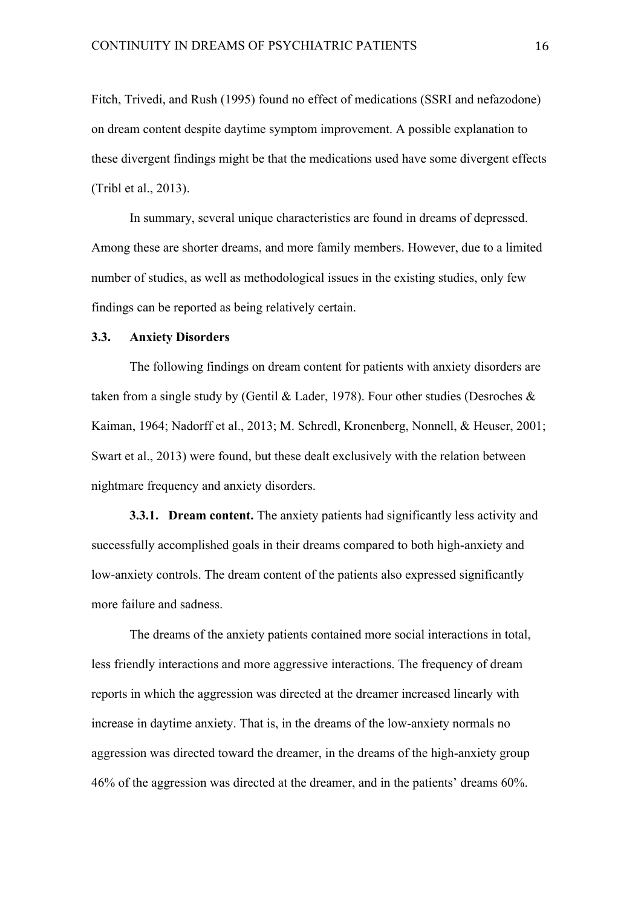Fitch, Trivedi, and Rush (1995) found no effect of medications (SSRI and nefazodone) on dream content despite daytime symptom improvement. A possible explanation to these divergent findings might be that the medications used have some divergent effects (Tribl et al., 2013).

In summary, several unique characteristics are found in dreams of depressed. Among these are shorter dreams, and more family members. However, due to a limited number of studies, as well as methodological issues in the existing studies, only few findings can be reported as being relatively certain.

### 3.3. Anxiety Disorders

The following findings on dream content for patients with anxiety disorders are taken from a single study by (Gentil & Lader, 1978). Four other studies (Desroches & Kaiman, 1964; Nadorff et al., 2013; M. Schredl, Kronenberg, Nonnell, & Heuser, 2001; Swart et al., 2013) were found, but these dealt exclusively with the relation between nightmare frequency and anxiety disorders.

**3.3.1. Dream content.** The anxiety patients had significantly less activity and successfully accomplished goals in their dreams compared to both high-anxiety and low-anxiety controls. The dream content of the patients also expressed significantly more failure and sadness.

The dreams of the anxiety patients contained more social interactions in total, less friendly interactions and more aggressive interactions. The frequency of dream reports in which the aggression was directed at the dreamer increased linearly with increase in daytime anxiety. That is, in the dreams of the low-anxiety normals no aggression was directed toward the dreamer, in the dreams of the high-anxiety group 46% of the aggression was directed at the dreamer, and in the patients' dreams 60%.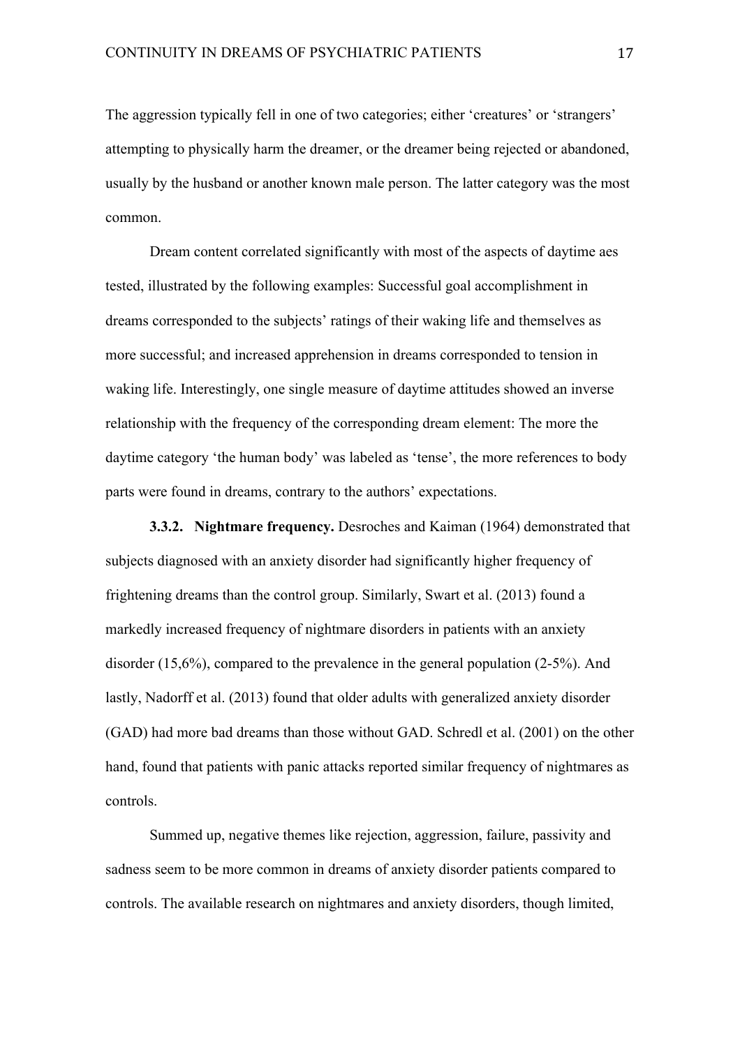The aggression typically fell in one of two categories; either 'creatures' or 'strangers' attempting to physically harm the dreamer, or the dreamer being rejected or abandoned, usually by the husband or another known male person. The latter category was the most common.

Dream content correlated significantly with most of the aspects of daytime aes tested, illustrated by the following examples: Successful goal accomplishment in dreams corresponded to the subjects' ratings of their waking life and themselves as more successful; and increased apprehension in dreams corresponded to tension in waking life. Interestingly, one single measure of daytime attitudes showed an inverse relationship with the frequency of the corresponding dream element: The more the daytime category 'the human body' was labeled as 'tense', the more references to body parts were found in dreams, contrary to the authors' expectations.

**3.3.2. Nightmare frequency.** Desroches and Kaiman (1964) demonstrated that subjects diagnosed with an anxiety disorder had significantly higher frequency of frightening dreams than the control group. Similarly, Swart et al. (2013) found a markedly increased frequency of nightmare disorders in patients with an anxiety disorder (15,6%), compared to the prevalence in the general population (2-5%). And lastly, Nadorff et al. (2013) found that older adults with generalized anxiety disorder (GAD) had more bad dreams than those without GAD. Schredl et al. (2001) on the other hand, found that patients with panic attacks reported similar frequency of nightmares as controls.

Summed up, negative themes like rejection, aggression, failure, passivity and sadness seem to be more common in dreams of anxiety disorder patients compared to controls. The available research on nightmares and anxiety disorders, though limited,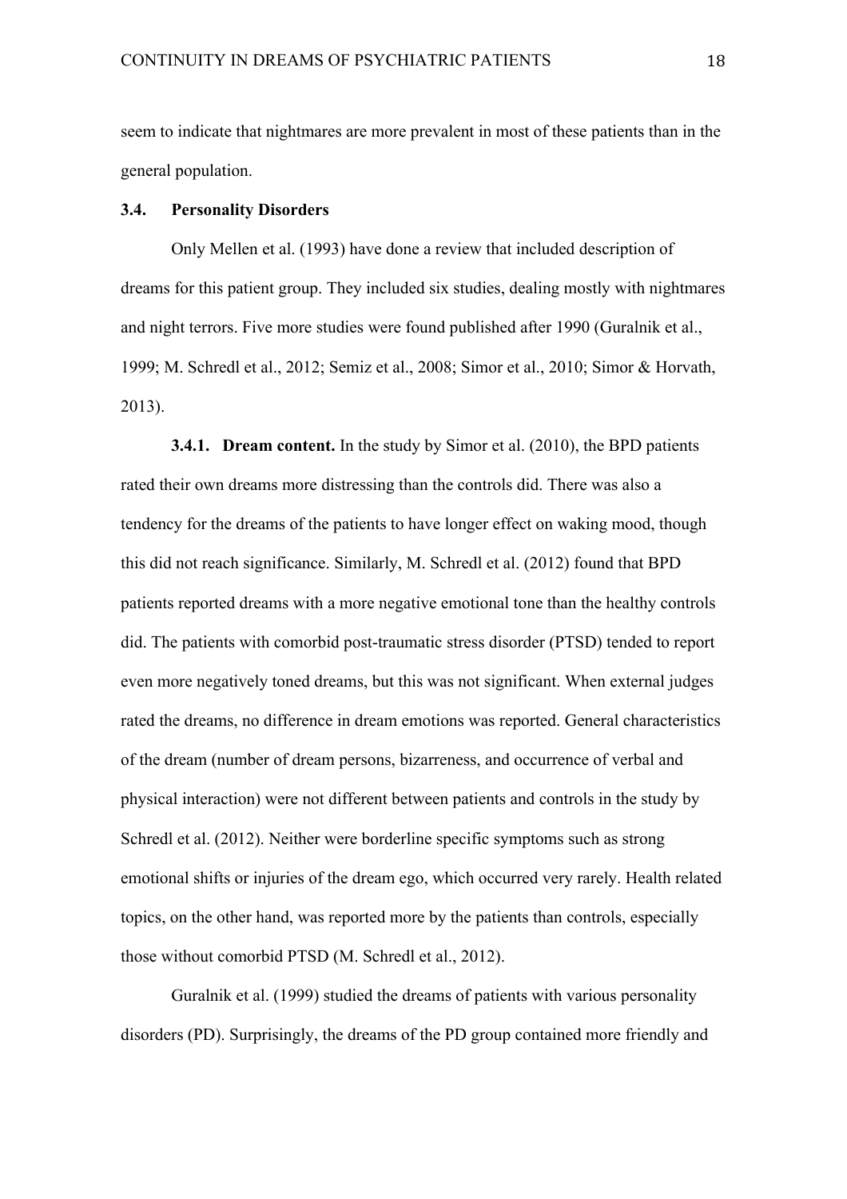seem to indicate that nightmares are more prevalent in most of these patients than in the general population.

### 3.4. Personality Disorders

Only Mellen et al. (1993) have done a review that included description of dreams for this patient group. They included six studies, dealing mostly with nightmares and night terrors. Five more studies were found published after 1990 (Guralnik et al., 1999; M. Schredl et al., 2012; Semiz et al., 2008; Simor et al., 2010; Simor & Horvath, 2013).

**3.4.1. Dream content.** In the study by Simor et al. (2010), the BPD patients rated their own dreams more distressing than the controls did. There was also a tendency for the dreams of the patients to have longer effect on waking mood, though this did not reach significance. Similarly, M. Schredl et al. (2012) found that BPD patients reported dreams with a more negative emotional tone than the healthy controls did. The patients with comorbid post-traumatic stress disorder (PTSD) tended to report even more negatively toned dreams, but this was not significant. When external judges rated the dreams, no difference in dream emotions was reported. General characteristics of the dream (number of dream persons, bizarreness, and occurrence of verbal and physical interaction) were not different between patients and controls in the study by Schredl et al. (2012). Neither were borderline specific symptoms such as strong emotional shifts or injuries of the dream ego, which occurred very rarely. Health related topics, on the other hand, was reported more by the patients than controls, especially those without comorbid PTSD (M. Schredl et al., 2012).

Guralnik et al. (1999) studied the dreams of patients with various personality disorders (PD). Surprisingly, the dreams of the PD group contained more friendly and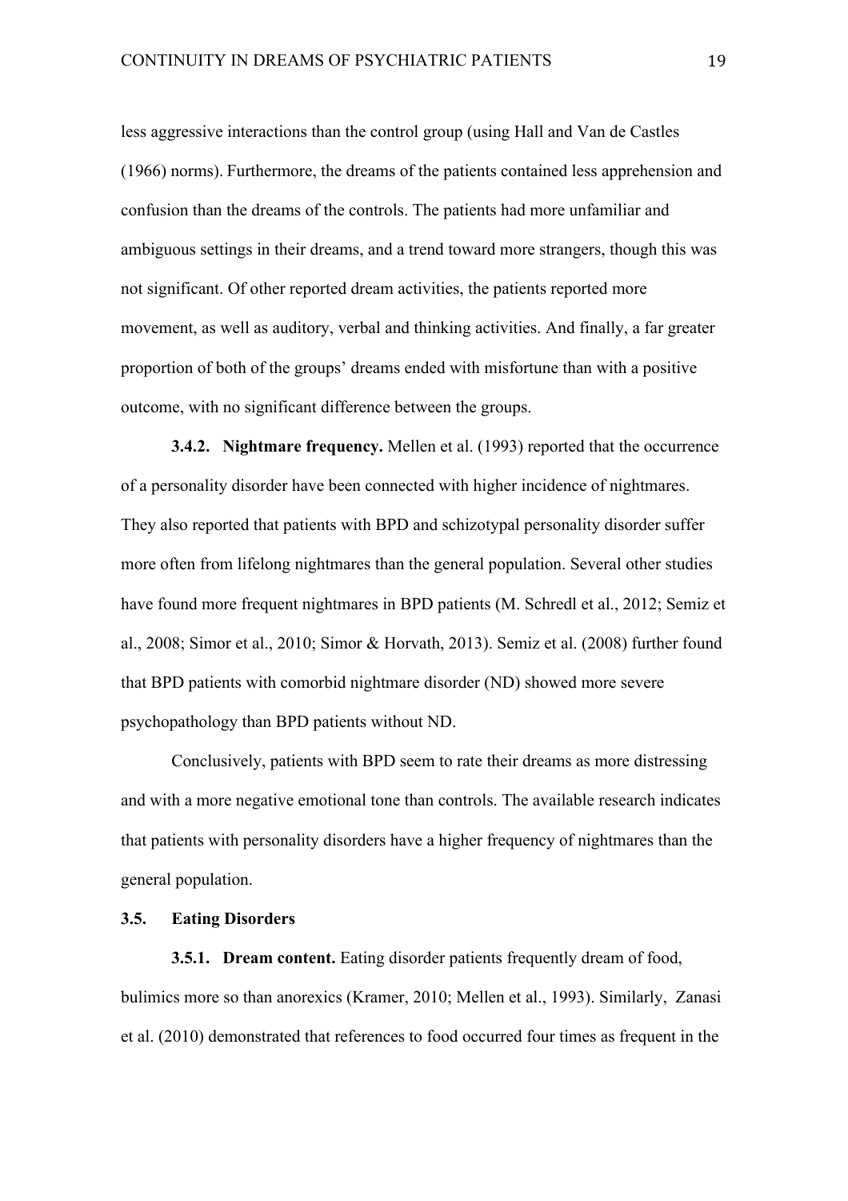less aggressive interactions than the control group (using Hall and Van de Castles (1966) norms). Furthermore, the dreams of the patients contained less apprehension and confusion than the dreams of the controls. The patients had more unfamiliar and ambiguous settings in their dreams, and a trend toward more strangers, though this was not significant. Of other reported dream activities, the patients reported more movement, as well as auditory, verbal and thinking activities. And finally, a far greater proportion of both of the groups' dreams ended with misfortune than with a positive outcome, with no significant difference between the groups.

**3.4.2. Nightmare frequency.** Mellen et al. (1993) reported that the occurrence of a personality disorder have been connected with higher incidence of nightmares. They also reported that patients with BPD and schizotypal personality disorder suffer more often from lifelong nightmares than the general population. Several other studies have found more frequent nightmares in BPD patients (M. Schredl et al., 2012; Semiz et al., 2008; Simor et al., 2010; Simor & Horvath, 2013). Semiz et al. (2008) further found that BPD patients with comorbid nightmare disorder (ND) showed more severe psychopathology than BPD patients without ND.

Conclusively, patients with BPD seem to rate their dreams as more distressing and with a more negative emotional tone than controls. The available research indicates that patients with personality disorders have a higher frequency of nightmares than the general population.

### 3.5. Eating Disorders

**3.5.1. Dream content.** Eating disorder patients frequently dream of food, bulimics more so than anorexics (Kramer, 2010; Mellen et al., 1993). Similarly, Zanasi et al. (2010) demonstrated that references to food occurred four times as frequent in the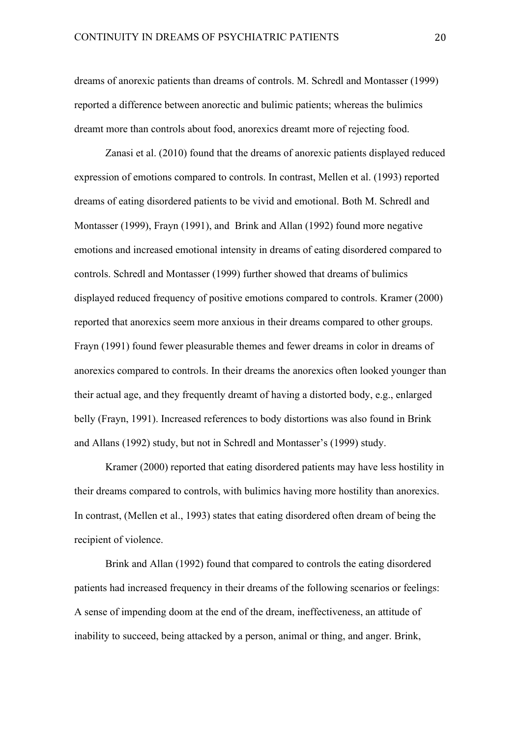dreams of anorexic patients than dreams of controls. M. Schredl and Montasser (1999) reported a difference between anorectic and bulimic patients; whereas the bulimics dreamt more than controls about food, anorexics dreamt more of rejecting food.

Zanasi et al. (2010) found that the dreams of anorexic patients displayed reduced expression of emotions compared to controls. In contrast, Mellen et al. (1993) reported dreams of eating disordered patients to be vivid and emotional. Both M. Schredl and Montasser (1999), Frayn (1991), and Brink and Allan (1992) found more negative emotions and increased emotional intensity in dreams of eating disordered compared to controls. Schredl and Montasser (1999) further showed that dreams of bulimics displayed reduced frequency of positive emotions compared to controls. Kramer (2000) reported that anorexics seem more anxious in their dreams compared to other groups. Frayn (1991) found fewer pleasurable themes and fewer dreams in color in dreams of anorexics compared to controls. In their dreams the anorexics often looked younger than their actual age, and they frequently dreamt of having a distorted body, e.g., enlarged belly (Frayn, 1991). Increased references to body distortions was also found in Brink and Allans (1992) study, but not in Schredl and Montasser's (1999) study.

Kramer (2000) reported that eating disordered patients may have less hostility in their dreams compared to controls, with bulimics having more hostility than anorexics. In contrast, (Mellen et al., 1993) states that eating disordered often dream of being the recipient of violence.

Brink and Allan (1992) found that compared to controls the eating disordered patients had increased frequency in their dreams of the following scenarios or feelings: A sense of impending doom at the end of the dream, ineffectiveness, an attitude of inability to succeed, being attacked by a person, animal or thing, and anger. Brink,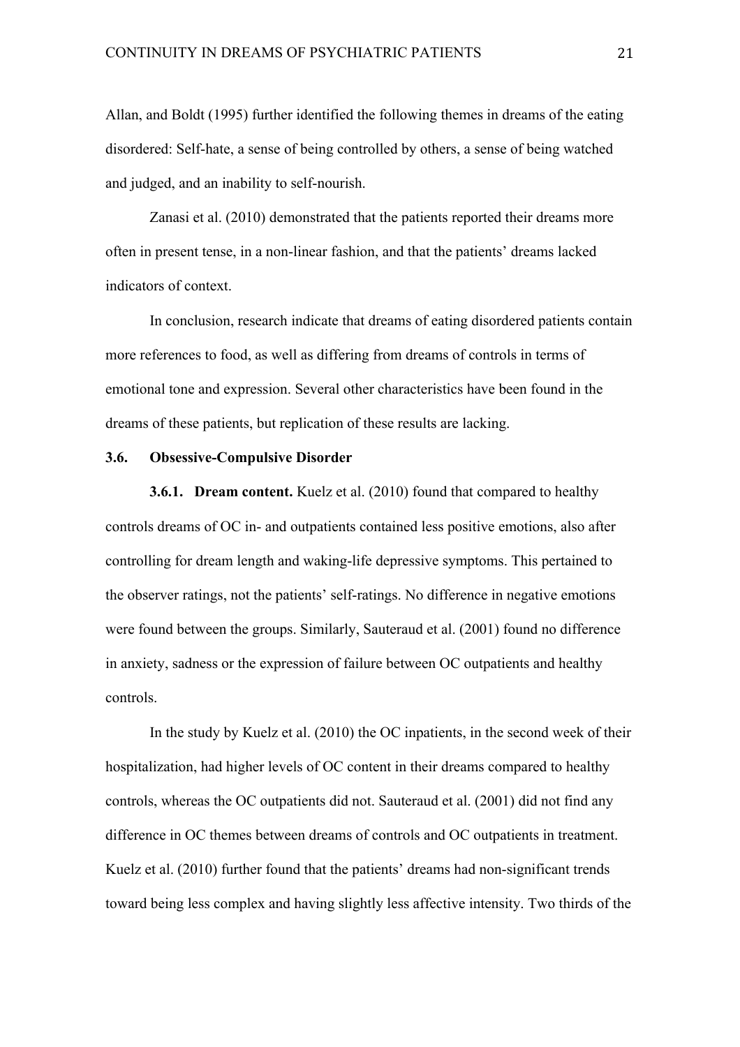Allan, and Boldt (1995) further identified the following themes in dreams of the eating disordered: Self-hate, a sense of being controlled by others, a sense of being watched and judged, and an inability to self-nourish.

Zanasi et al. (2010) demonstrated that the patients reported their dreams more often in present tense, in a non-linear fashion, and that the patients' dreams lacked indicators of context.

In conclusion, research indicate that dreams of eating disordered patients contain more references to food, as well as differing from dreams of controls in terms of emotional tone and expression. Several other characteristics have been found in the dreams of these patients, but replication of these results are lacking.

### 3.6. Obsessive-Compulsive Disorder

**3.6.1. Dream content.** Kuelz et al. (2010) found that compared to healthy controls dreams of OC in- and outpatients contained less positive emotions, also after controlling for dream length and waking-life depressive symptoms. This pertained to the observer ratings, not the patients' self-ratings. No difference in negative emotions were found between the groups. Similarly, Sauteraud et al. (2001) found no difference in anxiety, sadness or the expression of failure between OC outpatients and healthy controls.

In the study by Kuelz et al. (2010) the OC inpatients, in the second week of their hospitalization, had higher levels of OC content in their dreams compared to healthy controls, whereas the OC outpatients did not. Sauteraud et al. (2001) did not find any difference in OC themes between dreams of controls and OC outpatients in treatment. Kuelz et al. (2010) further found that the patients' dreams had non-significant trends toward being less complex and having slightly less affective intensity. Two thirds of the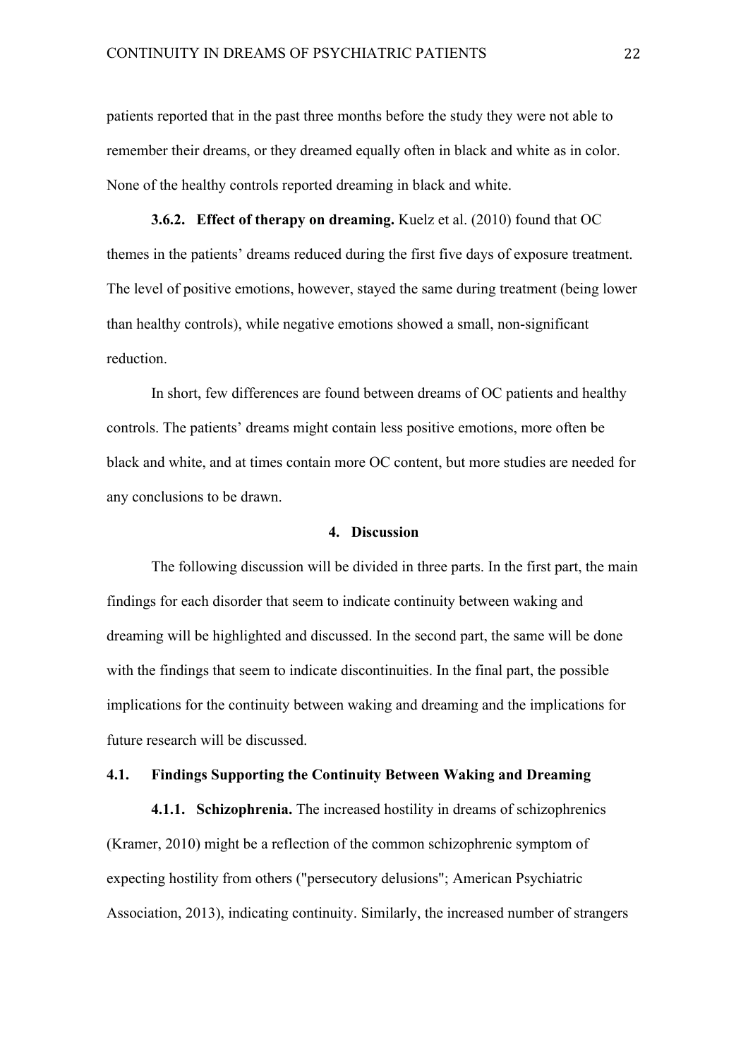patients reported that in the past three months before the study they were not able to remember their dreams, or they dreamed equally often in black and white as in color. None of the healthy controls reported dreaming in black and white.

**3.6.2. Effect of therapy on dreaming.** Kuelz et al. (2010) found that OC themes in the patients' dreams reduced during the first five days of exposure treatment. The level of positive emotions, however, stayed the same during treatment (being lower than healthy controls), while negative emotions showed a small, non-significant reduction.

In short, few differences are found between dreams of OC patients and healthy controls. The patients' dreams might contain less positive emotions, more often be black and white, and at times contain more OC content, but more studies are needed for any conclusions to be drawn.

# 4. Discussion

The following discussion will be divided in three parts. In the first part, the main findings for each disorder that seem to indicate continuity between waking and dreaming will be highlighted and discussed. In the second part, the same will be done with the findings that seem to indicate discontinuities. In the final part, the possible implications for the continuity between waking and dreaming and the implications for future research will be discussed.

## 4.1. Findings Supporting the Continuity Between Waking and Dreaming

**4.1.1. Schizophrenia.** The increased hostility in dreams of schizophrenics (Kramer, 2010) might be a reflection of the common schizophrenic symptom of expecting hostility from others ("persecutory delusions"; American Psychiatric Association, 2013), indicating continuity. Similarly, the increased number of strangers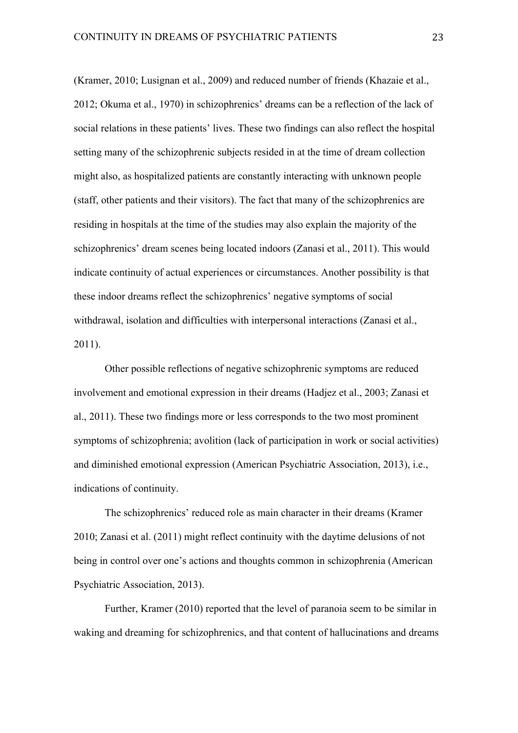(Kramer, 2010; Lusignan et al., 2009) and reduced number of friends (Khazaie et al., 2012; Okuma et al., 1970) in schizophrenics' dreams can be a reflection of the lack of social relations in these patients' lives. These two findings can also reflect the hospital setting many of the schizophrenic subjects resided in at the time of dream collection might also, as hospitalized patients are constantly interacting with unknown people (staff, other patients and their visitors). The fact that many of the schizophrenics are residing in hospitals at the time of the studies may also explain the majority of the schizophrenics' dream scenes being located indoors (Zanasi et al., 2011). This would indicate continuity of actual experiences or circumstances. Another possibility is that these indoor dreams reflect the schizophrenics' negative symptoms of social withdrawal, isolation and difficulties with interpersonal interactions (Zanasi et al., 2011).

Other possible reflections of negative schizophrenic symptoms are reduced involvement and emotional expression in their dreams (Hadjez et al., 2003; Zanasi et al., 2011). These two findings more or less corresponds to the two most prominent symptoms of schizophrenia; avolition (lack of participation in work or social activities) and diminished emotional expression (American Psychiatric Association, 2013), i.e., indications of continuity.

The schizophrenics' reduced role as main character in their dreams (Kramer 2010; Zanasi et al. (2011) might reflect continuity with the daytime delusions of not being in control over one's actions and thoughts common in schizophrenia (American Psychiatric Association, 2013).

Further, Kramer (2010) reported that the level of paranoia seem to be similar in waking and dreaming for schizophrenics, and that content of hallucinations and dreams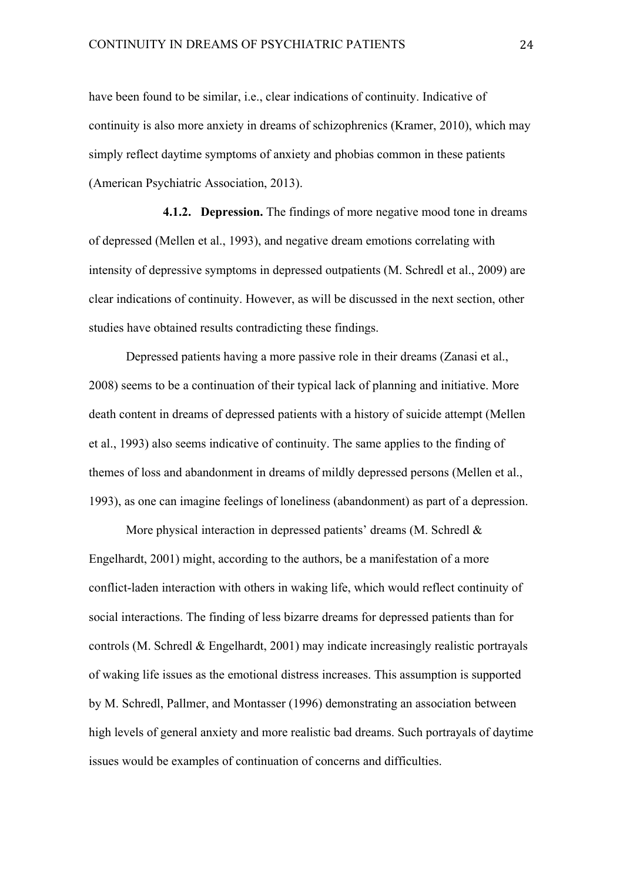have been found to be similar, i.e., clear indications of continuity. Indicative of continuity is also more anxiety in dreams of schizophrenics (Kramer, 2010), which may simply reflect daytime symptoms of anxiety and phobias common in these patients (American Psychiatric Association, 2013).

#### 4.1.2. Depression.

The findings of more negative mood tone in dreams of depressed (Mellen et al., 1993), and negative dream emotions correlating with intensity of depressive symptoms in depressed outpatients (M. Schredl et al., 2009) are clear indications of continuity. However, as will be discussed in the next section, other studies have obtained results contradicting these findings.

Depressed patients having a more passive role in their dreams (Zanasi et al., 2008) seems to be a continuation of their typical lack of planning and initiative. More death content in dreams of depressed patients with a history of suicide attempt (Mellen et al., 1993) also seems indicative of continuity. The same applies to the finding of themes of loss and abandonment in dreams of mildly depressed persons (Mellen et al., 1993), as one can imagine feelings of loneliness (abandonment) as part of a depression.

More physical interaction in depressed patients' dreams (M. Schredl & Engelhardt, 2001) might, according to the authors, be a manifestation of a more conflict-laden interaction with others in waking life, which would reflect continuity of social interactions. The finding of less bizarre dreams for depressed patients than for controls (M. Schredl & Engelhardt, 2001) may indicate increasingly realistic portrayals of waking life issues as the emotional distress increases. This assumption is supported by M. Schredl, Pallmer, and Montasser (1996) demonstrating an association between high levels of general anxiety and more realistic bad dreams. Such portrayals of daytime issues would be examples of continuation of concerns and difficulties.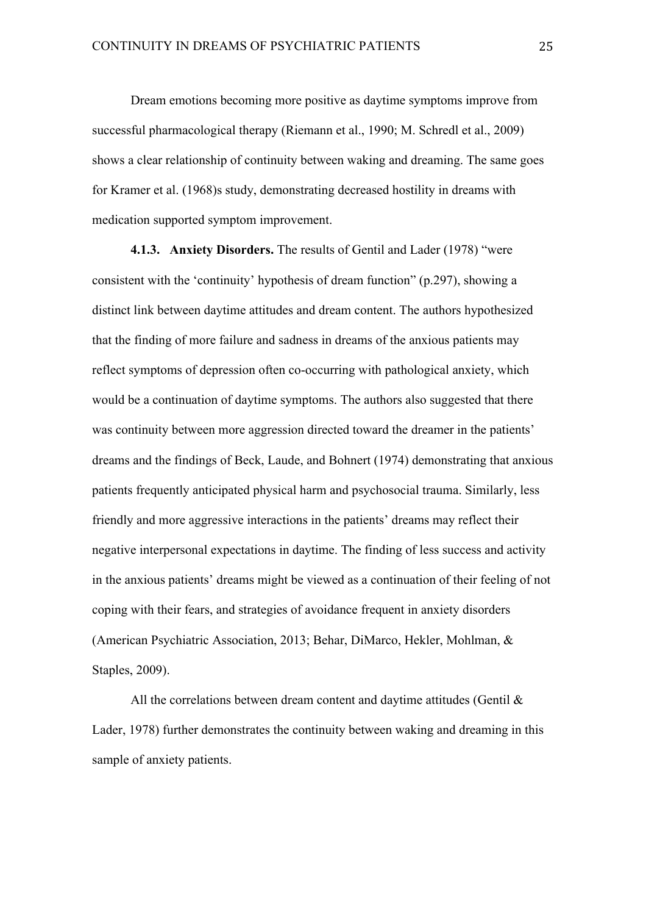Dream emotions becoming more positive as daytime symptoms improve from successful pharmacological therapy (Riemann et al., 1990; M. Schredl et al., 2009) shows a clear relationship of continuity between waking and dreaming. The same goes for Kramer et al. (1968)s study, demonstrating decreased hostility in dreams with medication supported symptom improvement.

**4.1.3. Anxiety Disorders.** The results of Gentil and Lader (1978) "were consistent with the 'continuity' hypothesis of dream function" (p.297), showing a distinct link between daytime attitudes and dream content. The authors hypothesized that the finding of more failure and sadness in dreams of the anxious patients may reflect symptoms of depression often co-occurring with pathological anxiety, which would be a continuation of daytime symptoms. The authors also suggested that there was continuity between more aggression directed toward the dreamer in the patients' dreams and the findings of Beck, Laude, and Bohnert (1974) demonstrating that anxious patients frequently anticipated physical harm and psychosocial trauma. Similarly, less friendly and more aggressive interactions in the patients' dreams may reflect their negative interpersonal expectations in daytime. The finding of less success and activity in the anxious patients' dreams might be viewed as a continuation of their feeling of not coping with their fears, and strategies of avoidance frequent in anxiety disorders (American Psychiatric Association, 2013; Behar, DiMarco, Hekler, Mohlman, & Staples, 2009).

All the correlations between dream content and daytime attitudes (Gentil & Lader, 1978) further demonstrates the continuity between waking and dreaming in this sample of anxiety patients.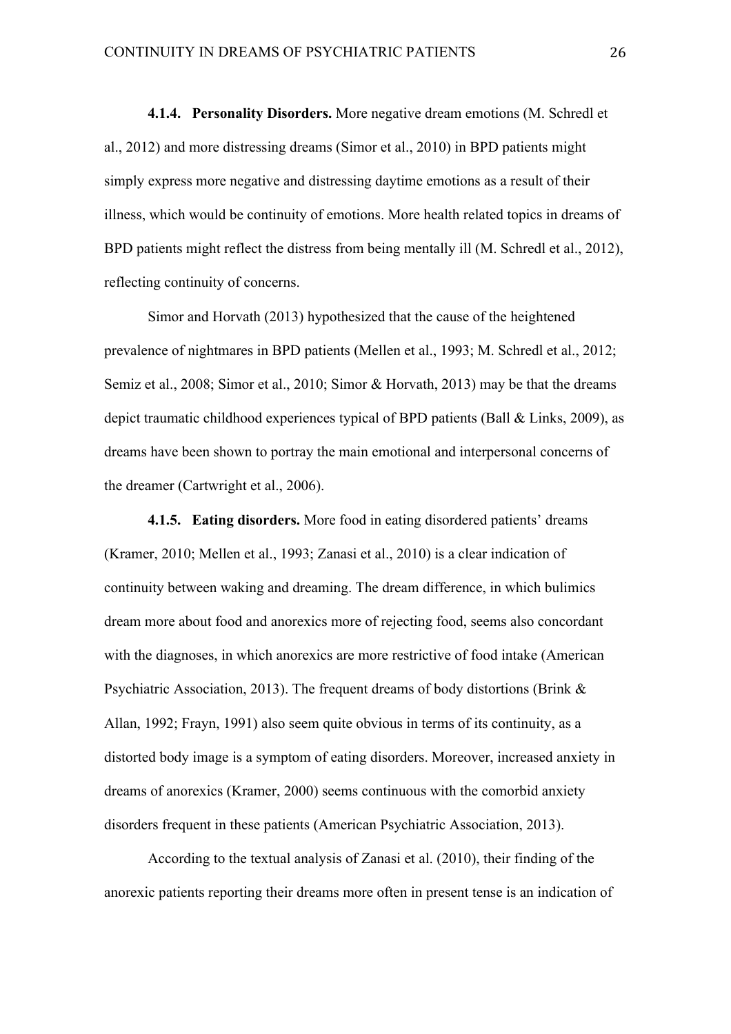**4.1.4. Personality Disorders.** More negative dream emotions (M. Schredl et al., 2012) and more distressing dreams (Simor et al., 2010) in BPD patients might simply express more negative and distressing daytime emotions as a result of their illness, which would be continuity of emotions. More health related topics in dreams of BPD patients might reflect the distress from being mentally ill (M. Schredl et al., 2012), reflecting continuity of concerns.

Simor and Horvath (2013) hypothesized that the cause of the heightened prevalence of nightmares in BPD patients (Mellen et al., 1993; M. Schredl et al., 2012; Semiz et al., 2008; Simor et al., 2010; Simor & Horvath, 2013) may be that the dreams depict traumatic childhood experiences typical of BPD patients (Ball & Links, 2009), as dreams have been shown to portray the main emotional and interpersonal concerns of the dreamer (Cartwright et al., 2006).

**4.1.5. Eating disorders.** More food in eating disordered patients' dreams (Kramer, 2010; Mellen et al., 1993; Zanasi et al., 2010) is a clear indication of continuity between waking and dreaming. The dream difference, in which bulimics dream more about food and anorexics more of rejecting food, seems also concordant with the diagnoses, in which anorexics are more restrictive of food intake (American Psychiatric Association, 2013). The frequent dreams of body distortions (Brink & Allan, 1992; Frayn, 1991) also seem quite obvious in terms of its continuity, as a distorted body image is a symptom of eating disorders. Moreover, increased anxiety in dreams of anorexics (Kramer, 2000) seems continuous with the comorbid anxiety disorders frequent in these patients (American Psychiatric Association, 2013).

According to the textual analysis of Zanasi et al. (2010), their finding of the anorexic patients reporting their dreams more often in present tense is an indication of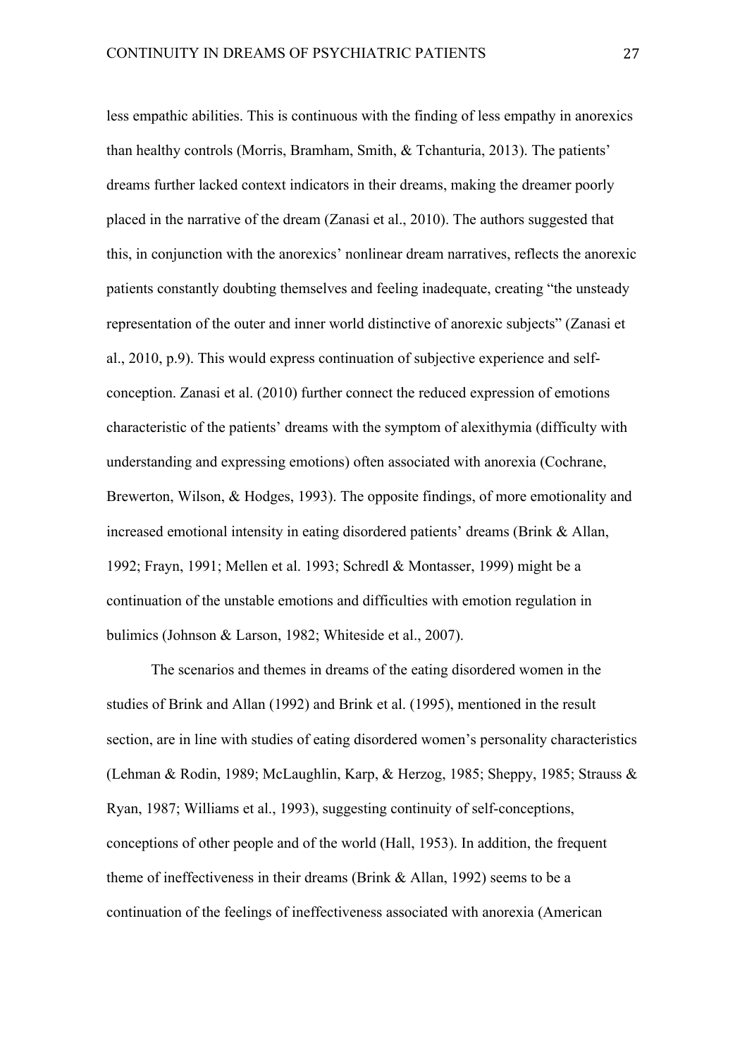less empathic abilities. This is continuous with the finding of less empathy in anorexics than healthy controls (Morris, Bramham, Smith, & Tchanturia, 2013). The patients' dreams further lacked context indicators in their dreams, making the dreamer poorly placed in the narrative of the dream (Zanasi et al., 2010). The authors suggested that this, in conjunction with the anorexics' nonlinear dream narratives, reflects the anorexic patients constantly doubting themselves and feeling inadequate, creating "the unsteady representation of the outer and inner world distinctive of anorexic subjects" (Zanasi et al., 2010, p.9). This would express continuation of subjective experience and self-conception. Zanasi et al. (2010) further connect the reduced expression of emotions characteristic of the patients' dreams with the symptom of alexithymia (difficulty with understanding and expressing emotions) often associated with anorexia (Cochrane, Brewerton, Wilson, & Hodges, 1993). The opposite findings, of more emotionality and increased emotional intensity in eating disordered patients' dreams (Brink & Allan, 1992; Frayn, 1991; Mellen et al. 1993; Schredl & Montasser, 1999) might be a continuation of the unstable emotions and difficulties with emotion regulation in bulimics (Johnson & Larson, 1982; Whiteside et al., 2007).

The scenarios and themes in dreams of the eating disordered women in the studies of Brink and Allan (1992) and Brink et al. (1995), mentioned in the result section, are in line with studies of eating disordered women's personality characteristics (Lehman & Rodin, 1989; McLaughlin, Karp, & Herzog, 1985; Sheppy, 1985; Strauss & Ryan, 1987; Williams et al., 1993), suggesting continuity of self-conceptions, conceptions of other people and of the world (Hall, 1953). In addition, the frequent theme of ineffectiveness in their dreams (Brink & Allan, 1992) seems to be a continuation of the feelings of ineffectiveness associated with anorexia (American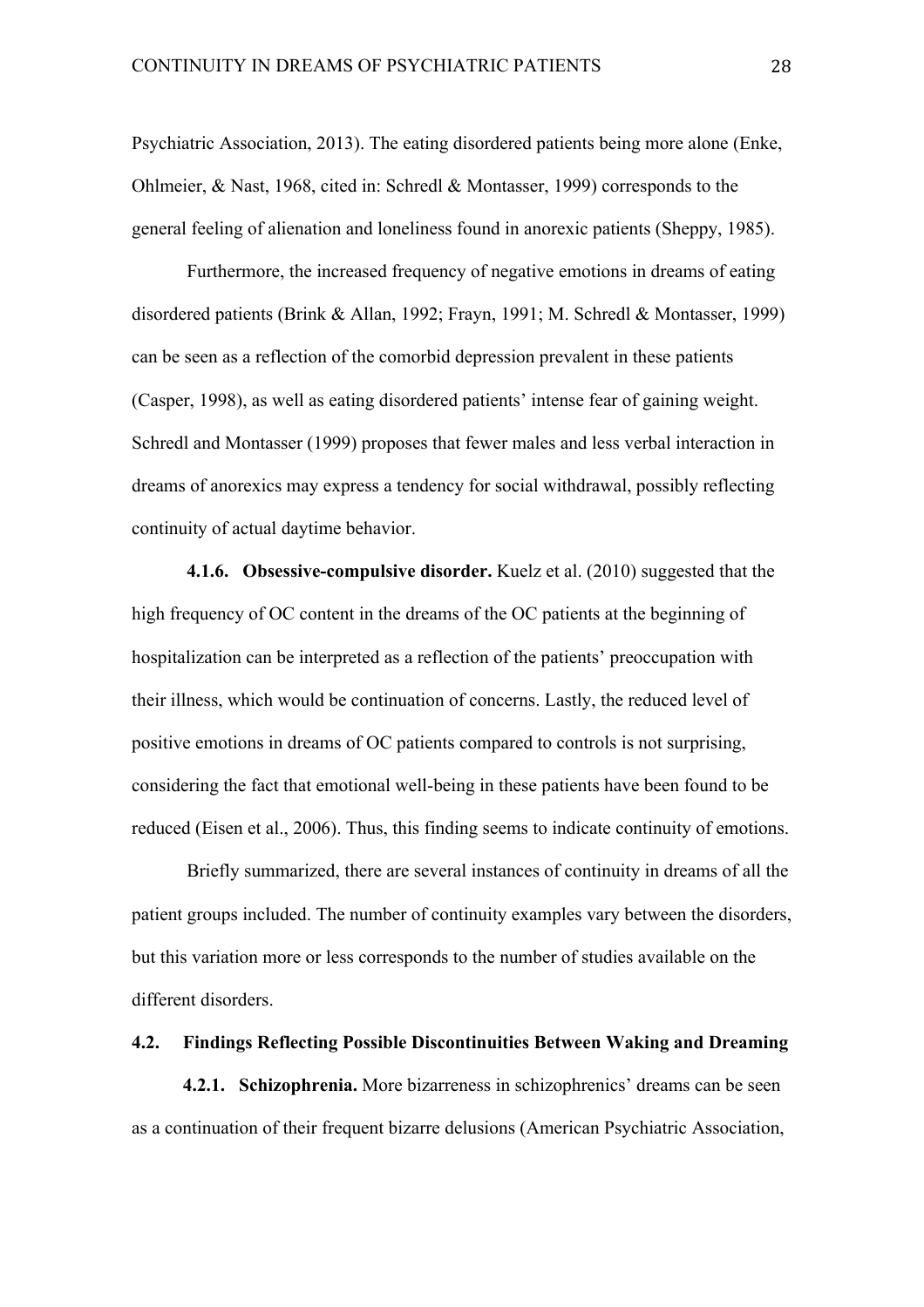Psychiatric Association, 2013). The eating disordered patients being more alone (Enke, Ohlmeier, & Nast, 1968, cited in: Schredl & Montasser, 1999) corresponds to the general feeling of alienation and loneliness found in anorexic patients (Sheppy, 1985).

Furthermore, the increased frequency of negative emotions in dreams of eating disordered patients (Brink & Allan, 1992; Frayn, 1991; M. Schredl & Montasser, 1999) can be seen as a reflection of the comorbid depression prevalent in these patients (Casper, 1998), as well as eating disordered patients' intense fear of gaining weight. Schredl and Montasser (1999) proposes that fewer males and less verbal interaction in dreams of anorexics may express a tendency for social withdrawal, possibly reflecting continuity of actual daytime behavior.

**4.1.6. Obsessive-compulsive disorder.** Kuelz et al. (2010) suggested that the high frequency of OC content in the dreams of the OC patients at the beginning of hospitalization can be interpreted as a reflection of the patients' preoccupation with their illness, which would be continuation of concerns. Lastly, the reduced level of positive emotions in dreams of OC patients compared to controls is not surprising, considering the fact that emotional well-being in these patients have been found to be reduced (Eisen et al., 2006). Thus, this finding seems to indicate continuity of emotions.

Briefly summarized, there are several instances of continuity in dreams of all the patient groups included. The number of continuity examples vary between the disorders, but this variation more or less corresponds to the number of studies available on the different disorders.

### 4.2. Findings Reflecting Possible Discontinuities Between Waking and Dreaming

**4.2.1. Schizophrenia.** More bizarreness in schizophrenics' dreams can be seen as a continuation of their frequent bizarre delusions (American Psychiatric Association,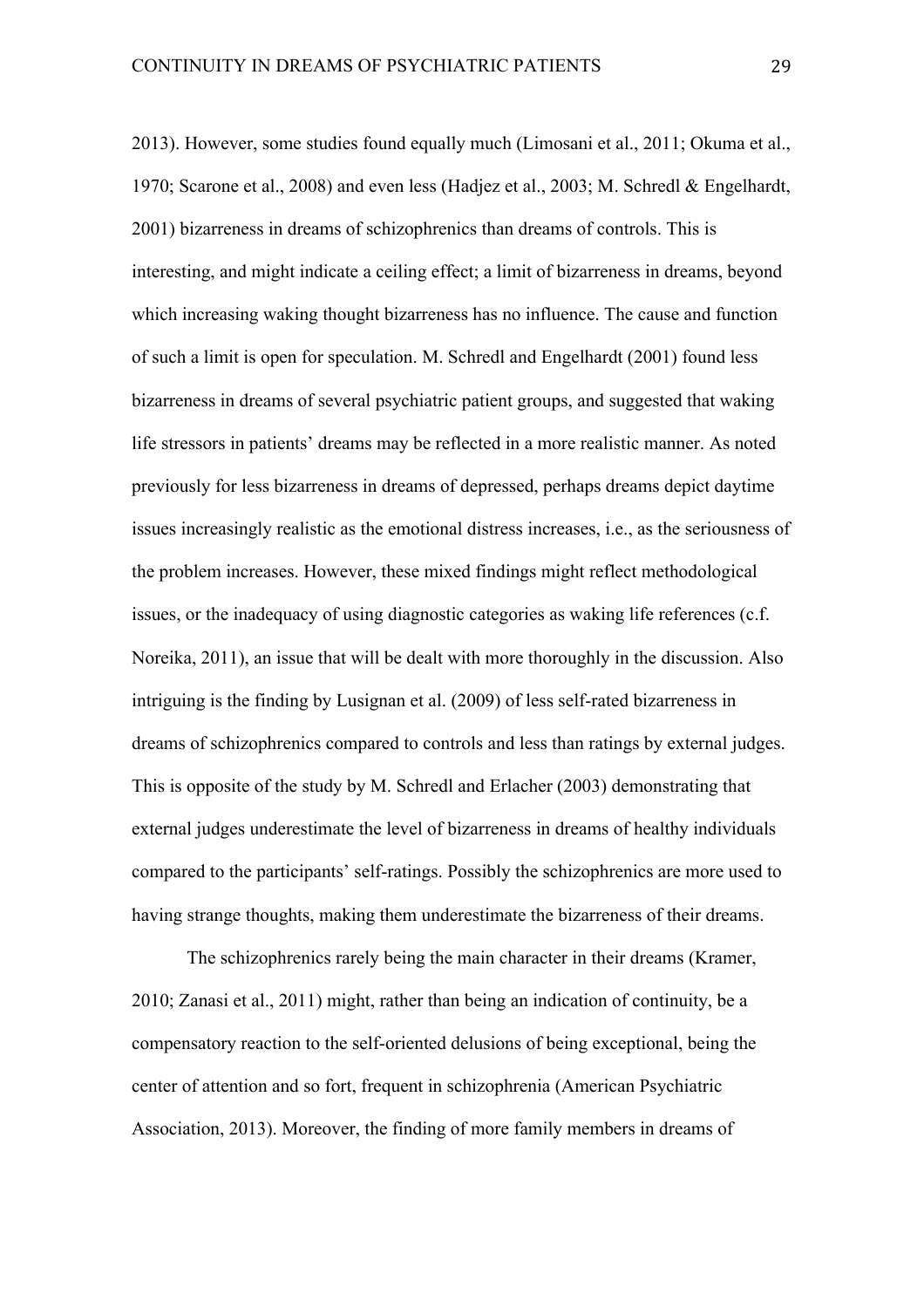2013). However, some studies found equally much (Limosani et al., 2011; Okuma et al., 1970; Scarone et al., 2008) and even less (Hadjez et al., 2003; M. Schredl & Engelhardt, 2001) bizarreness in dreams of schizophrenics than dreams of controls. This is interesting, and might indicate a ceiling effect; a limit of bizarreness in dreams, beyond which increasing waking thought bizarreness has no influence. The cause and function of such a limit is open for speculation. M. Schredl and Engelhardt (2001) found less bizarreness in dreams of several psychiatric patient groups, and suggested that waking life stressors in patients' dreams may be reflected in a more realistic manner. As noted previously for less bizarreness in dreams of depressed, perhaps dreams depict daytime issues increasingly realistic as the emotional distress increases, i.e., as the seriousness of the problem increases. However, these mixed findings might reflect methodological issues, or the inadequacy of using diagnostic categories as waking life references (c.f. Noreika, 2011), an issue that will be dealt with more thoroughly in the discussion. Also intriguing is the finding by Lusignan et al. (2009) of less self-rated bizarreness in dreams of schizophrenics compared to controls and less than ratings by external judges. This is opposite of the study by M. Schredl and Erlacher (2003) demonstrating that external judges underestimate the level of bizarreness in dreams of healthy individuals compared to the participants' self-ratings. Possibly the schizophrenics are more used to having strange thoughts, making them underestimate the bizarreness of their dreams.

The schizophrenics rarely being the main character in their dreams (Kramer, 2010; Zanasi et al., 2011) might, rather than being an indication of continuity, be a compensatory reaction to the self-oriented delusions of being exceptional, being the center of attention and so fort, frequent in schizophrenia (American Psychiatric Association, 2013). Moreover, the finding of more family members in dreams of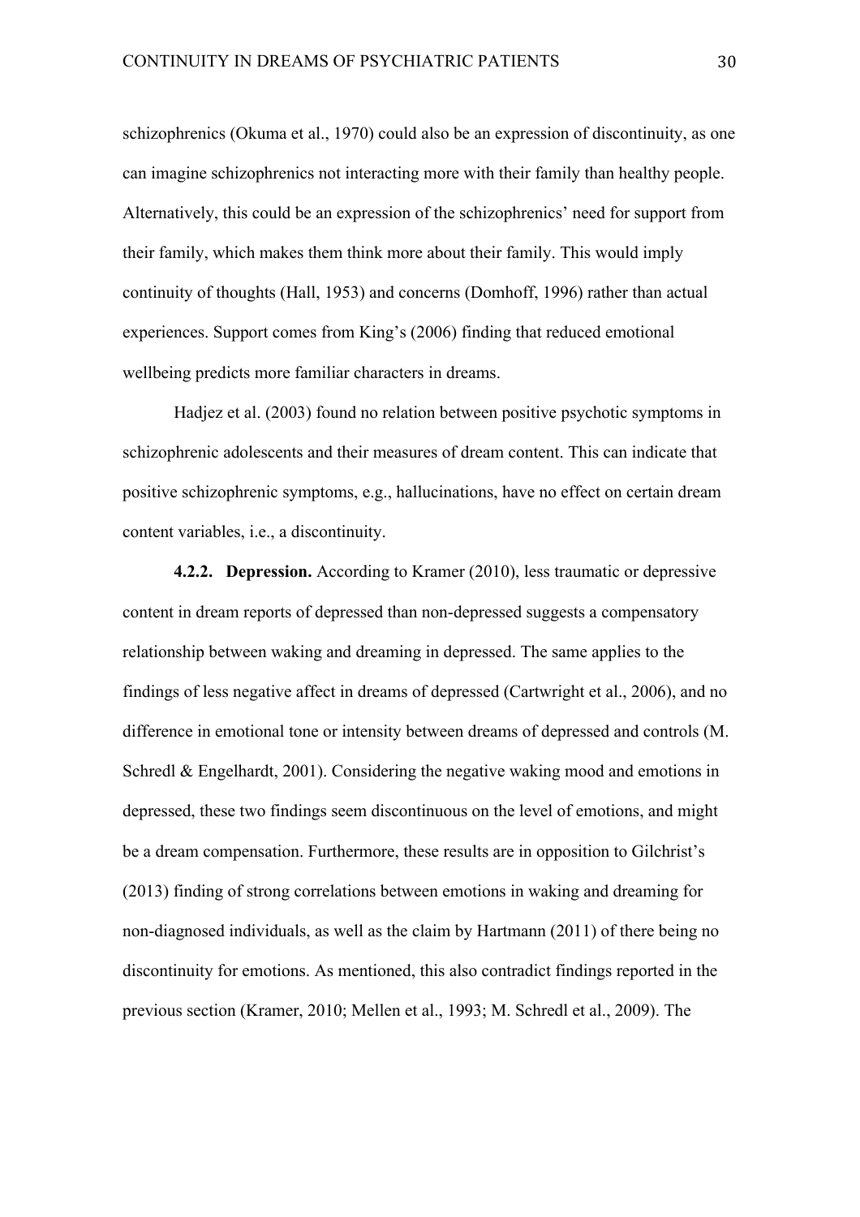schizophrenics (Okuma et al., 1970) could also be an expression of discontinuity, as one can imagine schizophrenics not interacting more with their family than healthy people. Alternatively, this could be an expression of the schizophrenics' need for support from their family, which makes them think more about their family. This would imply continuity of thoughts (Hall, 1953) and concerns (Domhoff, 1996) rather than actual experiences. Support comes from King's (2006) finding that reduced emotional wellbeing predicts more familiar characters in dreams.

Hadjez et al. (2003) found no relation between positive psychotic symptoms in schizophrenic adolescents and their measures of dream content. This can indicate that positive schizophrenic symptoms, e.g., hallucinations, have no effect on certain dream content variables, i.e., a discontinuity.

**4.2.2. Depression.** According to Kramer (2010), less traumatic or depressive content in dream reports of depressed than non-depressed suggests a compensatory relationship between waking and dreaming in depressed. The same applies to the findings of less negative affect in dreams of depressed (Cartwright et al., 2006), and no difference in emotional tone or intensity between dreams of depressed and controls (M. Schredl & Engelhardt, 2001). Considering the negative waking mood and emotions in depressed, these two findings seem discontinuous on the level of emotions, and might be a dream compensation. Furthermore, these results are in opposition to Gilchrist's (2013) finding of strong correlations between emotions in waking and dreaming for non-diagnosed individuals, as well as the claim by Hartmann (2011) of there being no discontinuity for emotions. As mentioned, this also contradict findings reported in the previous section (Kramer, 2010; Mellen et al., 1993; M. Schredl et al., 2009). The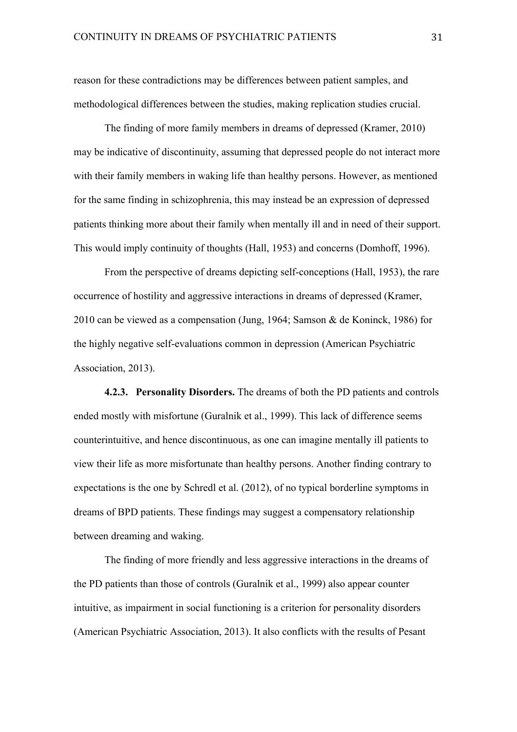reason for these contradictions may be differences between patient samples, and methodological differences between the studies, making replication studies crucial.

The finding of more family members in dreams of depressed (Kramer, 2010) may be indicative of discontinuity, assuming that depressed people do not interact more with their family members in waking life than healthy persons. However, as mentioned for the same finding in schizophrenia, this may instead be an expression of depressed patients thinking more about their family when mentally ill and in need of their support. This would imply continuity of thoughts (Hall, 1953) and concerns (Domhoff, 1996).

From the perspective of dreams depicting self-conceptions (Hall, 1953), the rare occurrence of hostility and aggressive interactions in dreams of depressed (Kramer, 2010 can be viewed as a compensation (Jung, 1964; Samson & de Koninck, 1986) for the highly negative self-evaluations common in depression (American Psychiatric Association, 2013).

**4.2.3. Personality Disorders.** The dreams of both the PD patients and controls ended mostly with misfortune (Guralnik et al., 1999). This lack of difference seems counterintuitive, and hence discontinuous, as one can imagine mentally ill patients to view their life as more misfortunate than healthy persons. Another finding contrary to expectations is the one by Schredl et al. (2012), of no typical borderline symptoms in dreams of BPD patients. These findings may suggest a compensatory relationship between dreaming and waking.

The finding of more friendly and less aggressive interactions in the dreams of the PD patients than those of controls (Guralnik et al., 1999) also appear counter intuitive, as impairment in social functioning is a criterion for personality disorders (American Psychiatric Association, 2013). It also conflicts with the results of Pesant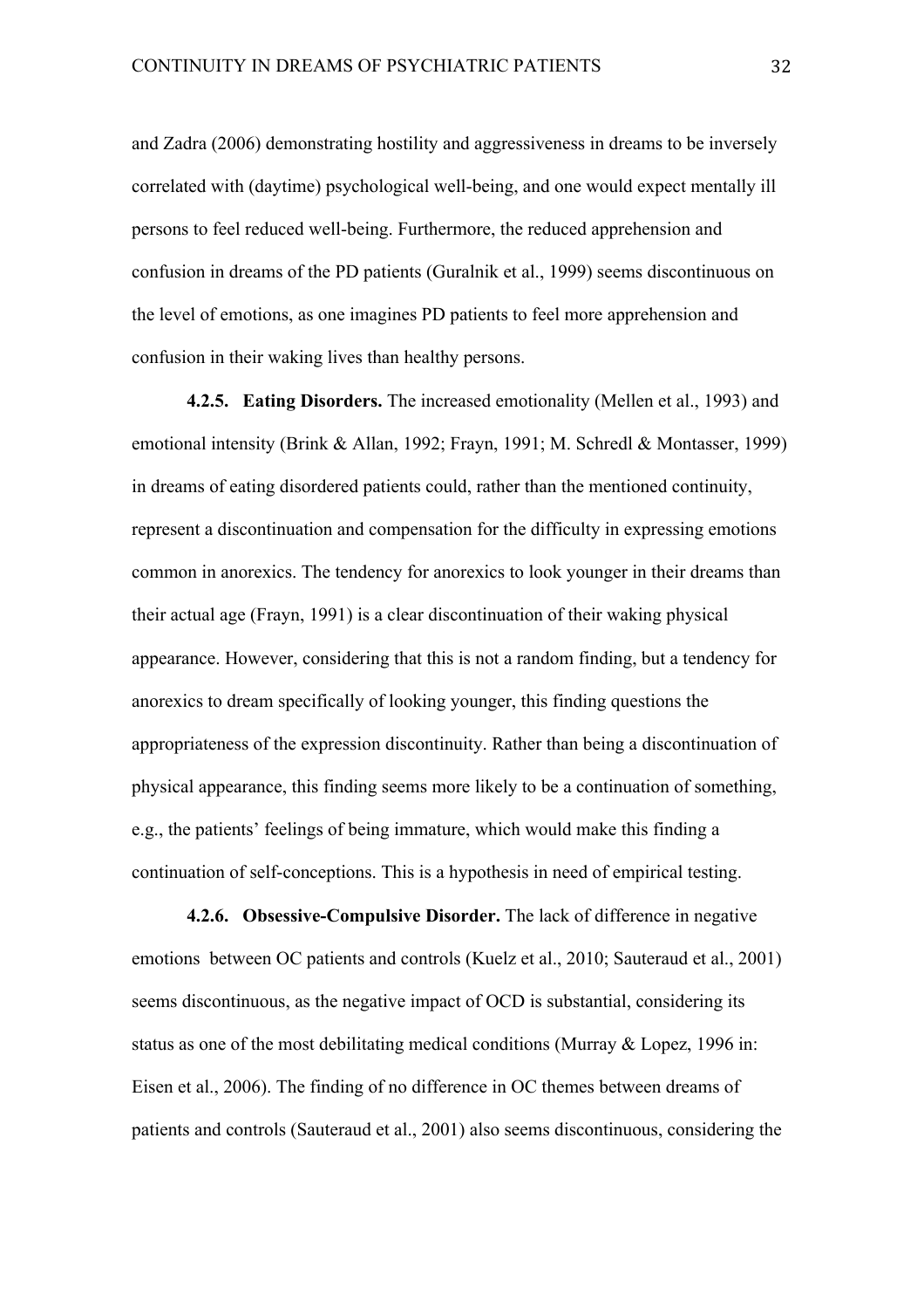and Zadra (2006) demonstrating hostility and aggressiveness in dreams to be inversely correlated with (daytime) psychological well-being, and one would expect mentally ill persons to feel reduced well-being. Furthermore, the reduced apprehension and confusion in dreams of the PD patients (Guralnik et al., 1999) seems discontinuous on the level of emotions, as one imagines PD patients to feel more apprehension and confusion in their waking lives than healthy persons.

**4.2.5. Eating Disorders.** The increased emotionality (Mellen et al., 1993) and emotional intensity (Brink & Allan, 1992; Frayn, 1991; M. Schredl & Montasser, 1999) in dreams of eating disordered patients could, rather than the mentioned continuity, represent a discontinuation and compensation for the difficulty in expressing emotions common in anorexics. The tendency for anorexics to look younger in their dreams than their actual age (Frayn, 1991) is a clear discontinuation of their waking physical appearance. However, considering that this is not a random finding, but a tendency for anorexics to dream specifically of looking younger, this finding questions the appropriateness of the expression discontinuity. Rather than being a discontinuation of physical appearance, this finding seems more likely to be a continuation of something, e.g., the patients' feelings of being immature, which would make this finding a continuation of self-conceptions. This is a hypothesis in need of empirical testing.

**4.2.6. Obsessive-Compulsive Disorder.** The lack of difference in negative emotions between OC patients and controls (Kuelz et al., 2010; Sauteraud et al., 2001) seems discontinuous, as the negative impact of OCD is substantial, considering its status as one of the most debilitating medical conditions (Murray & Lopez, 1996 in: Eisen et al., 2006). The finding of no difference in OC themes between dreams of patients and controls (Sauteraud et al., 2001) also seems discontinuous, considering the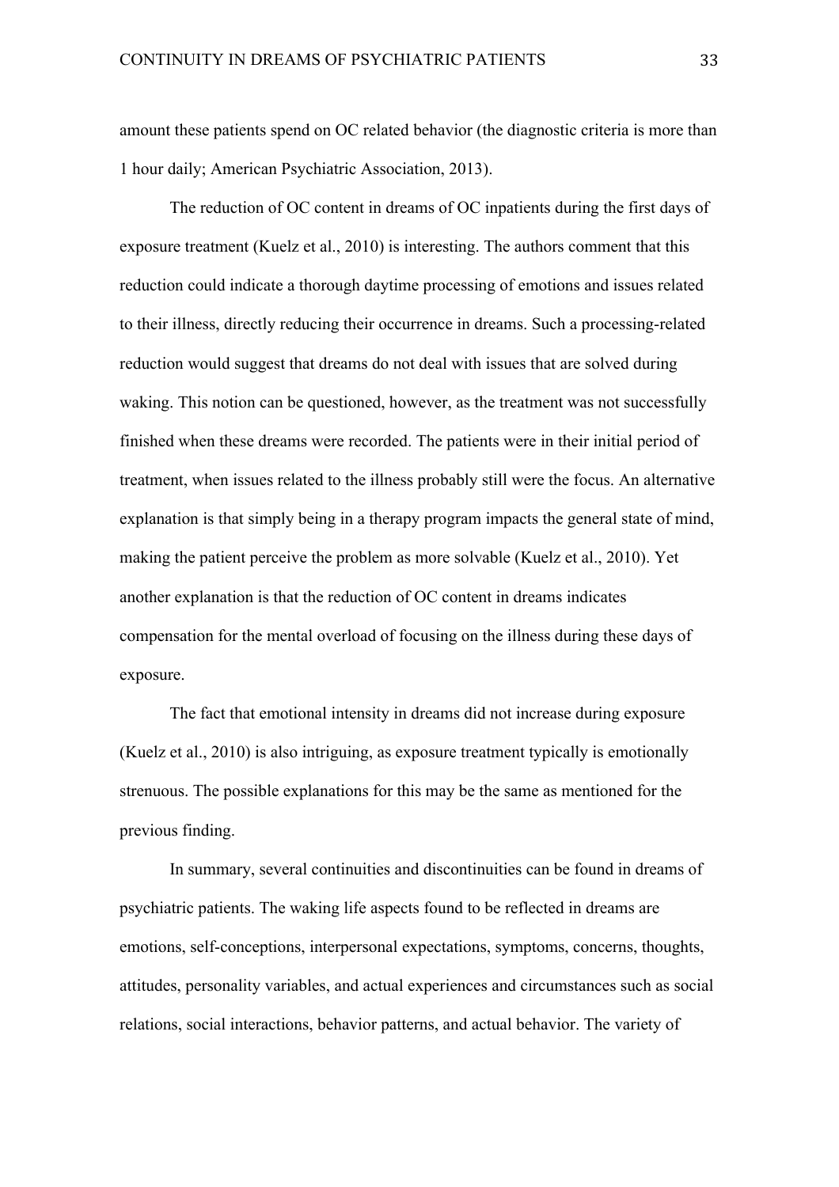amount these patients spend on OC related behavior (the diagnostic criteria is more than 1 hour daily; American Psychiatric Association, 2013).

The reduction of OC content in dreams of OC inpatients during the first days of exposure treatment (Kuelz et al., 2010) is interesting. The authors comment that this reduction could indicate a thorough daytime processing of emotions and issues related to their illness, directly reducing their occurrence in dreams. Such a processing-related reduction would suggest that dreams do not deal with issues that are solved during waking. This notion can be questioned, however, as the treatment was not successfully finished when these dreams were recorded. The patients were in their initial period of treatment, when issues related to the illness probably still were the focus. An alternative explanation is that simply being in a therapy program impacts the general state of mind, making the patient perceive the problem as more solvable (Kuelz et al., 2010). Yet another explanation is that the reduction of OC content in dreams indicates compensation for the mental overload of focusing on the illness during these days of exposure.

The fact that emotional intensity in dreams did not increase during exposure (Kuelz et al., 2010) is also intriguing, as exposure treatment typically is emotionally strenuous. The possible explanations for this may be the same as mentioned for the previous finding.

In summary, several continuities and discontinuities can be found in dreams of psychiatric patients. The waking life aspects found to be reflected in dreams are emotions, self-conceptions, interpersonal expectations, symptoms, concerns, thoughts, attitudes, personality variables, and actual experiences and circumstances such as social relations, social interactions, behavior patterns, and actual behavior. The variety of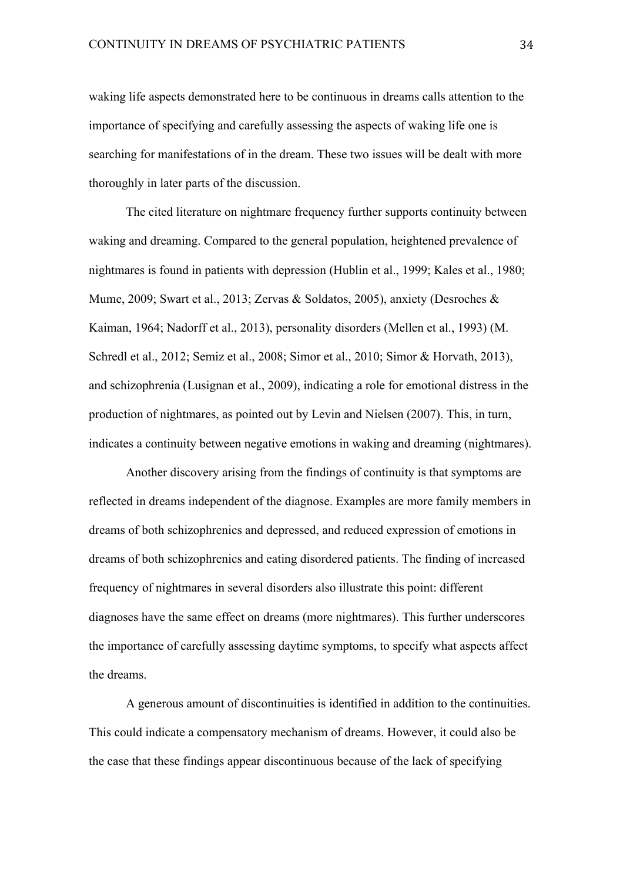waking life aspects demonstrated here to be continuous in dreams calls attention to the importance of specifying and carefully assessing the aspects of waking life one is searching for manifestations of in the dream. These two issues will be dealt with more thoroughly in later parts of the discussion.

The cited literature on nightmare frequency further supports continuity between waking and dreaming. Compared to the general population, heightened prevalence of nightmares is found in patients with depression (Hublin et al., 1999; Kales et al., 1980; Mume, 2009; Swart et al., 2013; Zervas & Soldatos, 2005), anxiety (Desroches & Kaiman, 1964; Nadorff et al., 2013), personality disorders (Mellen et al., 1993) (M. Schredl et al., 2012; Semiz et al., 2008; Simor et al., 2010; Simor & Horvath, 2013), and schizophrenia (Lusignan et al., 2009), indicating a role for emotional distress in the production of nightmares, as pointed out by Levin and Nielsen (2007). This, in turn, indicates a continuity between negative emotions in waking and dreaming (nightmares).

Another discovery arising from the findings of continuity is that symptoms are reflected in dreams independent of the diagnose. Examples are more family members in dreams of both schizophrenics and depressed, and reduced expression of emotions in dreams of both schizophrenics and eating disordered patients. The finding of increased frequency of nightmares in several disorders also illustrate this point: different diagnoses have the same effect on dreams (more nightmares). This further underscores the importance of carefully assessing daytime symptoms, to specify what aspects affect the dreams.

A generous amount of discontinuities is identified in addition to the continuities. This could indicate a compensatory mechanism of dreams. However, it could also be the case that these findings appear discontinuous because of the lack of specifying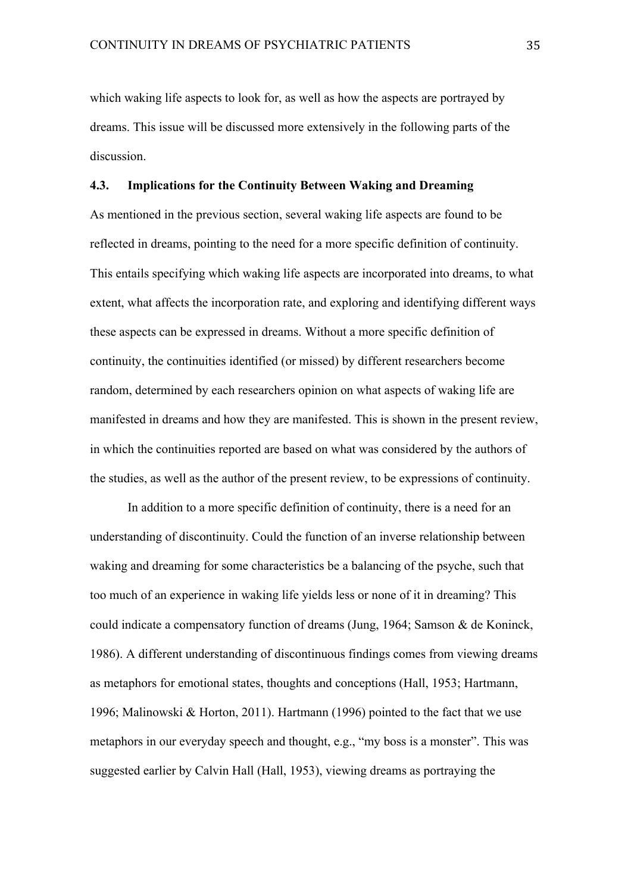which waking life aspects to look for, as well as how the aspects are portrayed by dreams. This issue will be discussed more extensively in the following parts of the discussion.

### 4.3. Implications for the Continuity Between Waking and Dreaming

As mentioned in the previous section, several waking life aspects are found to be reflected in dreams, pointing to the need for a more specific definition of continuity. This entails specifying which waking life aspects are incorporated into dreams, to what extent, what affects the incorporation rate, and exploring and identifying different ways these aspects can be expressed in dreams. Without a more specific definition of continuity, the continuities identified (or missed) by different researchers become random, determined by each researchers opinion on what aspects of waking life are manifested in dreams and how they are manifested. This is shown in the present review, in which the continuities reported are based on what was considered by the authors of the studies, as well as the author of the present review, to be expressions of continuity.

In addition to a more specific definition of continuity, there is a need for an understanding of discontinuity. Could the function of an inverse relationship between waking and dreaming for some characteristics be a balancing of the psyche, such that too much of an experience in waking life yields less or none of it in dreaming? This could indicate a compensatory function of dreams (Jung, 1964; Samson & de Koninck, 1986). A different understanding of discontinuous findings comes from viewing dreams as metaphors for emotional states, thoughts and conceptions (Hall, 1953; Hartmann, 1996; Malinowski & Horton, 2011). Hartmann (1996) pointed to the fact that we use metaphors in our everyday speech and thought, e.g., "my boss is a monster". This was suggested earlier by Calvin Hall (Hall, 1953), viewing dreams as portraying the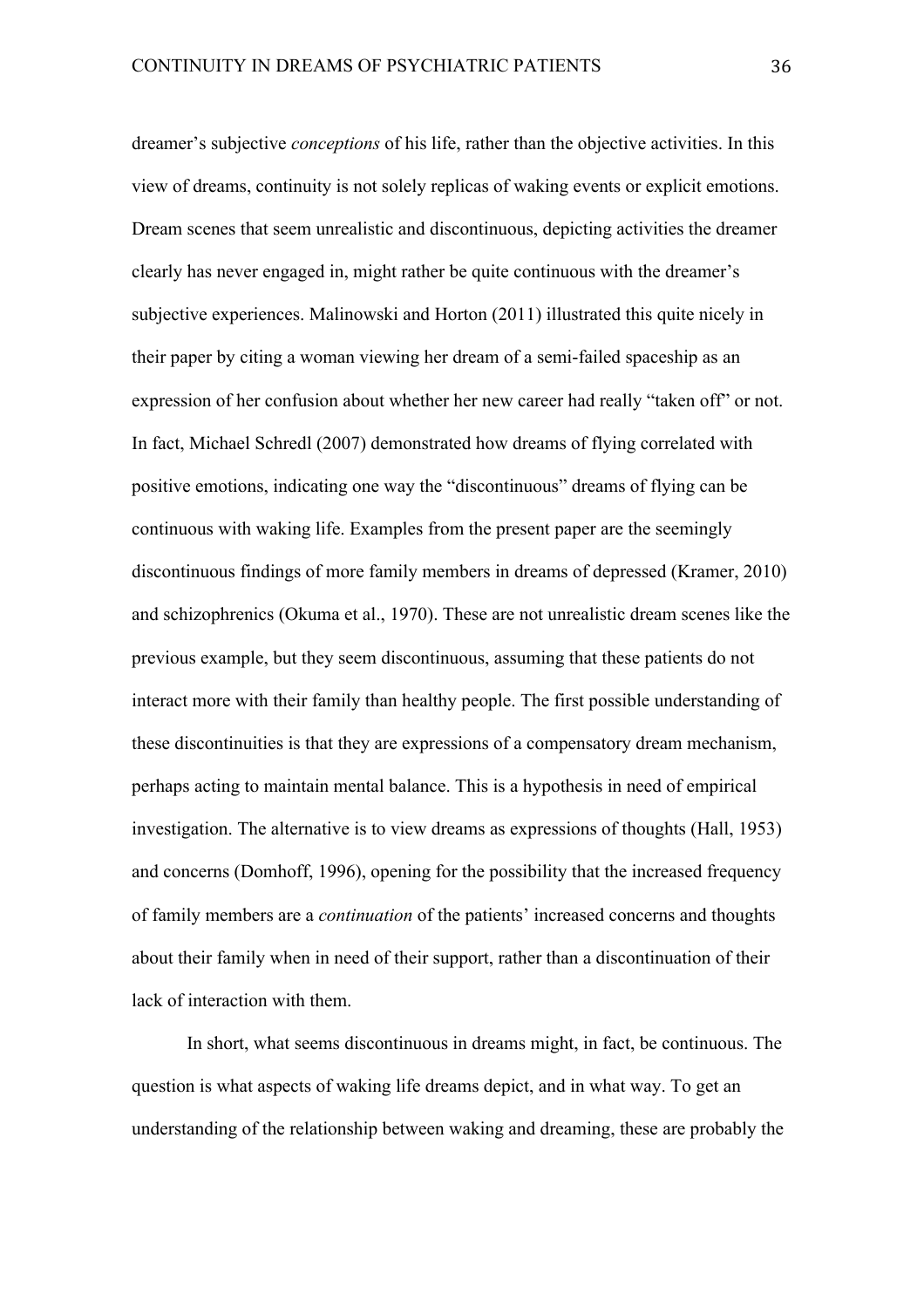dreamer's subjective *conceptions* of his life, rather than the objective activities. In this view of dreams, continuity is not solely replicas of waking events or explicit emotions. Dream scenes that seem unrealistic and discontinuous, depicting activities the dreamer clearly has never engaged in, might rather be quite continuous with the dreamer's subjective experiences. Malinowski and Horton (2011) illustrated this quite nicely in their paper by citing a woman viewing her dream of a semi-failed spaceship as an expression of her confusion about whether her new career had really "taken off" or not. In fact, Michael Schredl (2007) demonstrated how dreams of flying correlated with positive emotions, indicating one way the "discontinuous" dreams of flying can be continuous with waking life. Examples from the present paper are the seemingly discontinuous findings of more family members in dreams of depressed (Kramer, 2010) and schizophrenics (Okuma et al., 1970). These are not unrealistic dream scenes like the previous example, but they seem discontinuous, assuming that these patients do not interact more with their family than healthy people. The first possible understanding of these discontinuities is that they are expressions of a compensatory dream mechanism, perhaps acting to maintain mental balance. This is a hypothesis in need of empirical investigation. The alternative is to view dreams as expressions of thoughts (Hall, 1953) and concerns (Domhoff, 1996), opening for the possibility that the increased frequency of family members are a *continuation* of the patients' increased concerns and thoughts about their family when in need of their support, rather than a discontinuation of their lack of interaction with them.

In short, what seems discontinuous in dreams might, in fact, be continuous. The question is what aspects of waking life dreams depict, and in what way. To get an understanding of the relationship between waking and dreaming, these are probably the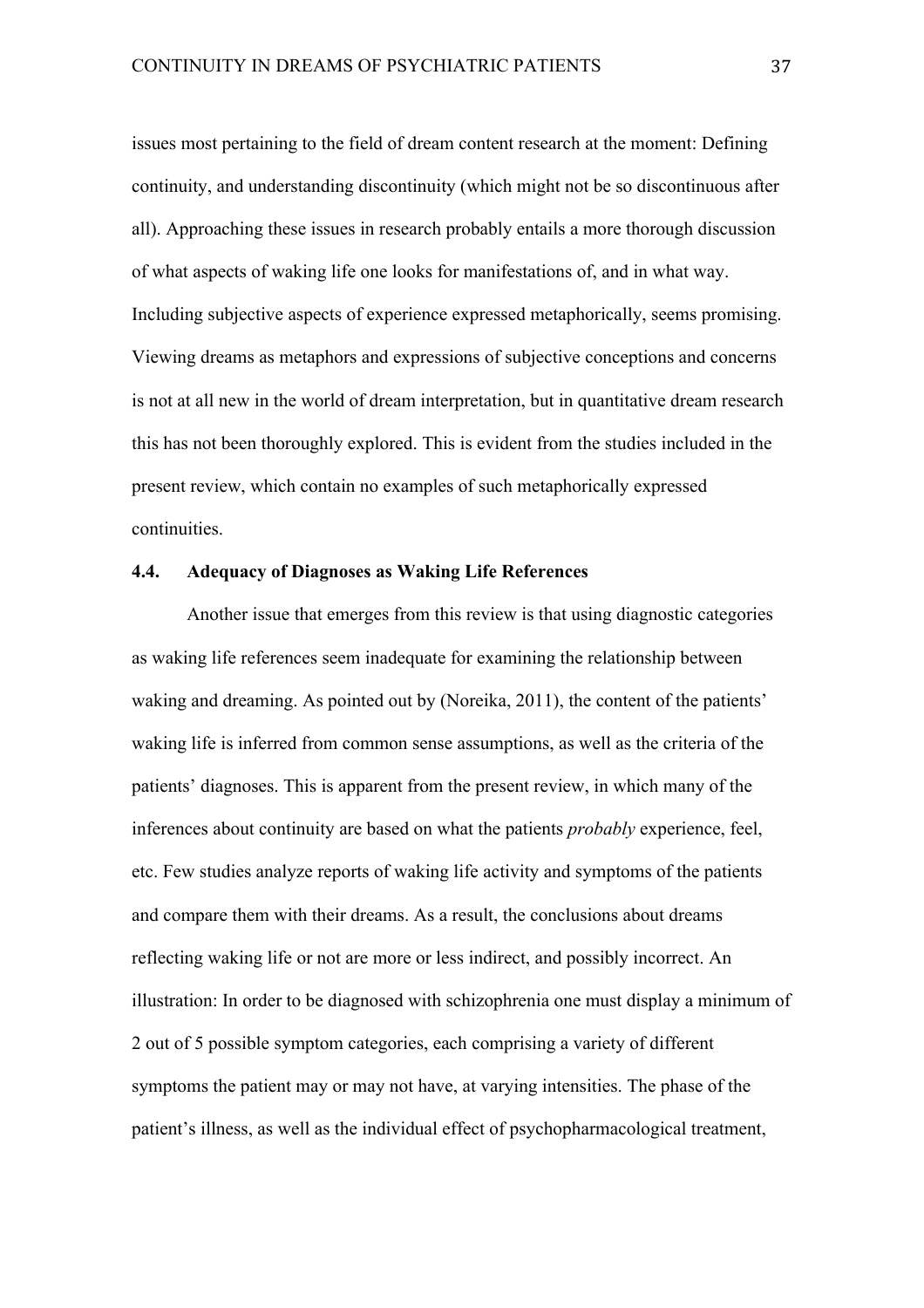issues most pertaining to the field of dream content research at the moment: Defining continuity, and understanding discontinuity (which might not be so discontinuous after all). Approaching these issues in research probably entails a more thorough discussion of what aspects of waking life one looks for manifestations of, and in what way. Including subjective aspects of experience expressed metaphorically, seems promising. Viewing dreams as metaphors and expressions of subjective conceptions and concerns is not at all new in the world of dream interpretation, but in quantitative dream research this has not been thoroughly explored. This is evident from the studies included in the present review, which contain no examples of such metaphorically expressed continuities.

### 4.4. Adequacy of Diagnoses as Waking Life References

Another issue that emerges from this review is that using diagnostic categories as waking life references seem inadequate for examining the relationship between waking and dreaming. As pointed out by (Noreika, 2011), the content of the patients' waking life is inferred from common sense assumptions, as well as the criteria of the patients' diagnoses. This is apparent from the present review, in which many of the inferences about continuity are based on what the patients *probably* experience, feel, etc. Few studies analyze reports of waking life activity and symptoms of the patients and compare them with their dreams. As a result, the conclusions about dreams reflecting waking life or not are more or less indirect, and possibly incorrect. An illustration: In order to be diagnosed with schizophrenia one must display a minimum of 2 out of 5 possible symptom categories, each comprising a variety of different symptoms the patient may or may not have, at varying intensities. The phase of the patient's illness, as well as the individual effect of psychopharmacological treatment,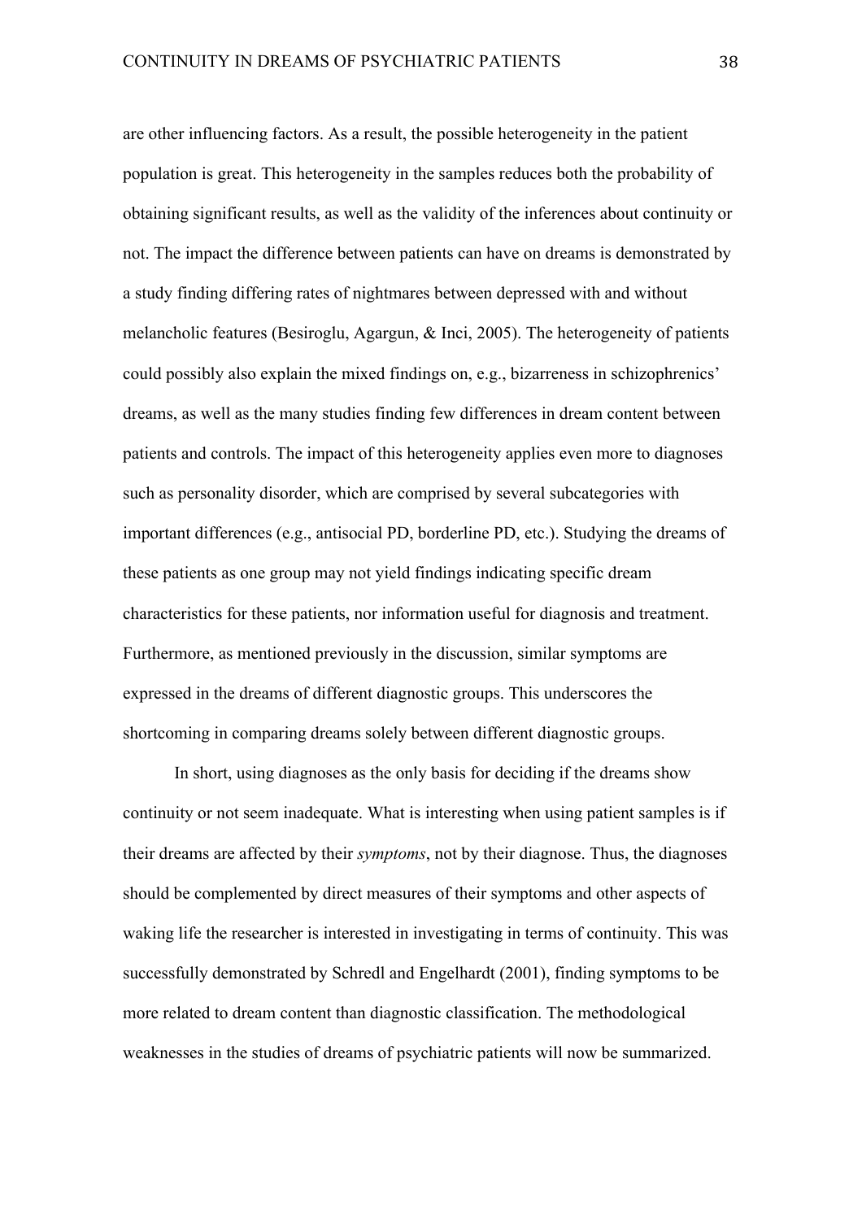are other influencing factors. As a result, the possible heterogeneity in the patient population is great. This heterogeneity in the samples reduces both the probability of obtaining significant results, as well as the validity of the inferences about continuity or not. The impact the difference between patients can have on dreams is demonstrated by a study finding differing rates of nightmares between depressed with and without melancholic features (Besiroglu, Agargun, & Inci, 2005). The heterogeneity of patients could possibly also explain the mixed findings on, e.g., bizarreness in schizophrenics' dreams, as well as the many studies finding few differences in dream content between patients and controls. The impact of this heterogeneity applies even more to diagnoses such as personality disorder, which are comprised by several subcategories with important differences (e.g., antisocial PD, borderline PD, etc.). Studying the dreams of these patients as one group may not yield findings indicating specific dream characteristics for these patients, nor information useful for diagnosis and treatment. Furthermore, as mentioned previously in the discussion, similar symptoms are expressed in the dreams of different diagnostic groups. This underscores the shortcoming in comparing dreams solely between different diagnostic groups.

In short, using diagnoses as the only basis for deciding if the dreams show continuity or not seem inadequate. What is interesting when using patient samples is if their dreams are affected by their *symptoms*, not by their diagnose. Thus, the diagnoses should be complemented by direct measures of their symptoms and other aspects of waking life the researcher is interested in investigating in terms of continuity. This was successfully demonstrated by Schredl and Engelhardt (2001), finding symptoms to be more related to dream content than diagnostic classification. The methodological weaknesses in the studies of dreams of psychiatric patients will now be summarized.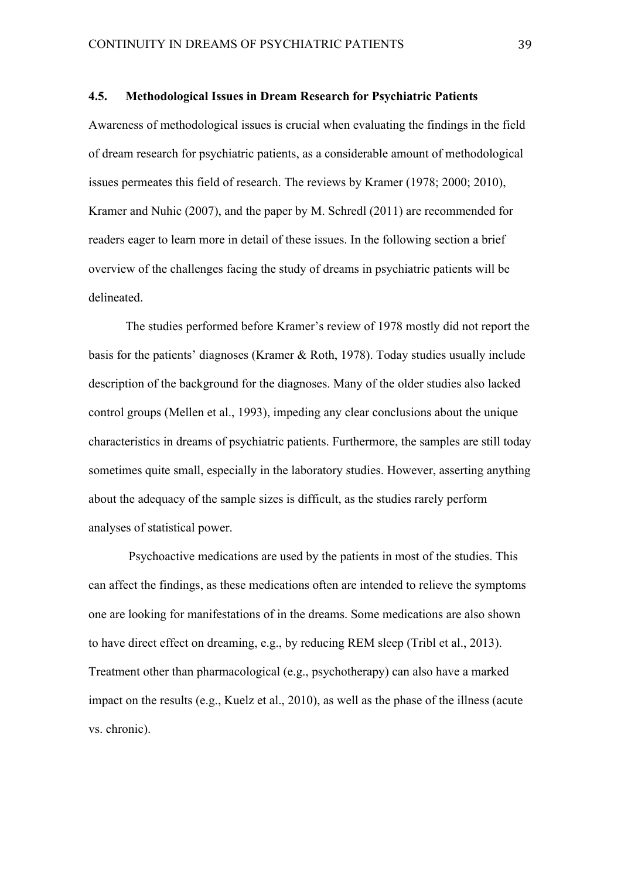### 4.5. Methodological Issues in Dream Research for Psychiatric Patients

Awareness of methodological issues is crucial when evaluating the findings in the field of dream research for psychiatric patients, as a considerable amount of methodological issues permeates this field of research. The reviews by Kramer (1978; 2000; 2010), Kramer and Nuhic (2007), and the paper by M. Schredl (2011) are recommended for readers eager to learn more in detail of these issues. In the following section a brief overview of the challenges facing the study of dreams in psychiatric patients will be delineated.

The studies performed before Kramer's review of 1978 mostly did not report the basis for the patients' diagnoses (Kramer & Roth, 1978). Today studies usually include description of the background for the diagnoses. Many of the older studies also lacked control groups (Mellen et al., 1993), impeding any clear conclusions about the unique characteristics in dreams of psychiatric patients. Furthermore, the samples are still today sometimes quite small, especially in the laboratory studies. However, asserting anything about the adequacy of the sample sizes is difficult, as the studies rarely perform analyses of statistical power.

Psychoactive medications are used by the patients in most of the studies. This can affect the findings, as these medications often are intended to relieve the symptoms one are looking for manifestations of in the dreams. Some medications are also shown to have direct effect on dreaming, e.g., by reducing REM sleep (Tribl et al., 2013). Treatment other than pharmacological (e.g., psychotherapy) can also have a marked impact on the results (e.g., Kuelz et al., 2010), as well as the phase of the illness (acute vs. chronic).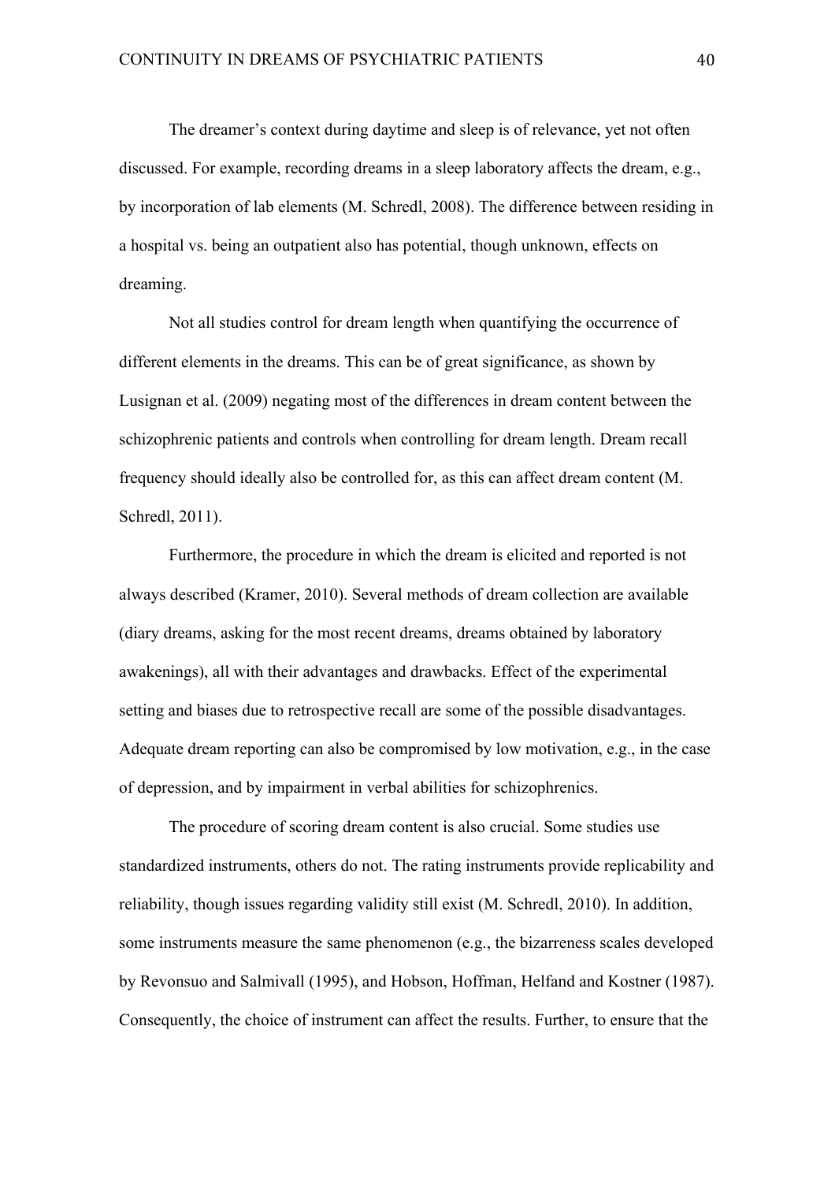The dreamer's context during daytime and sleep is of relevance, yet not often discussed. For example, recording dreams in a sleep laboratory affects the dream, e.g., by incorporation of lab elements (M. Schredl, 2008). The difference between residing in a hospital vs. being an outpatient also has potential, though unknown, effects on dreaming.

Not all studies control for dream length when quantifying the occurrence of different elements in the dreams. This can be of great significance, as shown by Lusignan et al. (2009) negating most of the differences in dream content between the schizophrenic patients and controls when controlling for dream length. Dream recall frequency should ideally also be controlled for, as this can affect dream content (M. Schredl, 2011).

Furthermore, the procedure in which the dream is elicited and reported is not always described (Kramer, 2010). Several methods of dream collection are available (diary dreams, asking for the most recent dreams, dreams obtained by laboratory awakenings), all with their advantages and drawbacks. Effect of the experimental setting and biases due to retrospective recall are some of the possible disadvantages. Adequate dream reporting can also be compromised by low motivation, e.g., in the case of depression, and by impairment in verbal abilities for schizophrenics.

The procedure of scoring dream content is also crucial. Some studies use standardized instruments, others do not. The rating instruments provide replicability and reliability, though issues regarding validity still exist (M. Schredl, 2010). In addition, some instruments measure the same phenomenon (e.g., the bizarreness scales developed by Revonsuo and Salmivall (1995), and Hobson, Hoffman, Helfand and Kostner (1987). Consequently, the choice of instrument can affect the results. Further, to ensure that the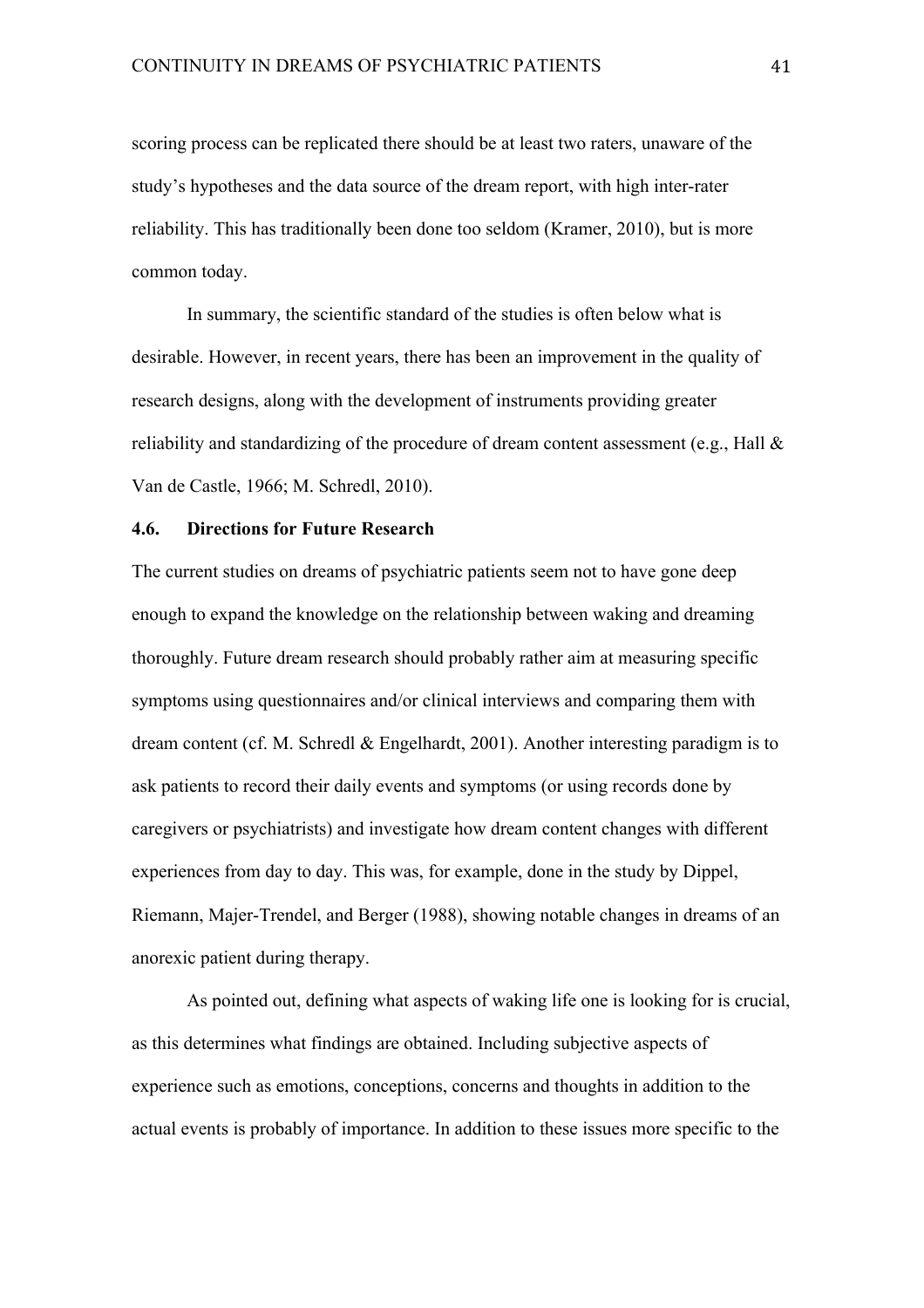scoring process can be replicated there should be at least two raters, unaware of the study's hypotheses and the data source of the dream report, with high inter-rater reliability. This has traditionally been done too seldom (Kramer, 2010), but is more common today.

In summary, the scientific standard of the studies is often below what is desirable. However, in recent years, there has been an improvement in the quality of research designs, along with the development of instruments providing greater reliability and standardizing of the procedure of dream content assessment (e.g., Hall & Van de Castle, 1966; M. Schredl, 2010).

### 4.6. Directions for Future Research

The current studies on dreams of psychiatric patients seem not to have gone deep enough to expand the knowledge on the relationship between waking and dreaming thoroughly. Future dream research should probably rather aim at measuring specific symptoms using questionnaires and/or clinical interviews and comparing them with dream content (cf. M. Schredl & Engelhardt, 2001). Another interesting paradigm is to ask patients to record their daily events and symptoms (or using records done by caregivers or psychiatrists) and investigate how dream content changes with different experiences from day to day. This was, for example, done in the study by Dippel, Riemann, Majer-Trendel, and Berger (1988), showing notable changes in dreams of an anorexic patient during therapy.

As pointed out, defining what aspects of waking life one is looking for is crucial, as this determines what findings are obtained. Including subjective aspects of experience such as emotions, conceptions, concerns and thoughts in addition to the actual events is probably of importance. In addition to these issues more specific to the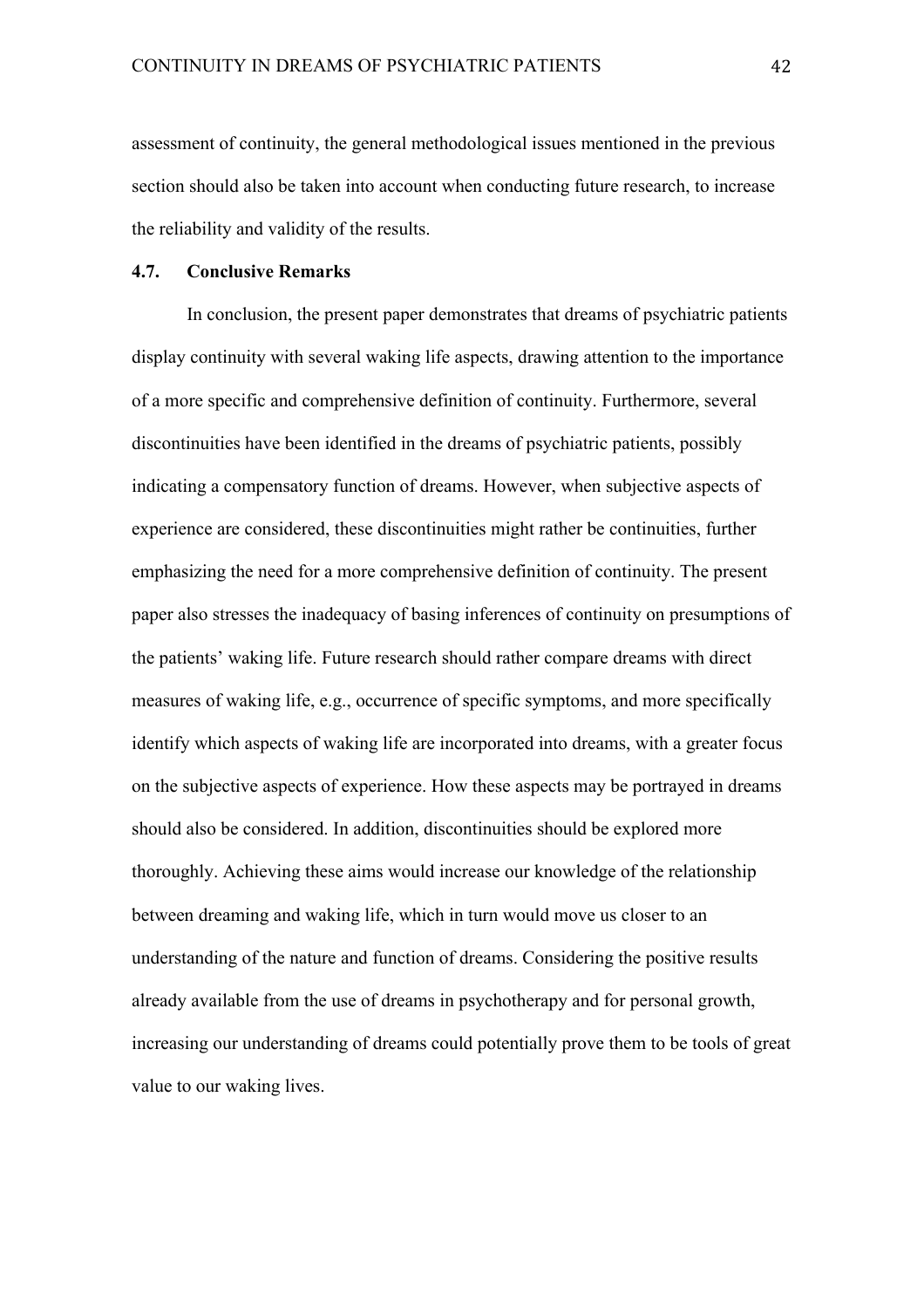assessment of continuity, the general methodological issues mentioned in the previous section should also be taken into account when conducting future research, to increase the reliability and validity of the results.

### 4.7. Conclusive Remarks

In conclusion, the present paper demonstrates that dreams of psychiatric patients display continuity with several waking life aspects, drawing attention to the importance of a more specific and comprehensive definition of continuity. Furthermore, several discontinuities have been identified in the dreams of psychiatric patients, possibly indicating a compensatory function of dreams. However, when subjective aspects of experience are considered, these discontinuities might rather be continuities, further emphasizing the need for a more comprehensive definition of continuity. The present paper also stresses the inadequacy of basing inferences of continuity on presumptions of the patients' waking life. Future research should rather compare dreams with direct measures of waking life, e.g., occurrence of specific symptoms, and more specifically identify which aspects of waking life are incorporated into dreams, with a greater focus on the subjective aspects of experience. How these aspects may be portrayed in dreams should also be considered. In addition, discontinuities should be explored more thoroughly. Achieving these aims would increase our knowledge of the relationship between dreaming and waking life, which in turn would move us closer to an understanding of the nature and function of dreams. Considering the positive results already available from the use of dreams in psychotherapy and for personal growth, increasing our understanding of dreams could potentially prove them to be tools of great value to our waking lives.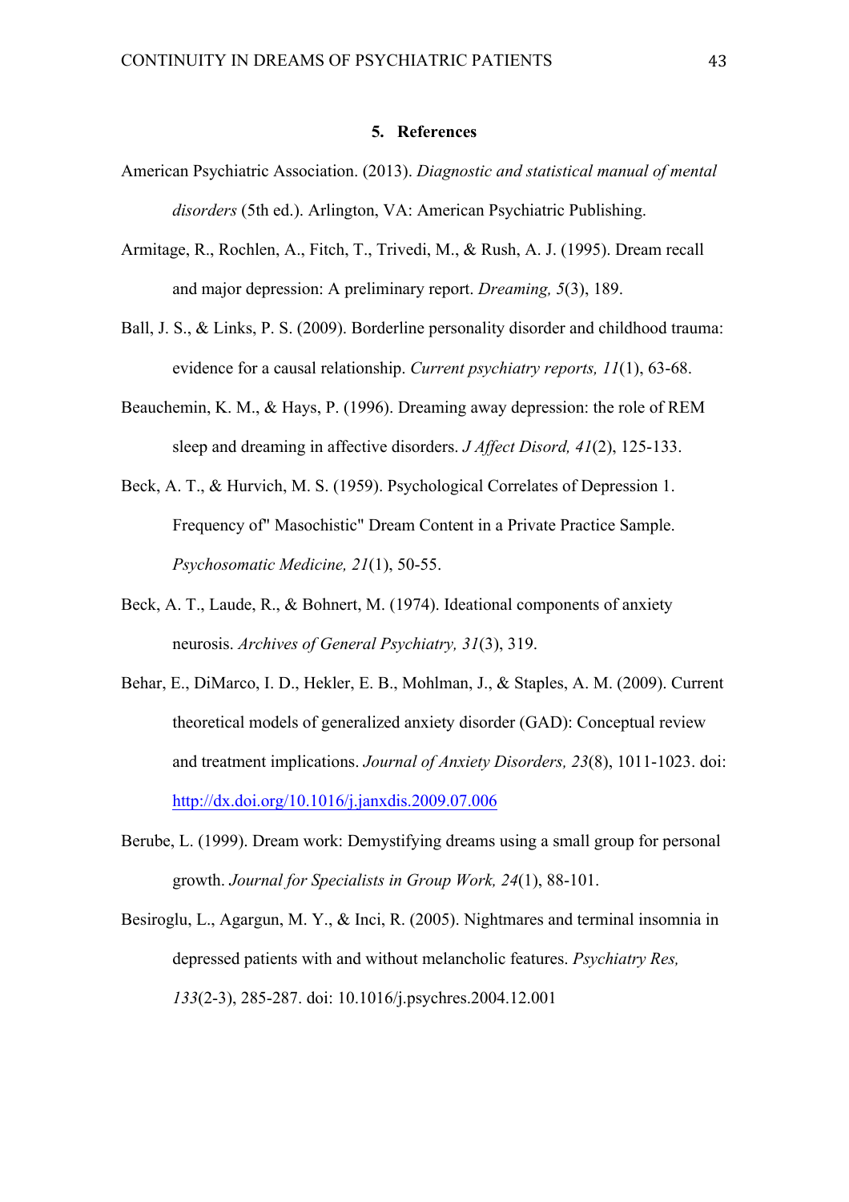## 5. References

American Psychiatric Association. (2013). *Diagnostic and statistical manual of mental disorders* (5th ed.). Arlington, VA: American Psychiatric Publishing.

Armitage, R., Rochlen, A., Fitch, T., Trivedi, M., & Rush, A. J. (1995). Dream recall and major depression: A preliminary report. *Dreaming, 5*(3), 189.

Ball, J. S., & Links, P. S. (2009). Borderline personality disorder and childhood trauma: evidence for a causal relationship. *Current psychiatry reports, 11*(1), 63-68.

Beauchemin, K. M., & Hays, P. (1996). Dreaming away depression: the role of REM sleep and dreaming in affective disorders. *J Affect Disord, 41*(2), 125-133.

Beck, A. T., & Hurvich, M. S. (1959). Psychological Correlates of Depression 1. Frequency of" Masochistic" Dream Content in a Private Practice Sample. *Psychosomatic Medicine, 21*(1), 50-55.

Beck, A. T., Laude, R., & Bohnert, M. (1974). Ideational components of anxiety neurosis. *Archives of General Psychiatry, 31*(3), 319.

Behar, E., DiMarco, I. D., Hekler, E. B., Mohlman, J., & Staples, A. M. (2009). Current theoretical models of generalized anxiety disorder (GAD): Conceptual review and treatment implications. *Journal of Anxiety Disorders, 23*(8), 1011-1023. doi: http://dx.doi.org/10.1016/j.janxdis.2009.07.006

Berube, L. (1999). Dream work: Demystifying dreams using a small group for personal growth. *Journal for Specialists in Group Work, 24*(1), 88-101.

Besiroglu, L., Agargun, M. Y., & Inci, R. (2005). Nightmares and terminal insomnia in depressed patients with and without melancholic features. *Psychiatry Res, 133*(2-3), 285-287. doi: 10.1016/j.psychres.2004.12.001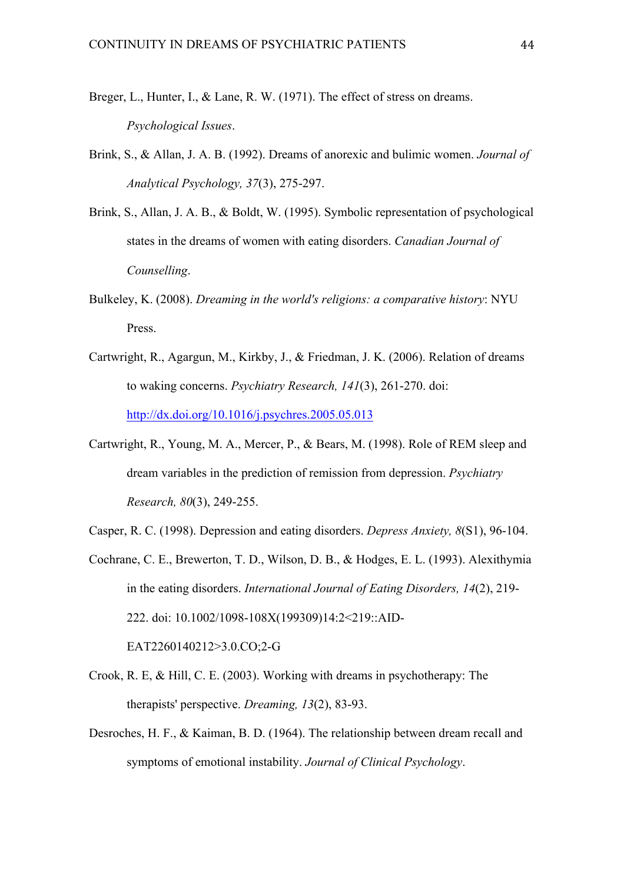Breger, L., Hunter, I., & Lane, R. W. (1971). The effect of stress on dreams. *Psychological Issues*.

Brink, S., & Allan, J. A. B. (1992). Dreams of anorexic and bulimic women. *Journal of Analytical Psychology, 37*(3), 275-297.

Brink, S., Allan, J. A. B., & Boldt, W. (1995). Symbolic representation of psychological states in the dreams of women with eating disorders. *Canadian Journal of Counselling*.

Bulkeley, K. (2008). *Dreaming in the world's religions: a comparative history*: NYU Press.

Cartwright, R., Agargun, M., Kirkby, J., & Friedman, J. K. (2006). Relation of dreams to waking concerns. *Psychiatry Research, 141*(3), 261-270. doi: http://dx.doi.org/10.1016/j.psychres.2005.05.013

Cartwright, R., Young, M. A., Mercer, P., & Bears, M. (1998). Role of REM sleep and dream variables in the prediction of remission from depression. *Psychiatry Research, 80*(3), 249-255.

Casper, R. C. (1998). Depression and eating disorders. *Depress Anxiety, 8*(S1), 96-104.

Cochrane, C. E., Brewerton, T. D., Wilson, D. B., & Hodges, E. L. (1993). Alexithymia in the eating disorders. *International Journal of Eating Disorders, 14*(2), 219-222. doi: 10.1002/1098-108X(199309)14:2<219::AID-EAT2260140212>3.0.CO;2-G

Crook, R. E, & Hill, C. E. (2003). Working with dreams in psychotherapy: The therapists' perspective. *Dreaming, 13*(2), 83-93.

Desroches, H. F., & Kaiman, B. D. (1964). The relationship between dream recall and symptoms of emotional instability. *Journal of Clinical Psychology*.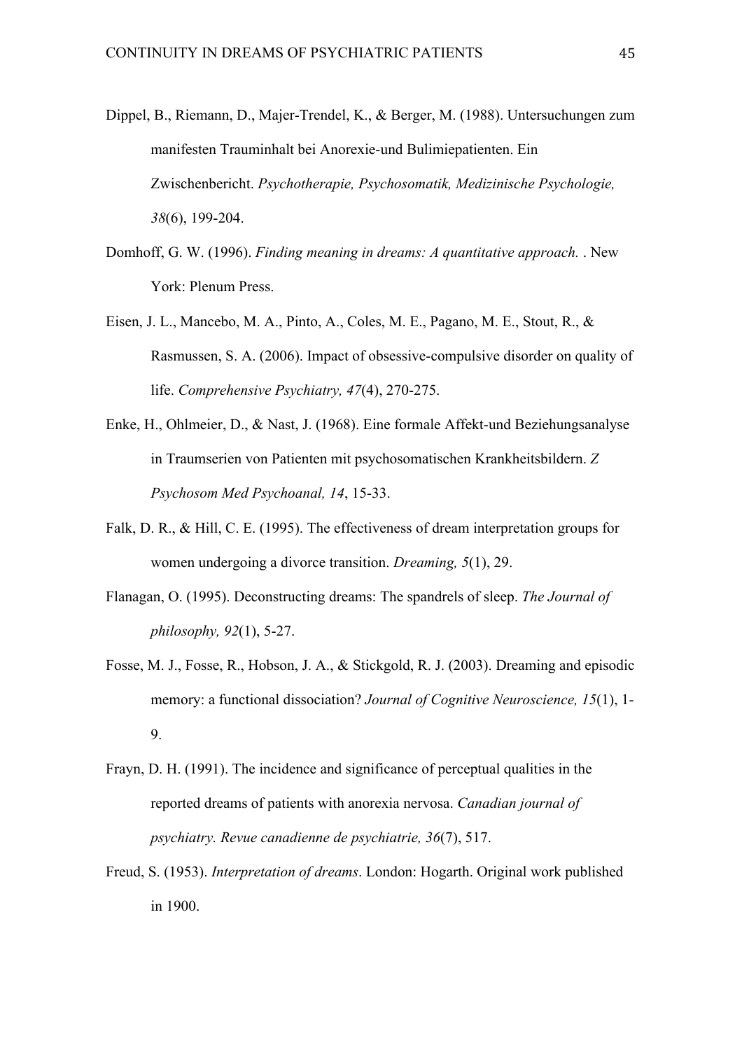Dippel, B., Riemann, D., Majer-Trendel, K., & Berger, M. (1988). Untersuchungen zum manifesten Trauminhalt bei Anorexie-und Bulimiepatienten. Ein Zwischenbericht. *Psychotherapie, Psychosomatik, Medizinische Psychologie, 38*(6), 199-204.

Domhoff, G. W. (1996). *Finding meaning in dreams: A quantitative approach.* . New York: Plenum Press.

Eisen, J. L., Mancebo, M. A., Pinto, A., Coles, M. E., Pagano, M. E., Stout, R., & Rasmussen, S. A. (2006). Impact of obsessive-compulsive disorder on quality of life. *Comprehensive Psychiatry, 47*(4), 270-275.

Enke, H., Ohlmeier, D., & Nast, J. (1968). Eine formale Affekt-und Beziehungsanalyse in Traumserien von Patienten mit psychosomatischen Krankheitsbildern. *Z Psychosom Med Psychoanal, 14*, 15-33.

Falk, D. R., & Hill, C. E. (1995). The effectiveness of dream interpretation groups for women undergoing a divorce transition. *Dreaming, 5*(1), 29.

Flanagan, O. (1995). Deconstructing dreams: The spandrels of sleep. *The Journal of philosophy, 92*(1), 5-27.

Fosse, M. J., Fosse, R., Hobson, J. A., & Stickgold, R. J. (2003). Dreaming and episodic memory: a functional dissociation? *Journal of Cognitive Neuroscience, 15*(1), 1-9.

Frayn, D. H. (1991). The incidence and significance of perceptual qualities in the reported dreams of patients with anorexia nervosa. *Canadian journal of psychiatry. Revue canadienne de psychiatrie, 36*(7), 517.

Freud, S. (1953). *Interpretation of dreams*. London: Hogarth. Original work published in 1900.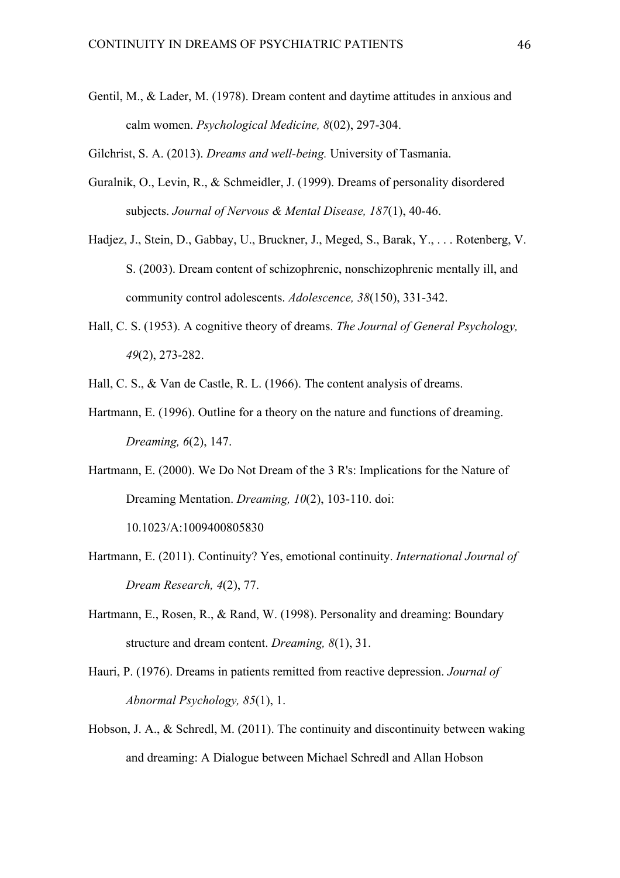Gentil, M., & Lader, M. (1978). Dream content and daytime attitudes in anxious and calm women. *Psychological Medicine, 8*(02), 297-304.

Gilchrist, S. A. (2013). *Dreams and well-being.* University of Tasmania.

Guralnik, O., Levin, R., & Schmeidler, J. (1999). Dreams of personality disordered subjects. *Journal of Nervous & Mental Disease, 187*(1), 40-46.

Hadjez, J., Stein, D., Gabbay, U., Bruckner, J., Meged, S., Barak, Y., . . . Rotenberg, V. S. (2003). Dream content of schizophrenic, nonschizophrenic mentally ill, and community control adolescents. *Adolescence, 38*(150), 331-342.

Hall, C. S. (1953). A cognitive theory of dreams. *The Journal of General Psychology, 49*(2), 273-282.

Hall, C. S., & Van de Castle, R. L. (1966). The content analysis of dreams.

Hartmann, E. (1996). Outline for a theory on the nature and functions of dreaming. *Dreaming, 6*(2), 147.

Hartmann, E. (2000). We Do Not Dream of the 3 R's: Implications for the Nature of Dreaming Mentation. *Dreaming, 10*(2), 103-110. doi: 10.1023/A:1009400805830

Hartmann, E. (2011). Continuity? Yes, emotional continuity. *International Journal of Dream Research, 4*(2), 77.

Hartmann, E., Rosen, R., & Rand, W. (1998). Personality and dreaming: Boundary structure and dream content. *Dreaming, 8*(1), 31.

Hauri, P. (1976). Dreams in patients remitted from reactive depression. *Journal of Abnormal Psychology, 85*(1), 1.

Hobson, J. A., & Schredl, M. (2011). The continuity and discontinuity between waking and dreaming: A Dialogue between Michael Schredl and Allan Hobson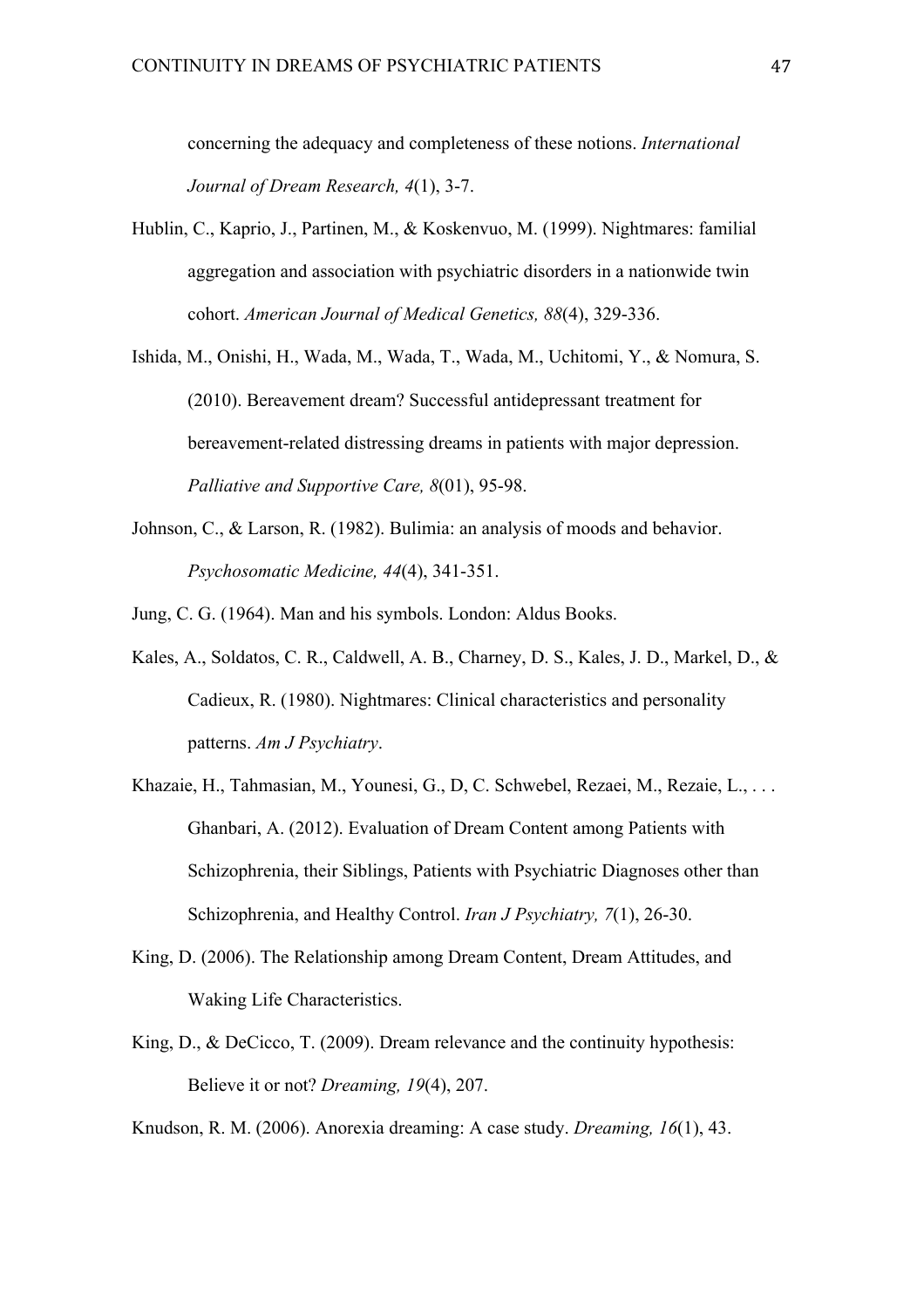concerning the adequacy and completeness of these notions. *International Journal of Dream Research, 4*(1), 3-7.

Hublin, C., Kaprio, J., Partinen, M., & Koskenvuo, M. (1999). Nightmares: familial aggregation and association with psychiatric disorders in a nationwide twin cohort. *American Journal of Medical Genetics, 88*(4), 329-336.

Ishida, M., Onishi, H., Wada, M., Wada, T., Wada, M., Uchitomi, Y., & Nomura, S. (2010). Bereavement dream? Successful antidepressant treatment for bereavement-related distressing dreams in patients with major depression. *Palliative and Supportive Care, 8*(01), 95-98.

Johnson, C., & Larson, R. (1982). Bulimia: an analysis of moods and behavior. *Psychosomatic Medicine, 44*(4), 341-351.

Jung, C. G. (1964). Man and his symbols. London: Aldus Books.

Kales, A., Soldatos, C. R., Caldwell, A. B., Charney, D. S., Kales, J. D., Markel, D., & Cadieux, R. (1980). Nightmares: Clinical characteristics and personality patterns. *Am J Psychiatry*.

Khazaie, H., Tahmasian, M., Younesi, G., D, C. Schwebel, Rezaei, M., Rezaie, L., . . . Ghanbari, A. (2012). Evaluation of Dream Content among Patients with Schizophrenia, their Siblings, Patients with Psychiatric Diagnoses other than Schizophrenia, and Healthy Control. *Iran J Psychiatry, 7*(1), 26-30.

King, D. (2006). The Relationship among Dream Content, Dream Attitudes, and Waking Life Characteristics.

King, D., & DeCicco, T. (2009). Dream relevance and the continuity hypothesis: Believe it or not? *Dreaming, 19*(4), 207.

Knudson, R. M. (2006). Anorexia dreaming: A case study. *Dreaming, 16*(1), 43.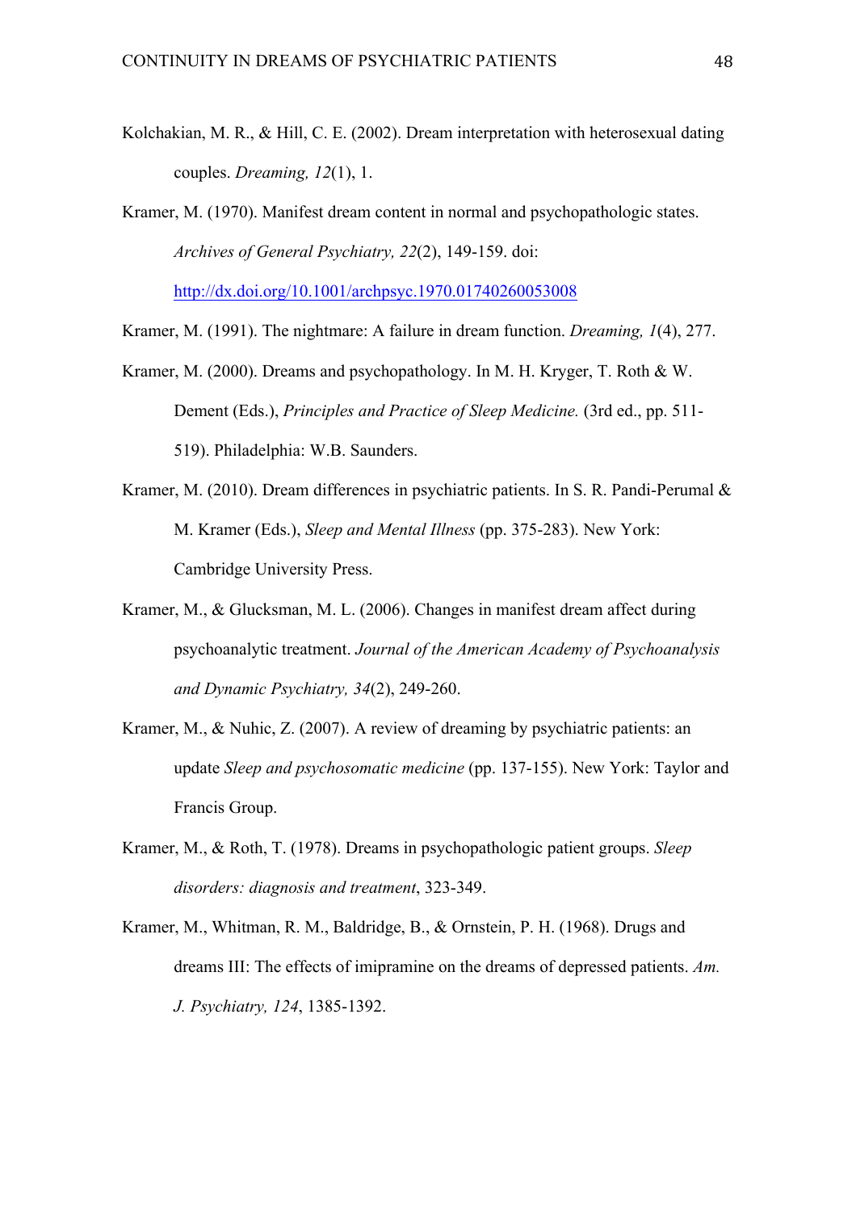Kolchakian, M. R., & Hill, C. E. (2002). Dream interpretation with heterosexual dating couples. *Dreaming, 12*(1), 1.

Kramer, M. (1970). Manifest dream content in normal and psychopathologic states. *Archives of General Psychiatry, 22*(2), 149-159. doi: http://dx.doi.org/10.1001/archpsyc.1970.01740260053008

Kramer, M. (1991). The nightmare: A failure in dream function. *Dreaming, 1*(4), 277.

Kramer, M. (2000). Dreams and psychopathology. In M. H. Kryger, T. Roth & W. Dement (Eds.), *Principles and Practice of Sleep Medicine.* (3rd ed., pp. 511-519). Philadelphia: W.B. Saunders.

Kramer, M. (2010). Dream differences in psychiatric patients. In S. R. Pandi-Perumal & M. Kramer (Eds.), *Sleep and Mental Illness* (pp. 375-283). New York: Cambridge University Press.

Kramer, M., & Glucksman, M. L. (2006). Changes in manifest dream affect during psychoanalytic treatment. *Journal of the American Academy of Psychoanalysis and Dynamic Psychiatry, 34*(2), 249-260.

Kramer, M., & Nuhic, Z. (2007). A review of dreaming by psychiatric patients: an update *Sleep and psychosomatic medicine* (pp. 137-155). New York: Taylor and Francis Group.

Kramer, M., & Roth, T. (1978). Dreams in psychopathologic patient groups. *Sleep disorders: diagnosis and treatment*, 323-349.

Kramer, M., Whitman, R. M., Baldridge, B., & Ornstein, P. H. (1968). Drugs and dreams III: The effects of imipramine on the dreams of depressed patients. *Am. J. Psychiatry, 124*, 1385-1392.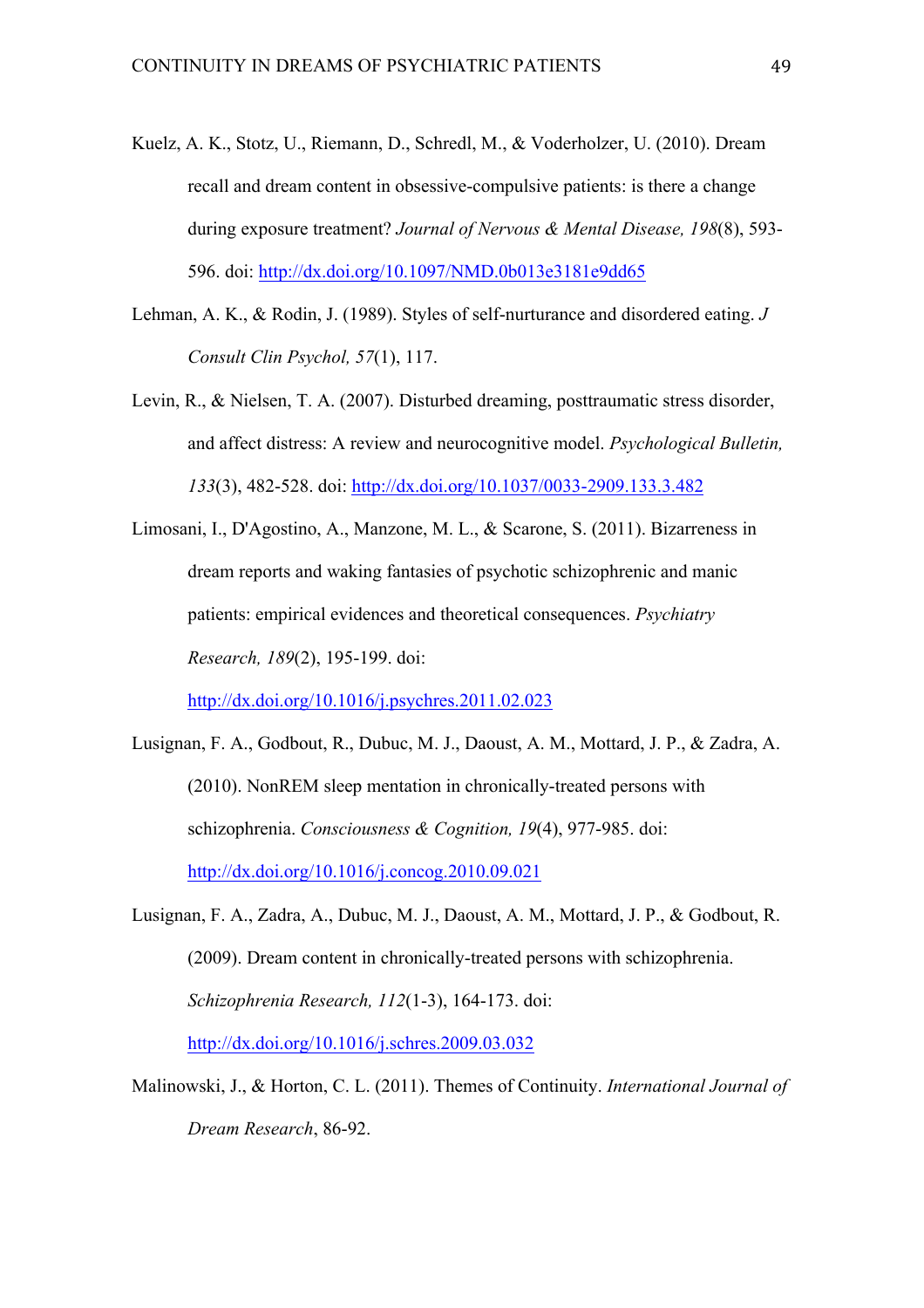Kuelz, A. K., Stotz, U., Riemann, D., Schredl, M., & Voderholzer, U. (2010). Dream recall and dream content in obsessive-compulsive patients: is there a change during exposure treatment? *Journal of Nervous & Mental Disease, 198*(8), 593-596. doi: http://dx.doi.org/10.1097/NMD.0b013e3181e9dd65

Lehman, A. K., & Rodin, J. (1989). Styles of self-nurturance and disordered eating. *J Consult Clin Psychol, 57*(1), 117.

Levin, R., & Nielsen, T. A. (2007). Disturbed dreaming, posttraumatic stress disorder, and affect distress: A review and neurocognitive model. *Psychological Bulletin, 133*(3), 482-528. doi: http://dx.doi.org/10.1037/0033-2909.133.3.482

Limosani, I., D'Agostino, A., Manzone, M. L., & Scarone, S. (2011). Bizarreness in dream reports and waking fantasies of psychotic schizophrenic and manic patients: empirical evidences and theoretical consequences. *Psychiatry Research, 189*(2), 195-199. doi: http://dx.doi.org/10.1016/j.psychres.2011.02.023

Lusignan, F. A., Godbout, R., Dubuc, M. J., Daoust, A. M., Mottard, J. P., & Zadra, A. (2010). NonREM sleep mentation in chronically-treated persons with schizophrenia. *Consciousness & Cognition, 19*(4), 977-985. doi: http://dx.doi.org/10.1016/j.concog.2010.09.021

Lusignan, F. A., Zadra, A., Dubuc, M. J., Daoust, A. M., Mottard, J. P., & Godbout, R. (2009). Dream content in chronically-treated persons with schizophrenia. *Schizophrenia Research, 112*(1-3), 164-173. doi: http://dx.doi.org/10.1016/j.schres.2009.03.032

Malinowski, J., & Horton, C. L. (2011). Themes of Continuity. *International Journal of Dream Research*, 86-92.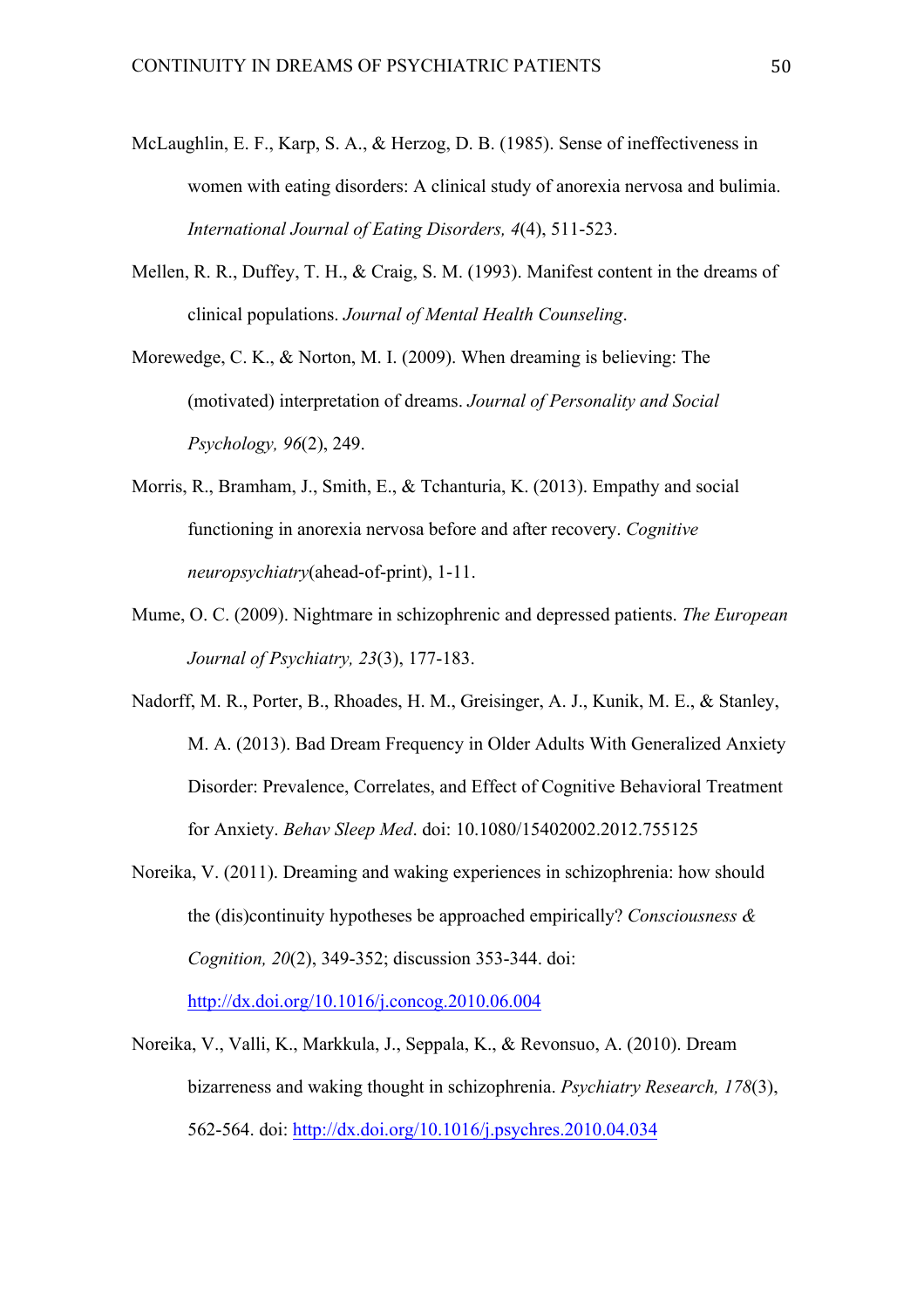McLaughlin, E. F., Karp, S. A., & Herzog, D. B. (1985). Sense of ineffectiveness in women with eating disorders: A clinical study of anorexia nervosa and bulimia. *International Journal of Eating Disorders, 4*(4), 511-523.

Mellen, R. R., Duffey, T. H., & Craig, S. M. (1993). Manifest content in the dreams of clinical populations. *Journal of Mental Health Counseling*.

Morewedge, C. K., & Norton, M. I. (2009). When dreaming is believing: The (motivated) interpretation of dreams. *Journal of Personality and Social Psychology, 96*(2), 249.

Morris, R., Bramham, J., Smith, E., & Tchanturia, K. (2013). Empathy and social functioning in anorexia nervosa before and after recovery. *Cognitive neuropsychiatry*(ahead-of-print), 1-11.

Mume, O. C. (2009). Nightmare in schizophrenic and depressed patients. *The European Journal of Psychiatry, 23*(3), 177-183.

Nadorff, M. R., Porter, B., Rhoades, H. M., Greisinger, A. J., Kunik, M. E., & Stanley, M. A. (2013). Bad Dream Frequency in Older Adults With Generalized Anxiety Disorder: Prevalence, Correlates, and Effect of Cognitive Behavioral Treatment for Anxiety. *Behav Sleep Med*. doi: 10.1080/15402002.2012.755125

Noreika, V. (2011). Dreaming and waking experiences in schizophrenia: how should the (dis)continuity hypotheses be approached empirically? *Consciousness & Cognition, 20*(2), 349-352; discussion 353-344. doi: http://dx.doi.org/10.1016/j.concog.2010.06.004

Noreika, V., Valli, K., Markkula, J., Seppala, K., & Revonsuo, A. (2010). Dream bizarreness and waking thought in schizophrenia. *Psychiatry Research, 178*(3), 562-564. doi: http://dx.doi.org/10.1016/j.psychres.2010.04.034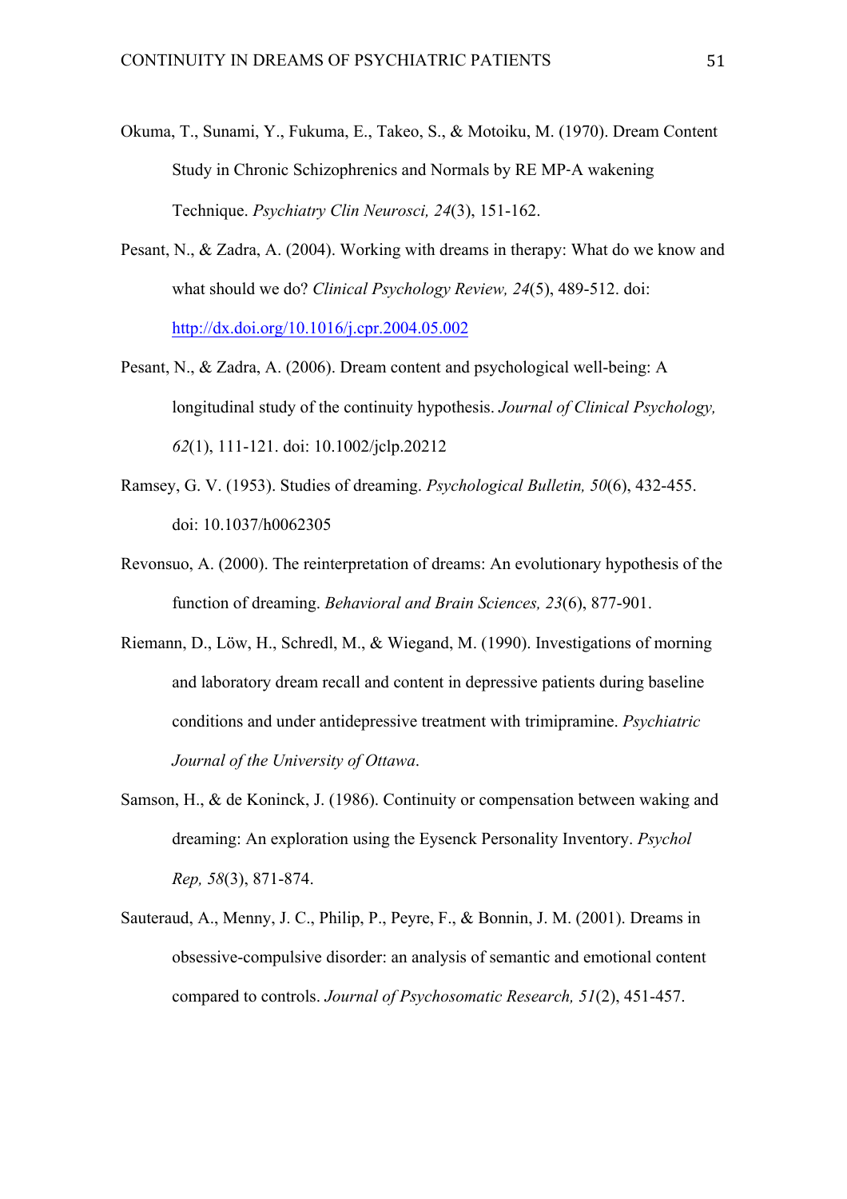Okuma, T., Sunami, Y., Fukuma, E., Takeo, S., & Motoiku, M. (1970). Dream Content Study in Chronic Schizophrenics and Normals by RE MP-A wakening Technique. *Psychiatry Clin Neurosci, 24*(3), 151-162.

Pesant, N., & Zadra, A. (2004). Working with dreams in therapy: What do we know and what should we do? *Clinical Psychology Review, 24*(5), 489-512. doi: http://dx.doi.org/10.1016/j.cpr.2004.05.002

Pesant, N., & Zadra, A. (2006). Dream content and psychological well-being: A longitudinal study of the continuity hypothesis. *Journal of Clinical Psychology, 62*(1), 111-121. doi: 10.1002/jclp.20212

Ramsey, G. V. (1953). Studies of dreaming. *Psychological Bulletin, 50*(6), 432-455. doi: 10.1037/h0062305

Revonsuo, A. (2000). The reinterpretation of dreams: An evolutionary hypothesis of the function of dreaming. *Behavioral and Brain Sciences, 23*(6), 877-901.

Riemann, D., Löw, H., Schredl, M., & Wiegand, M. (1990). Investigations of morning and laboratory dream recall and content in depressive patients during baseline conditions and under antidepressive treatment with trimipramine. *Psychiatric Journal of the University of Ottawa*.

Samson, H., & de Koninck, J. (1986). Continuity or compensation between waking and dreaming: An exploration using the Eysenck Personality Inventory. *Psychol Rep, 58*(3), 871-874.

Sauteraud, A., Menny, J. C., Philip, P., Peyre, F., & Bonnin, J. M. (2001). Dreams in obsessive-compulsive disorder: an analysis of semantic and emotional content compared to controls. *Journal of Psychosomatic Research, 51*(2), 451-457.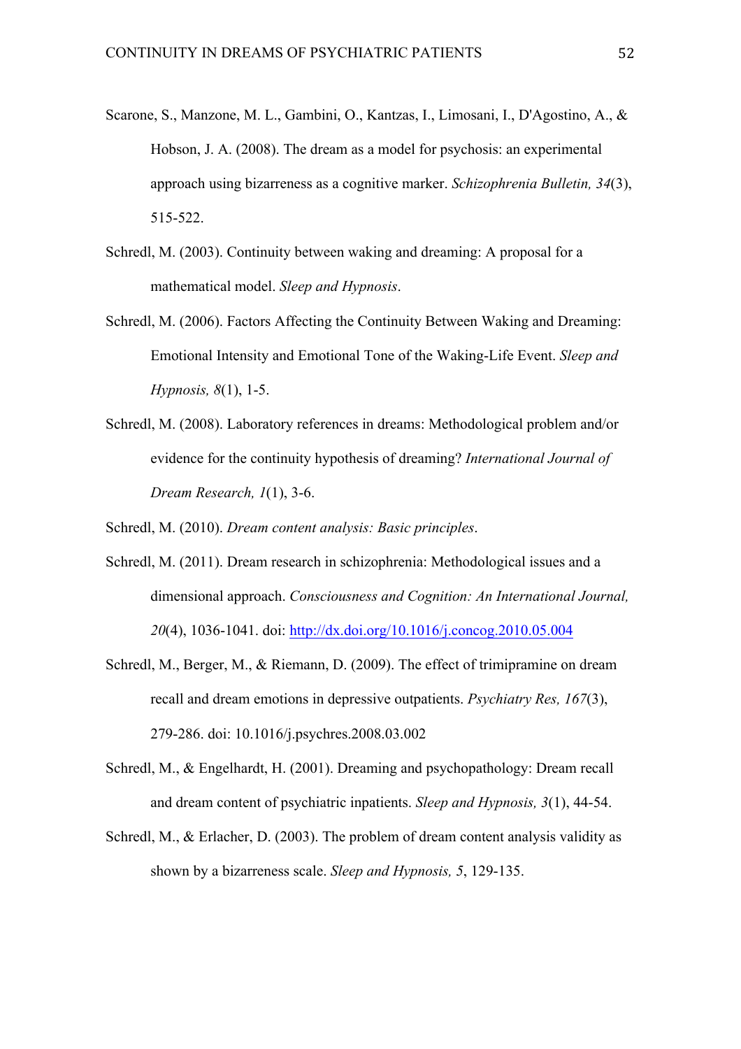Scarone, S., Manzone, M. L., Gambini, O., Kantzas, I., Limosani, I., D'Agostino, A., & Hobson, J. A. (2008). The dream as a model for psychosis: an experimental approach using bizarreness as a cognitive marker. *Schizophrenia Bulletin, 34*(3), 515-522.

Schredl, M. (2003). Continuity between waking and dreaming: A proposal for a mathematical model. *Sleep and Hypnosis*.

Schredl, M. (2006). Factors Affecting the Continuity Between Waking and Dreaming: Emotional Intensity and Emotional Tone of the Waking-Life Event. *Sleep and Hypnosis, 8*(1), 1-5.

Schredl, M. (2008). Laboratory references in dreams: Methodological problem and/or evidence for the continuity hypothesis of dreaming? *International Journal of Dream Research, 1*(1), 3-6.

Schredl, M. (2010). *Dream content analysis: Basic principles*.

Schredl, M. (2011). Dream research in schizophrenia: Methodological issues and a dimensional approach. *Consciousness and Cognition: An International Journal, 20*(4), 1036-1041. doi: http://dx.doi.org/10.1016/j.concog.2010.05.004

Schredl, M., Berger, M., & Riemann, D. (2009). The effect of trimipramine on dream recall and dream emotions in depressive outpatients. *Psychiatry Res, 167*(3), 279-286. doi: 10.1016/j.psychres.2008.03.002

Schredl, M., & Engelhardt, H. (2001). Dreaming and psychopathology: Dream recall and dream content of psychiatric inpatients. *Sleep and Hypnosis, 3*(1), 44-54.

Schredl, M., & Erlacher, D. (2003). The problem of dream content analysis validity as shown by a bizarreness scale. *Sleep and Hypnosis, 5*, 129-135.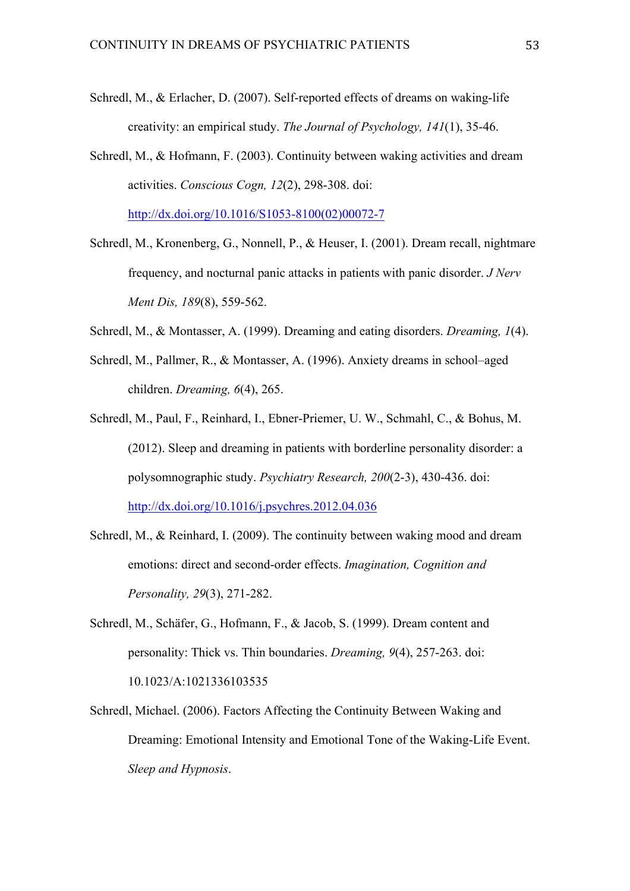Schredl, M., & Erlacher, D. (2007). Self-reported effects of dreams on waking-life creativity: an empirical study. *The Journal of Psychology, 141*(1), 35-46.

Schredl, M., & Hofmann, F. (2003). Continuity between waking activities and dream activities. *Conscious Cogn, 12*(2), 298-308. doi: http://dx.doi.org/10.1016/S1053-8100(02)00072-7

Schredl, M., Kronenberg, G., Nonnell, P., & Heuser, I. (2001). Dream recall, nightmare frequency, and nocturnal panic attacks in patients with panic disorder. *J Nerv Ment Dis, 189*(8), 559-562.

Schredl, M., & Montasser, A. (1999). Dreaming and eating disorders. *Dreaming, 1*(4).

Schredl, M., Pallmer, R., & Montasser, A. (1996). Anxiety dreams in school–aged children. *Dreaming, 6*(4), 265.

Schredl, M., Paul, F., Reinhard, I., Ebner-Priemer, U. W., Schmahl, C., & Bohus, M. (2012). Sleep and dreaming in patients with borderline personality disorder: a polysomnographic study. *Psychiatry Research, 200*(2-3), 430-436. doi: http://dx.doi.org/10.1016/j.psychres.2012.04.036

Schredl, M., & Reinhard, I. (2009). The continuity between waking mood and dream emotions: direct and second-order effects. *Imagination, Cognition and Personality, 29*(3), 271-282.

Schredl, M., Schäfer, G., Hofmann, F., & Jacob, S. (1999). Dream content and personality: Thick vs. Thin boundaries. *Dreaming, 9*(4), 257-263. doi: 10.1023/A:1021336103535

Schredl, Michael. (2006). Factors Affecting the Continuity Between Waking and Dreaming: Emotional Intensity and Emotional Tone of the Waking-Life Event. *Sleep and Hypnosis*.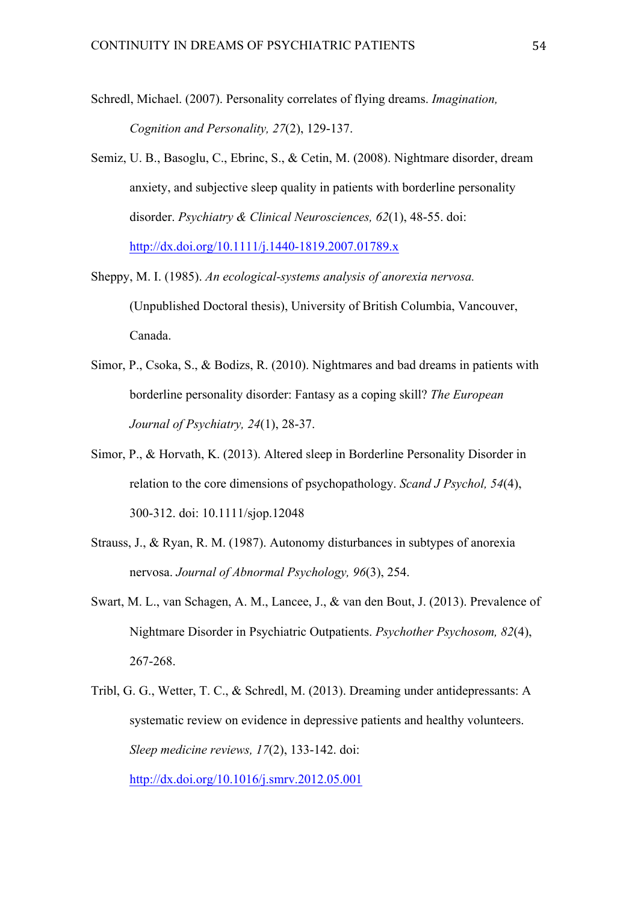Schredl, Michael. (2007). Personality correlates of flying dreams. *Imagination, Cognition and Personality, 27*(2), 129-137.

Semiz, U. B., Basoglu, C., Ebrinc, S., & Cetin, M. (2008). Nightmare disorder, dream anxiety, and subjective sleep quality in patients with borderline personality disorder. *Psychiatry & Clinical Neurosciences, 62*(1), 48-55. doi: http://dx.doi.org/10.1111/j.1440-1819.2007.01789.x

Sheppy, M. I. (1985). *An ecological-systems analysis of anorexia nervosa.* (Unpublished Doctoral thesis), University of British Columbia, Vancouver, Canada.

Simor, P., Csoka, S., & Bodizs, R. (2010). Nightmares and bad dreams in patients with borderline personality disorder: Fantasy as a coping skill? *The European Journal of Psychiatry, 24*(1), 28-37.

Simor, P., & Horvath, K. (2013). Altered sleep in Borderline Personality Disorder in relation to the core dimensions of psychopathology. *Scand J Psychol, 54*(4), 300-312. doi: 10.1111/sjop.12048

Strauss, J., & Ryan, R. M. (1987). Autonomy disturbances in subtypes of anorexia nervosa. *Journal of Abnormal Psychology, 96*(3), 254.

Swart, M. L., van Schagen, A. M., Lancee, J., & van den Bout, J. (2013). Prevalence of Nightmare Disorder in Psychiatric Outpatients. *Psychother Psychosom, 82*(4), 267-268.

Tribl, G. G., Wetter, T. C., & Schredl, M. (2013). Dreaming under antidepressants: A systematic review on evidence in depressive patients and healthy volunteers. *Sleep medicine reviews, 17*(2), 133-142. doi: http://dx.doi.org/10.1016/j.smrv.2012.05.001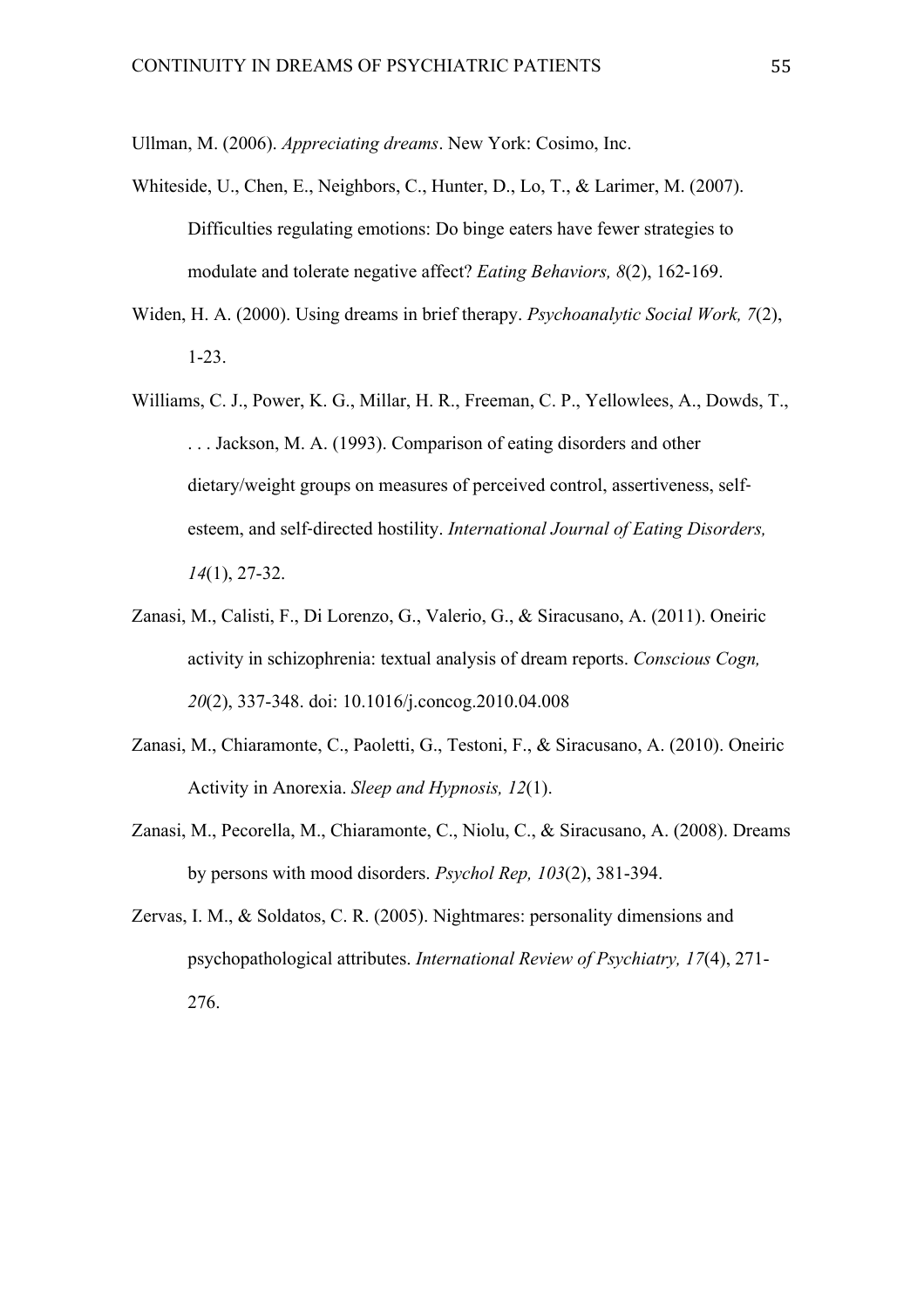Ullman, M. (2006). *Appreciating dreams*. New York: Cosimo, Inc.

Whiteside, U., Chen, E., Neighbors, C., Hunter, D., Lo, T., & Larimer, M. (2007). Difficulties regulating emotions: Do binge eaters have fewer strategies to modulate and tolerate negative affect? *Eating Behaviors, 8*(2), 162-169.

Widen, H. A. (2000). Using dreams in brief therapy. *Psychoanalytic Social Work, 7*(2), 1-23.

Williams, C. J., Power, K. G., Millar, H. R., Freeman, C. P., Yellowlees, A., Dowds, T., . . . Jackson, M. A. (1993). Comparison of eating disorders and other dietary/weight groups on measures of perceived control, assertiveness, self-esteem, and self-directed hostility. *International Journal of Eating Disorders, 14*(1), 27-32.

Zanasi, M., Calisti, F., Di Lorenzo, G., Valerio, G., & Siracusano, A. (2011). Oneiric activity in schizophrenia: textual analysis of dream reports. *Conscious Cogn, 20*(2), 337-348. doi: 10.1016/j.concog.2010.04.008

Zanasi, M., Chiaramonte, C., Paoletti, G., Testoni, F., & Siracusano, A. (2010). Oneiric Activity in Anorexia. *Sleep and Hypnosis, 12*(1).

Zanasi, M., Pecorella, M., Chiaramonte, C., Niolu, C., & Siracusano, A. (2008). Dreams by persons with mood disorders. *Psychol Rep, 103*(2), 381-394.

Zervas, I. M., & Soldatos, C. R. (2005). Nightmares: personality dimensions and psychopathological attributes. *International Review of Psychiatry, 17*(4), 271-276.